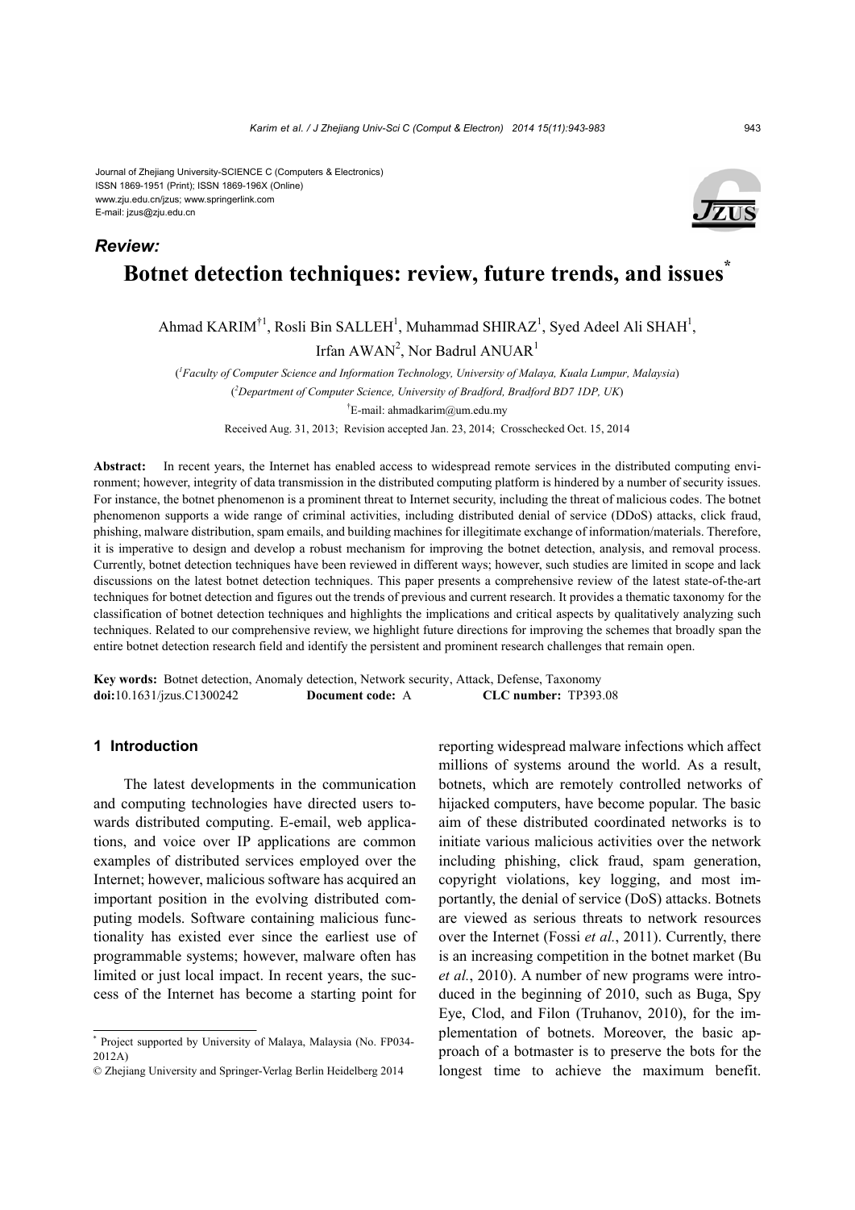Journal of Zhejiang University-SCIENCE C (Computers & Electronics)
ISSN 1869-1951 (Print); ISSN 1869-196X (Online)
www.zju.edu.cn/jzus; www.springerlink.com
E-mail: jzus@zju.edu.cn

***Review:***

# Botnet detection techniques: review, future trends, and issues*

Ahmad KARIM[†1], Rosli Bin SALLEH[1], Muhammad SHIRAZ[1], Syed Adeel Ali SHAH[1], Irfan AWAN[2], Nor Badrul ANUAR[1]

([1]*Faculty of Computer Science and Information Technology, University of Malaya, Kuala Lumpur, Malaysia*)

([2]*Department of Computer Science, University of Bradford, Bradford BD7 1DP, UK*)

[†]E-mail: ahmadkarim@um.edu.my

Received Aug. 31, 2013; Revision accepted Jan. 23, 2014; Crosschecked Oct. 15, 2014

**Abstract:** In recent years, the Internet has enabled access to widespread remote services in the distributed computing environment; however, integrity of data transmission in the distributed computing platform is hindered by a number of security issues. For instance, the botnet phenomenon is a prominent threat to Internet security, including the threat of malicious codes. The botnet phenomenon supports a wide range of criminal activities, including distributed denial of service (DDoS) attacks, click fraud, phishing, malware distribution, spam emails, and building machines for illegitimate exchange of information/materials. Therefore, it is imperative to design and develop a robust mechanism for improving the botnet detection, analysis, and removal process. Currently, botnet detection techniques have been reviewed in different ways; however, such studies are limited in scope and lack discussions on the latest botnet detection techniques. This paper presents a comprehensive review of the latest state-of-the-art techniques for botnet detection and figures out the trends of previous and current research. It provides a thematic taxonomy for the classification of botnet detection techniques and highlights the implications and critical aspects by qualitatively analyzing such techniques. Related to our comprehensive review, we highlight future directions for improving the schemes that broadly span the entire botnet detection research field and identify the persistent and prominent research challenges that remain open.

**Key words:** Botnet detection, Anomaly detection, Network security, Attack, Defense, Taxonomy
**doi:**10.1631/jzus.C1300242 **Document code:** A **CLC number:** TP393.08

## 1 Introduction

The latest developments in the communication and computing technologies have directed users towards distributed computing. E-email, web applications, and voice over IP applications are common examples of distributed services employed over the Internet; however, malicious software has acquired an important position in the evolving distributed computing models. Software containing malicious functionality has existed ever since the earliest use of programmable systems; however, malware often has limited or just local impact. In recent years, the success of the Internet has become a starting point for reporting widespread malware infections which affect millions of systems around the world. As a result, botnets, which are remotely controlled networks of hijacked computers, have become popular. The basic aim of these distributed coordinated networks is to initiate various malicious activities over the network including phishing, click fraud, spam generation, copyright violations, key logging, and most importantly, the denial of service (DoS) attacks. Botnets are viewed as serious threats to network resources over the Internet (Fossi *et al.*, 2011). Currently, there is an increasing competition in the botnet market (Bu *et al.*, 2010). A number of new programs were introduced in the beginning of 2010, such as Buga, Spy Eye, Clod, and Filon (Truhanov, 2010), for the implementation of botnets. Moreover, the basic approach of a botmaster is to preserve the bots for the longest time to achieve the maximum benefit.

---

* Project supported by University of Malaya, Malaysia (No. FP034-2012A)

© Zhejiang University and Springer-Verlag Berlin Heidelberg 2014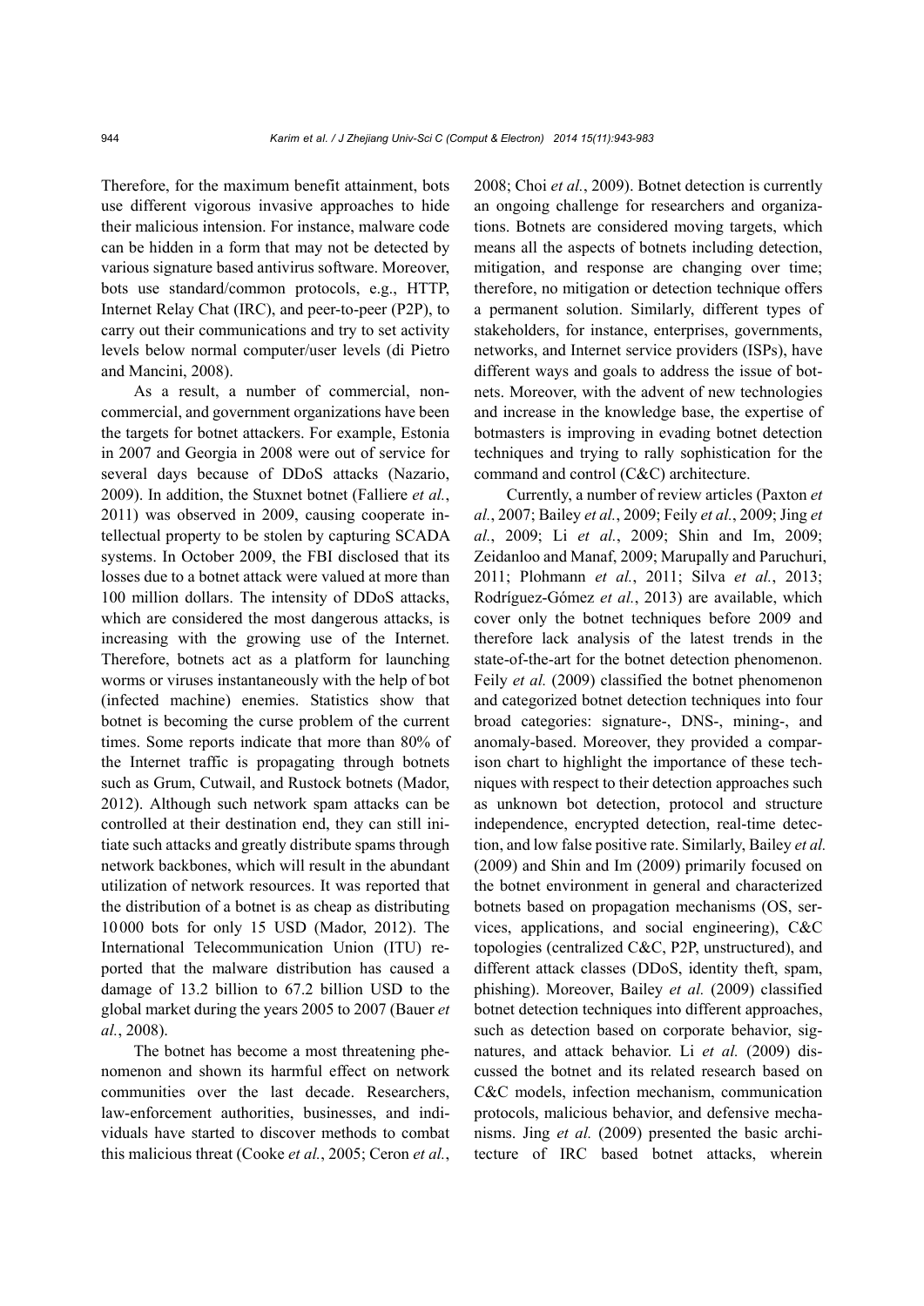Therefore, for the maximum benefit attainment, bots use different vigorous invasive approaches to hide their malicious intension. For instance, malware code can be hidden in a form that may not be detected by various signature based antivirus software. Moreover, bots use standard/common protocols, e.g., HTTP, Internet Relay Chat (IRC), and peer-to-peer (P2P), to carry out their communications and try to set activity levels below normal computer/user levels (di Pietro and Mancini, 2008).

As a result, a number of commercial, non-commercial, and government organizations have been the targets for botnet attackers. For example, Estonia in 2007 and Georgia in 2008 were out of service for several days because of DDoS attacks (Nazario, 2009). In addition, the Stuxnet botnet (Falliere *et al.*, 2011) was observed in 2009, causing cooperate intellectual property to be stolen by capturing SCADA systems. In October 2009, the FBI disclosed that its losses due to a botnet attack were valued at more than 100 million dollars. The intensity of DDoS attacks, which are considered the most dangerous attacks, is increasing with the growing use of the Internet. Therefore, botnets act as a platform for launching worms or viruses instantaneously with the help of bot (infected machine) enemies. Statistics show that botnet is becoming the curse problem of the current times. Some reports indicate that more than 80% of the Internet traffic is propagating through botnets such as Grum, Cutwail, and Rustock botnets (Mador, 2012). Although such network spam attacks can be controlled at their destination end, they can still initiate such attacks and greatly distribute spams through network backbones, which will result in the abundant utilization of network resources. It was reported that the distribution of a botnet is as cheap as distributing 10000 bots for only 15 USD (Mador, 2012). The International Telecommunication Union (ITU) reported that the malware distribution has caused a damage of 13.2 billion to 67.2 billion USD to the global market during the years 2005 to 2007 (Bauer *et al.*, 2008).

The botnet has become a most threatening phenomenon and shown its harmful effect on network communities over the last decade. Researchers, law-enforcement authorities, businesses, and individuals have started to discover methods to combat this malicious threat (Cooke *et al.*, 2005; Ceron *et al.*, 2008; Choi *et al.*, 2009). Botnet detection is currently an ongoing challenge for researchers and organizations. Botnets are considered moving targets, which means all the aspects of botnets including detection, mitigation, and response are changing over time; therefore, no mitigation or detection technique offers a permanent solution. Similarly, different types of stakeholders, for instance, enterprises, governments, networks, and Internet service providers (ISPs), have different ways and goals to address the issue of botnets. Moreover, with the advent of new technologies and increase in the knowledge base, the expertise of botmasters is improving in evading botnet detection techniques and trying to rally sophistication for the command and control (C&C) architecture.

Currently, a number of review articles (Paxton *et al.*, 2007; Bailey *et al.*, 2009; Feily *et al.*, 2009; Jing *et al.*, 2009; Li *et al.*, 2009; Shin and Im, 2009; Zeidanloo and Manaf, 2009; Marupally and Paruchuri, 2011; Plohmann *et al.*, 2011; Silva *et al.*, 2013; Rodríguez-Gómez *et al.*, 2013) are available, which cover only the botnet techniques before 2009 and therefore lack analysis of the latest trends in the state-of-the-art for the botnet detection phenomenon. Feily *et al.* (2009) classified the botnet phenomenon and categorized botnet detection techniques into four broad categories: signature-, DNS-, mining-, and anomaly-based. Moreover, they provided a comparison chart to highlight the importance of these techniques with respect to their detection approaches such as unknown bot detection, protocol and structure independence, encrypted detection, real-time detection, and low false positive rate. Similarly, Bailey *et al.* (2009) and Shin and Im (2009) primarily focused on the botnet environment in general and characterized botnets based on propagation mechanisms (OS, services, applications, and social engineering), C&C topologies (centralized C&C, P2P, unstructured), and different attack classes (DDoS, identity theft, spam, phishing). Moreover, Bailey *et al.* (2009) classified botnet detection techniques into different approaches, such as detection based on corporate behavior, signatures, and attack behavior. Li *et al.* (2009) discussed the botnet and its related research based on C&C models, infection mechanism, communication protocols, malicious behavior, and defensive mechanisms. Jing *et al.* (2009) presented the basic architecture of IRC based botnet attacks, wherein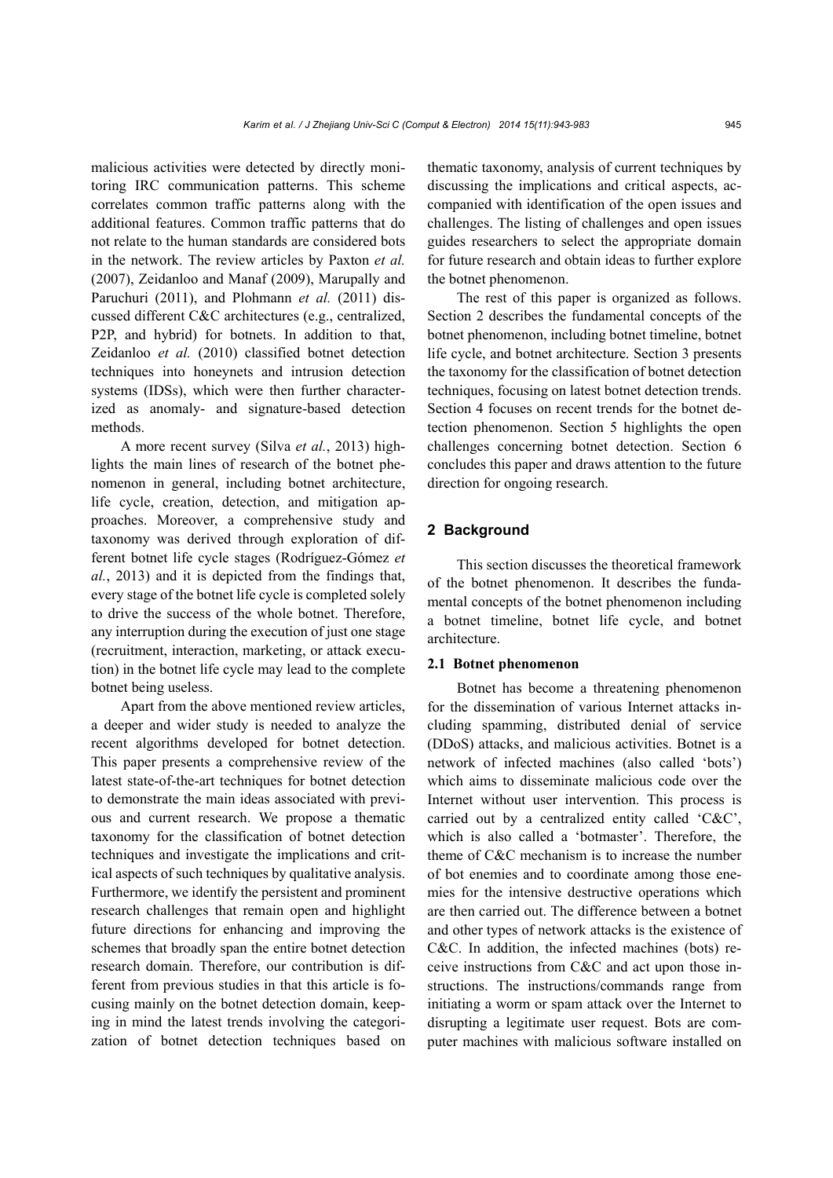malicious activities were detected by directly monitoring IRC communication patterns. This scheme correlates common traffic patterns along with the additional features. Common traffic patterns that do not relate to the human standards are considered bots in the network. The review articles by Paxton *et al.* (2007), Zeidanloo and Manaf (2009), Marupally and Paruchuri (2011), and Plohmann *et al.* (2011) discussed different C&C architectures (e.g., centralized, P2P, and hybrid) for botnets. In addition to that, Zeidanloo *et al.* (2010) classified botnet detection techniques into honeynets and intrusion detection systems (IDSs), which were then further characterized as anomaly- and signature-based detection methods.

A more recent survey (Silva *et al.*, 2013) highlights the main lines of research of the botnet phenomenon in general, including botnet architecture, life cycle, creation, detection, and mitigation approaches. Moreover, a comprehensive study and taxonomy was derived through exploration of different botnet life cycle stages (Rodríguez-Gómez *et al.*, 2013) and it is depicted from the findings that, every stage of the botnet life cycle is completed solely to drive the success of the whole botnet. Therefore, any interruption during the execution of just one stage (recruitment, interaction, marketing, or attack execution) in the botnet life cycle may lead to the complete botnet being useless.

Apart from the above mentioned review articles, a deeper and wider study is needed to analyze the recent algorithms developed for botnet detection. This paper presents a comprehensive review of the latest state-of-the-art techniques for botnet detection to demonstrate the main ideas associated with previous and current research. We propose a thematic taxonomy for the classification of botnet detection techniques and investigate the implications and critical aspects of such techniques by qualitative analysis. Furthermore, we identify the persistent and prominent research challenges that remain open and highlight future directions for enhancing and improving the schemes that broadly span the entire botnet detection research domain. Therefore, our contribution is different from previous studies in that this article is focusing mainly on the botnet detection domain, keeping in mind the latest trends involving the categorization of botnet detection techniques based on thematic taxonomy, analysis of current techniques by discussing the implications and critical aspects, accompanied with identification of the open issues and challenges. The listing of challenges and open issues guides researchers to select the appropriate domain for future research and obtain ideas to further explore the botnet phenomenon.

The rest of this paper is organized as follows. Section 2 describes the fundamental concepts of the botnet phenomenon, including botnet timeline, botnet life cycle, and botnet architecture. Section 3 presents the taxonomy for the classification of botnet detection techniques, focusing on latest botnet detection trends. Section 4 focuses on recent trends for the botnet detection phenomenon. Section 5 highlights the open challenges concerning botnet detection. Section 6 concludes this paper and draws attention to the future direction for ongoing research.

## 2 Background

This section discusses the theoretical framework of the botnet phenomenon. It describes the fundamental concepts of the botnet phenomenon including a botnet timeline, botnet life cycle, and botnet architecture.

### 2.1 Botnet phenomenon

Botnet has become a threatening phenomenon for the dissemination of various Internet attacks including spamming, distributed denial of service (DDoS) attacks, and malicious activities. Botnet is a network of infected machines (also called 'bots') which aims to disseminate malicious code over the Internet without user intervention. This process is carried out by a centralized entity called 'C&C', which is also called a 'botmaster'. Therefore, the theme of C&C mechanism is to increase the number of bot enemies and to coordinate among those enemies for the intensive destructive operations which are then carried out. The difference between a botnet and other types of network attacks is the existence of C&C. In addition, the infected machines (bots) receive instructions from C&C and act upon those instructions. The instructions/commands range from initiating a worm or spam attack over the Internet to disrupting a legitimate user request. Bots are computer machines with malicious software installed on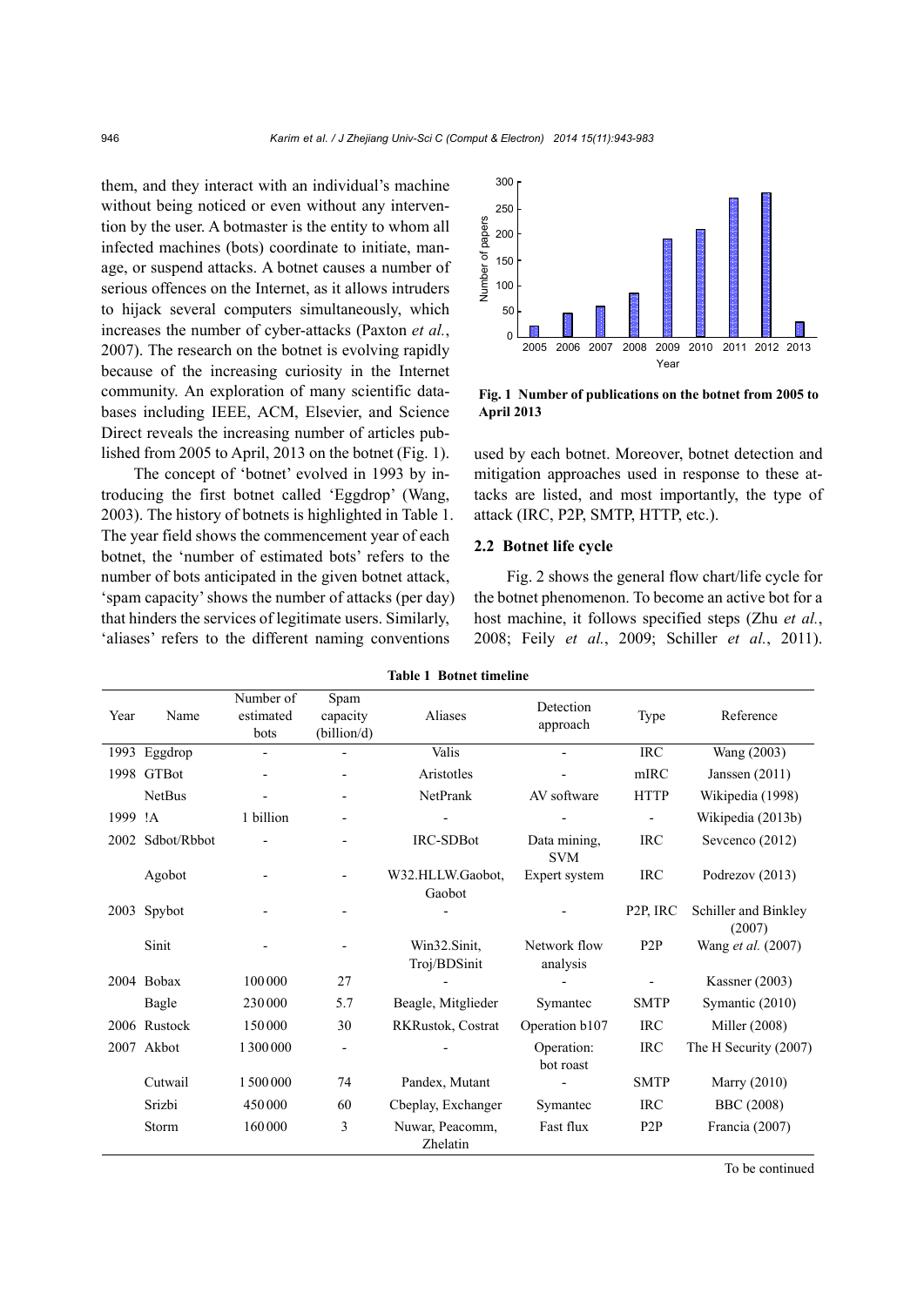them, and they interact with an individual's machine without being noticed or even without any intervention by the user. A botmaster is the entity to whom all infected machines (bots) coordinate to initiate, manage, or suspend attacks. A botnet causes a number of serious offences on the Internet, as it allows intruders to hijack several computers simultaneously, which increases the number of cyber-attacks (Paxton *et al.*, 2007). The research on the botnet is evolving rapidly because of the increasing curiosity in the Internet community. An exploration of many scientific databases including IEEE, ACM, Elsevier, and Science Direct reveals the increasing number of articles published from 2005 to April, 2013 on the botnet (Fig. 1).

The concept of 'botnet' evolved in 1993 by introducing the first botnet called 'Eggdrop' (Wang, 2003). The history of botnets is highlighted in Table 1. The year field shows the commencement year of each botnet, the 'number of estimated bots' refers to the number of bots anticipated in the given botnet attack, 'spam capacity' shows the number of attacks (per day) that hinders the services of legitimate users. Similarly, 'aliases' refers to the different naming conventions used by each botnet. Moreover, botnet detection and mitigation approaches used in response to these attacks are listed, and most importantly, the type of attack (IRC, P2P, SMTP, HTTP, etc.).

**Fig. 1 Number of publications on the botnet from 2005 to April 2013**

### 2.2 Botnet life cycle

Fig. 2 shows the general flow chart/life cycle for the botnet phenomenon. To become an active bot for a host machine, it follows specified steps (Zhu *et al.*, 2008; Feily *et al.*, 2009; Schiller *et al.*, 2011).

**Table 1 Botnet timeline**

| Year | Name | Number of estimated bots | Spam capacity (billion/d) | Aliases | Detection approach | Type | Reference |
|---|---|---|---|---|---|---|---|
| 1993 | Eggdrop | - | - | Valis | - | IRC | Wang (2003) |
| 1998 | GTBot | - | - | Aristotles | - | mIRC | Janssen (2011) |
| | NetBus | - | - | NetPrank | AV software | HTTP | Wikipedia (1998) |
| 1999 | !A | 1 billion | - | - | - | - | Wikipedia (2013b) |
| 2002 | Sdbot/Rbbot | - | - | IRC-SDBot | Data mining, SVM | IRC | Sevcenco (2012) |
| | Agobot | - | - | W32.HLLW.Gaobot, Gaobot | Expert system | IRC | Podrezov (2013) |
| 2003 | Spybot | - | - | - | - | P2P, IRC | Schiller and Binkley (2007) |
| | Sinit | - | - | Win32.Sinit, Troj/BDSinit | Network flow analysis | P2P | Wang *et al.* (2007) |
| 2004 | Bobax | 100 000 | 27 | - | - | - | Kassner (2003) |
| | Bagle | 230 000 | 5.7 | Beagle, Mitglieder | Symantec | SMTP | Symantic (2010) |
| 2006 | Rustock | 150 000 | 30 | RKRustok, Costrat | Operation b107 | IRC | Miller (2008) |
| 2007 | Akbot | 1 300 000 | - | - | Operation: bot roast | IRC | The H Security (2007) |
| | Cutwail | 1 500 000 | 74 | Pandex, Mutant | - | SMTP | Marry (2010) |
| | Srizbi | 450 000 | 60 | Cbeplay, Exchanger | Symantec | IRC | BBC (2008) |
| | Storm | 160 000 | 3 | Nuwar, Peacomm, Zhelatin | Fast flux | P2P | Francia (2007) |

To be continued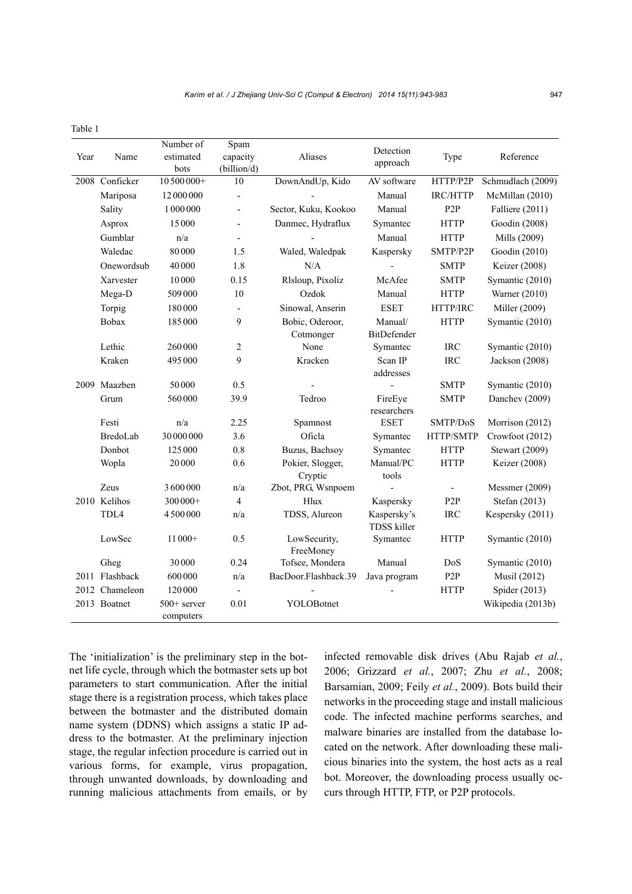Table 1

| Year | Name | Number of estimated bots | Spam capacity (billion/d) | Aliases | Detection approach | Type | Reference |
|---|---|---|---|---|---|---|---|
| 2008 | Conficker | 10 500 000+ | 10 | DownAndUp, Kido | AV software | HTTP/P2P | Schmudlach (2009) |
| | Mariposa | 12 000 000 | - | - | Manual | IRC/HTTP | McMillan (2010) |
| | Sality | 1 000 000 | - | Sector, Kuku, Kookoo | Manual | P2P | Falliere (2011) |
| | Asprox | 15 000 | - | Danmec, Hydraflux | Symantec | HTTP | Goodin (2008) |
| | Gumblar | n/a | - | - | Manual | HTTP | Mills (2009) |
| | Waledac | 80 000 | 1.5 | Waled, Waledpak | Kaspersky | SMTP/P2P | Goodin (2010) |
| | Onewordsub | 40 000 | 1.8 | N/A | - | SMTP | Keizer (2008) |
| | Xarvester | 10 000 | 0.15 | Rlsloup, Pixoliz | McAfee | SMTP | Symantic (2010) |
| | Mega-D | 509 000 | 10 | Ozdok | Manual | HTTP | Warner (2010) |
| | Torpig | 180 000 | - | Sinowal, Anserin | ESET | HTTP/IRC | Miller (2009) |
| | Bobax | 185 000 | 9 | Bobic, Oderoor, Cotmonger | Manual/ BitDefender | HTTP | Symantic (2010) |
| | Lethic | 260 000 | 2 | None | Symantec | IRC | Symantic (2010) |
| | Kraken | 495 000 | 9 | Kracken | Scan IP addresses | IRC | Jackson (2008) |
| 2009 | Maazben | 50 000 | 0.5 | - | - | SMTP | Symantic (2010) |
| | Grum | 560 000 | 39.9 | Tedroo | FireEye researchers | SMTP | Danchev (2009) |
| | Festi | n/a | 2.25 | Spamnost | ESET | SMTP/DoS | Morrison (2012) |
| | BredoLab | 30 000 000 | 3.6 | Oficla | Symantec | HTTP/SMTP | Crowfoot (2012) |
| | Donbot | 125 000 | 0.8 | Buzus, Bachsoy | Symantec | HTTP | Stewart (2009) |
| | Wopla | 20 000 | 0.6 | Pokier, Slogger, Cryptic | Manual/PC tools | HTTP | Keizer (2008) |
| | Zeus | 3 600 000 | n/a | Zbot, PRG, Wsnpoem | - | - | Messmer (2009) |
| 2010 | Kelihos | 300 000+ | 4 | Hlux | Kaspersky | P2P | Stefan (2013) |
| | TDL4 | 4 500 000 | n/a | TDSS, Alureon | Kaspersky's TDSS killer | IRC | Kespersky (2011) |
| | LowSec | 11 000+ | 0.5 | LowSecurity, FreeMoney | Symantec | HTTP | Symantic (2010) |
| | Gheg | 30 000 | 0.24 | Tofsee, Mondera | Manual | DoS | Symantic (2010) |
| 2011 | Flashback | 600 000 | n/a | BacDoor.Flashback.39 | Java program | P2P | Musil (2012) |
| 2012 | Chameleon | 120 000 | - | - | - | HTTP | Spider (2013) |
| 2013 | Boatnet | 500+ server computers | 0.01 | YOLOBotnet | | | Wikipedia (2013b) |

The 'initialization' is the preliminary step in the botnet life cycle, through which the botmaster sets up bot parameters to start communication. After the initial stage there is a registration process, which takes place between the botmaster and the distributed domain name system (DDNS) which assigns a static IP address to the botmaster. At the preliminary injection stage, the regular infection procedure is carried out in various forms, for example, virus propagation, through unwanted downloads, by downloading and running malicious attachments from emails, or by infected removable disk drives (Abu Rajab *et al.*, 2006; Grizzard *et al.*, 2007; Zhu *et al.*, 2008; Barsamian, 2009; Feily *et al.*, 2009). Bots build their networks in the proceeding stage and install malicious code. The infected machine performs searches, and malware binaries are installed from the database located on the network. After downloading these malicious binaries into the system, the host acts as a real bot. Moreover, the downloading process usually occurs through HTTP, FTP, or P2P protocols.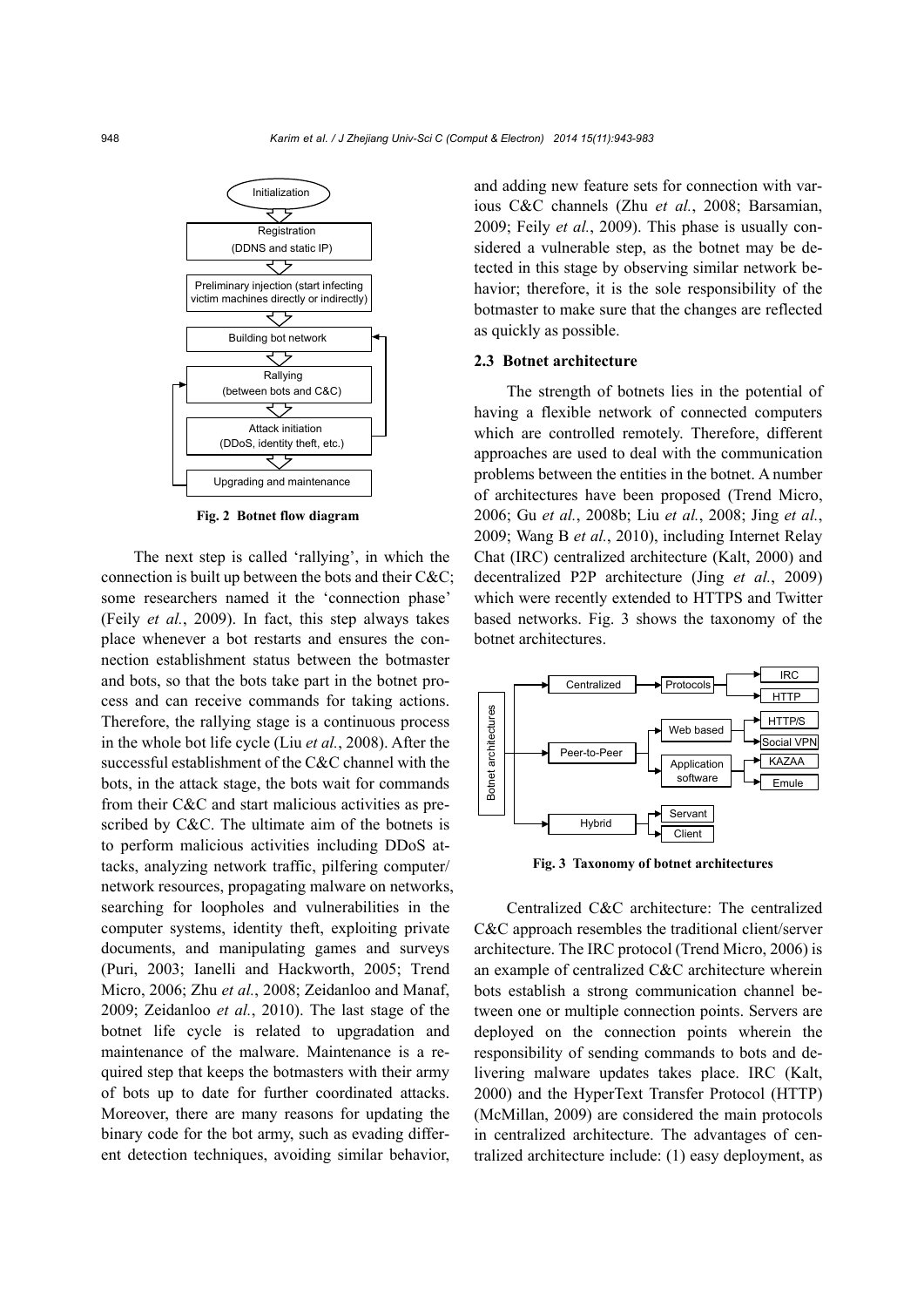Fig. 2 Botnet flow diagram

The next step is called 'rallying', in which the connection is built up between the bots and their C&C; some researchers named it the 'connection phase' (Feily *et al.*, 2009). In fact, this step always takes place whenever a bot restarts and ensures the connection establishment status between the botmaster and bots, so that the bots take part in the botnet process and can receive commands for taking actions. Therefore, the rallying stage is a continuous process in the whole bot life cycle (Liu *et al.*, 2008). After the successful establishment of the C&C channel with the bots, in the attack stage, the bots wait for commands from their C&C and start malicious activities as prescribed by C&C. The ultimate aim of the botnets is to perform malicious activities including DDoS attacks, analyzing network traffic, pilfering computer/network resources, propagating malware on networks, searching for loopholes and vulnerabilities in the computer systems, identity theft, exploiting private documents, and manipulating games and surveys (Puri, 2003; Ianelli and Hackworth, 2005; Trend Micro, 2006; Zhu *et al.*, 2008; Zeidanloo and Manaf, 2009; Zeidanloo *et al.*, 2010). The last stage of the botnet life cycle is related to upgradation and maintenance of the malware. Maintenance is a required step that keeps the botmasters with their army of bots up to date for further coordinated attacks. Moreover, there are many reasons for updating the binary code for the bot army, such as evading different detection techniques, avoiding similar behavior, and adding new feature sets for connection with various C&C channels (Zhu *et al.*, 2008; Barsamian, 2009; Feily *et al.*, 2009). This phase is usually considered a vulnerable step, as the botnet may be detected in this stage by observing similar network behavior; therefore, it is the sole responsibility of the botmaster to make sure that the changes are reflected as quickly as possible.

### 2.3 Botnet architecture

The strength of botnets lies in the potential of having a flexible network of connected computers which are controlled remotely. Therefore, different approaches are used to deal with the communication problems between the entities in the botnet. A number of architectures have been proposed (Trend Micro, 2006; Gu *et al.*, 2008b; Liu *et al.*, 2008; Jing *et al.*, 2009; Wang B *et al.*, 2010), including Internet Relay Chat (IRC) centralized architecture (Kalt, 2000) and decentralized P2P architecture (Jing *et al.*, 2009) which were recently extended to HTTPS and Twitter based networks. Fig. 3 shows the taxonomy of the botnet architectures.

Fig. 3 Taxonomy of botnet architectures

Centralized C&C architecture: The centralized C&C approach resembles the traditional client/server architecture. The IRC protocol (Trend Micro, 2006) is an example of centralized C&C architecture wherein bots establish a strong communication channel between one or multiple connection points. Servers are deployed on the connection points wherein the responsibility of sending commands to bots and delivering malware updates takes place. IRC (Kalt, 2000) and the HyperText Transfer Protocol (HTTP) (McMillan, 2009) are considered the main protocols in centralized architecture. The advantages of centralized architecture include: (1) easy deployment, as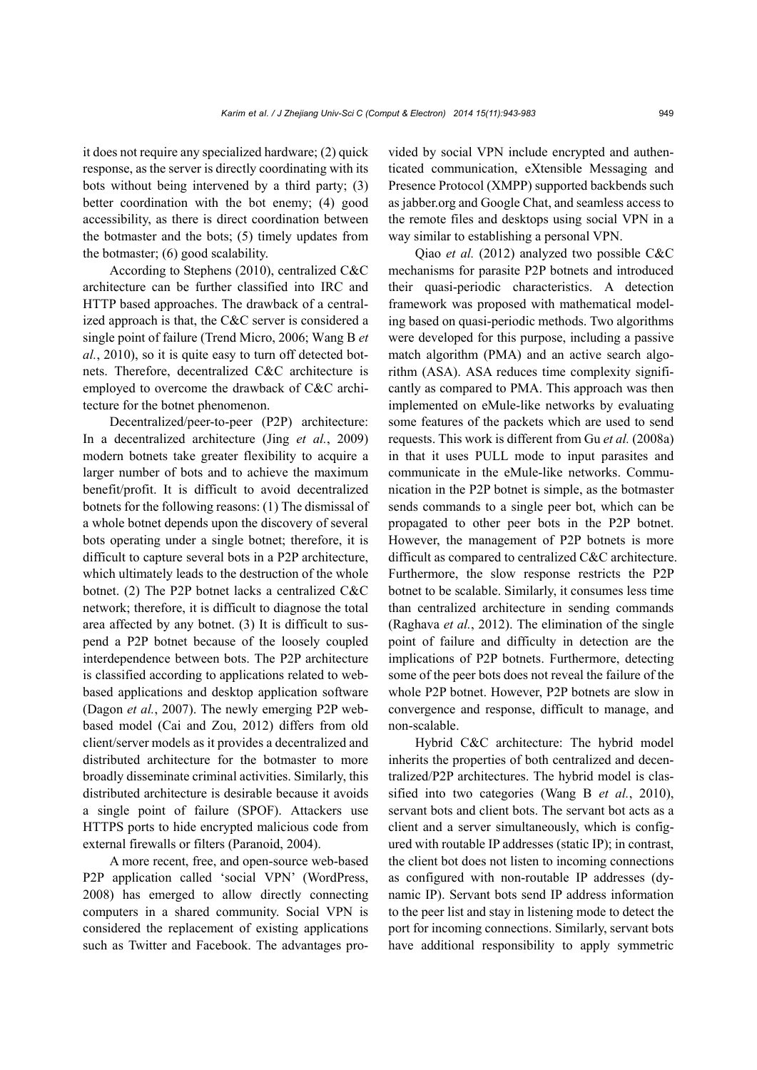it does not require any specialized hardware; (2) quick response, as the server is directly coordinating with its bots without being intervened by a third party; (3) better coordination with the bot enemy; (4) good accessibility, as there is direct coordination between the botmaster and the bots; (5) timely updates from the botmaster; (6) good scalability.

According to Stephens (2010), centralized C&C architecture can be further classified into IRC and HTTP based approaches. The drawback of a centralized approach is that, the C&C server is considered a single point of failure (Trend Micro, 2006; Wang B *et al.*, 2010), so it is quite easy to turn off detected botnets. Therefore, decentralized C&C architecture is employed to overcome the drawback of C&C architecture for the botnet phenomenon.

Decentralized/peer-to-peer (P2P) architecture: In a decentralized architecture (Jing *et al.*, 2009) modern botnets take greater flexibility to acquire a larger number of bots and to achieve the maximum benefit/profit. It is difficult to avoid decentralized botnets for the following reasons: (1) The dismissal of a whole botnet depends upon the discovery of several bots operating under a single botnet; therefore, it is difficult to capture several bots in a P2P architecture, which ultimately leads to the destruction of the whole botnet. (2) The P2P botnet lacks a centralized C&C network; therefore, it is difficult to diagnose the total area affected by any botnet. (3) It is difficult to suspend a P2P botnet because of the loosely coupled interdependence between bots. The P2P architecture is classified according to applications related to web-based applications and desktop application software (Dagon *et al.*, 2007). The newly emerging P2P web-based model (Cai and Zou, 2012) differs from old client/server models as it provides a decentralized and distributed architecture for the botmaster to more broadly disseminate criminal activities. Similarly, this distributed architecture is desirable because it avoids a single point of failure (SPOF). Attackers use HTTPS ports to hide encrypted malicious code from external firewalls or filters (Paranoid, 2004).

A more recent, free, and open-source web-based P2P application called 'social VPN' (WordPress, 2008) has emerged to allow directly connecting computers in a shared community. Social VPN is considered the replacement of existing applications such as Twitter and Facebook. The advantages provided by social VPN include encrypted and authenticated communication, eXtensible Messaging and Presence Protocol (XMPP) supported backbends such as jabber.org and Google Chat, and seamless access to the remote files and desktops using social VPN in a way similar to establishing a personal VPN.

Qiao *et al.* (2012) analyzed two possible C&C mechanisms for parasite P2P botnets and introduced their quasi-periodic characteristics. A detection framework was proposed with mathematical modeling based on quasi-periodic methods. Two algorithms were developed for this purpose, including a passive match algorithm (PMA) and an active search algorithm (ASA). ASA reduces time complexity significantly as compared to PMA. This approach was then implemented on eMule-like networks by evaluating some features of the packets which are used to send requests. This work is different from Gu *et al.* (2008a) in that it uses PULL mode to input parasites and communicate in the eMule-like networks. Communication in the P2P botnet is simple, as the botmaster sends commands to a single peer bot, which can be propagated to other peer bots in the P2P botnet. However, the management of P2P botnets is more difficult as compared to centralized C&C architecture. Furthermore, the slow response restricts the P2P botnet to be scalable. Similarly, it consumes less time than centralized architecture in sending commands (Raghava *et al.*, 2012). The elimination of the single point of failure and difficulty in detection are the implications of P2P botnets. Furthermore, detecting some of the peer bots does not reveal the failure of the whole P2P botnet. However, P2P botnets are slow in convergence and response, difficult to manage, and non-scalable.

Hybrid C&C architecture: The hybrid model inherits the properties of both centralized and decentralized/P2P architectures. The hybrid model is classified into two categories (Wang B *et al.*, 2010), servant bots and client bots. The servant bot acts as a client and a server simultaneously, which is configured with routable IP addresses (static IP); in contrast, the client bot does not listen to incoming connections as configured with non-routable IP addresses (dynamic IP). Servant bots send IP address information to the peer list and stay in listening mode to detect the port for incoming connections. Similarly, servant bots have additional responsibility to apply symmetric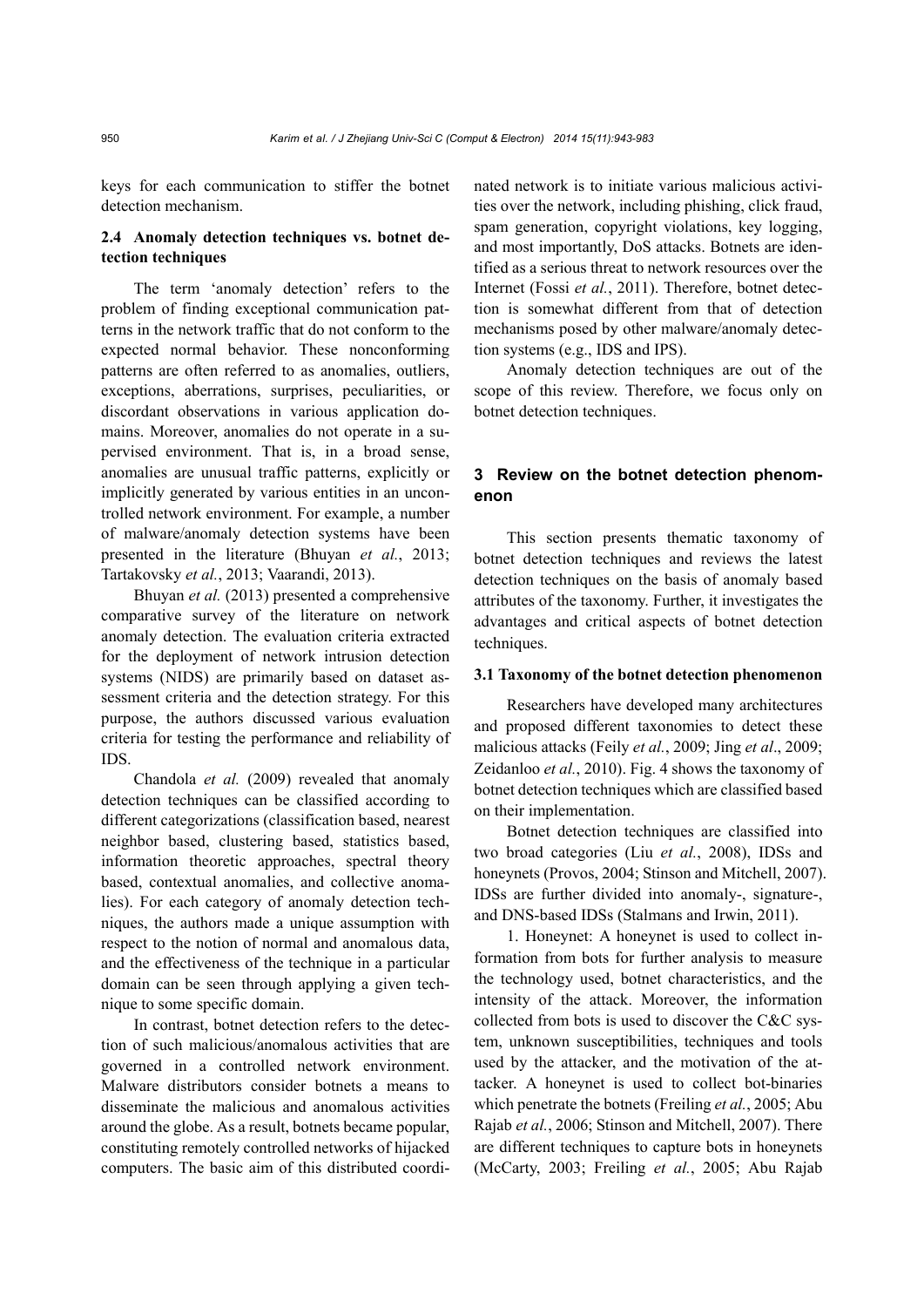keys for each communication to stiffer the botnet detection mechanism.

### 2.4 Anomaly detection techniques vs. botnet detection techniques

The term 'anomaly detection' refers to the problem of finding exceptional communication patterns in the network traffic that do not conform to the expected normal behavior. These nonconforming patterns are often referred to as anomalies, outliers, exceptions, aberrations, surprises, peculiarities, or discordant observations in various application domains. Moreover, anomalies do not operate in a supervised environment. That is, in a broad sense, anomalies are unusual traffic patterns, explicitly or implicitly generated by various entities in an uncontrolled network environment. For example, a number of malware/anomaly detection systems have been presented in the literature (Bhuyan *et al.*, 2013; Tartakovsky *et al.*, 2013; Vaarandi, 2013).

Bhuyan *et al.* (2013) presented a comprehensive comparative survey of the literature on network anomaly detection. The evaluation criteria extracted for the deployment of network intrusion detection systems (NIDS) are primarily based on dataset assessment criteria and the detection strategy. For this purpose, the authors discussed various evaluation criteria for testing the performance and reliability of IDS.

Chandola *et al.* (2009) revealed that anomaly detection techniques can be classified according to different categorizations (classification based, nearest neighbor based, clustering based, statistics based, information theoretic approaches, spectral theory based, contextual anomalies, and collective anomalies). For each category of anomaly detection techniques, the authors made a unique assumption with respect to the notion of normal and anomalous data, and the effectiveness of the technique in a particular domain can be seen through applying a given technique to some specific domain.

In contrast, botnet detection refers to the detection of such malicious/anomalous activities that are governed in a controlled network environment. Malware distributors consider botnets a means to disseminate the malicious and anomalous activities around the globe. As a result, botnets became popular, constituting remotely controlled networks of hijacked computers. The basic aim of this distributed coordinated network is to initiate various malicious activities over the network, including phishing, click fraud, spam generation, copyright violations, key logging, and most importantly, DoS attacks. Botnets are identified as a serious threat to network resources over the Internet (Fossi *et al.*, 2011). Therefore, botnet detection is somewhat different from that of detection mechanisms posed by other malware/anomaly detection systems (e.g., IDS and IPS).

Anomaly detection techniques are out of the scope of this review. Therefore, we focus only on botnet detection techniques.

## 3 Review on the botnet detection phenomenon

This section presents thematic taxonomy of botnet detection techniques and reviews the latest detection techniques on the basis of anomaly based attributes of the taxonomy. Further, it investigates the advantages and critical aspects of botnet detection techniques.

### 3.1 Taxonomy of the botnet detection phenomenon

Researchers have developed many architectures and proposed different taxonomies to detect these malicious attacks (Feily *et al.*, 2009; Jing *et al*., 2009; Zeidanloo *et al.*, 2010). Fig. 4 shows the taxonomy of botnet detection techniques which are classified based on their implementation.

Botnet detection techniques are classified into two broad categories (Liu *et al.*, 2008), IDSs and honeynets (Provos, 2004; Stinson and Mitchell, 2007). IDSs are further divided into anomaly-, signature-, and DNS-based IDSs (Stalmans and Irwin, 2011).

1. Honeynet: A honeynet is used to collect information from bots for further analysis to measure the technology used, botnet characteristics, and the intensity of the attack. Moreover, the information collected from bots is used to discover the C&C system, unknown susceptibilities, techniques and tools used by the attacker, and the motivation of the attacker. A honeynet is used to collect bot-binaries which penetrate the botnets (Freiling *et al.*, 2005; Abu Rajab *et al.*, 2006; Stinson and Mitchell, 2007). There are different techniques to capture bots in honeynets (McCarty, 2003; Freiling *et al.*, 2005; Abu Rajab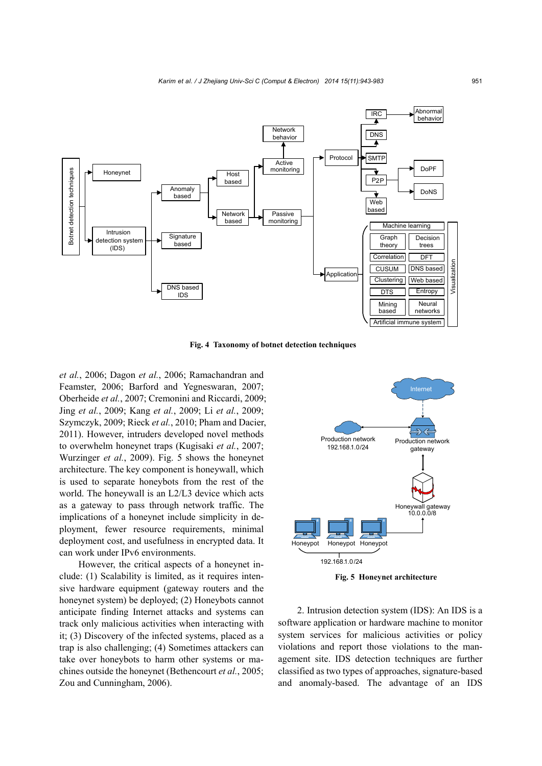Fig. 4 Taxonomy of botnet detection techniques

*et al.*, 2006; Dagon *et al.*, 2006; Ramachandran and Feamster, 2006; Barford and Yegneswaran, 2007; Oberheide *et al.*, 2007; Cremonini and Riccardi, 2009; Jing *et al.*, 2009; Kang *et al.*, 2009; Li *et al.*, 2009; Szymczyk, 2009; Rieck *et al.*, 2010; Pham and Dacier, 2011). However, intruders developed novel methods to overwhelm honeynet traps (Kugisaki *et al.*, 2007; Wurzinger *et al.*, 2009). Fig. 5 shows the honeynet architecture. The key component is honeywall, which is used to separate honeybots from the rest of the world. The honeywall is an L2/L3 device which acts as a gateway to pass through network traffic. The implications of a honeynet include simplicity in deployment, fewer resource requirements, minimal deployment cost, and usefulness in encrypted data. It can work under IPv6 environments.

However, the critical aspects of a honeynet include: (1) Scalability is limited, as it requires intensive hardware equipment (gateway routers and the honeynet system) be deployed; (2) Honeybots cannot anticipate finding Internet attacks and systems can track only malicious activities when interacting with it; (3) Discovery of the infected systems, placed as a trap is also challenging; (4) Sometimes attackers can take over honeybots to harm other systems or machines outside the honeynet (Bethencourt *et al.*, 2005; Zou and Cunningham, 2006).

Fig. 5 Honeynet architecture

2. Intrusion detection system (IDS): An IDS is a software application or hardware machine to monitor system services for malicious activities or policy violations and report those violations to the management site. IDS detection techniques are further classified as two types of approaches, signature-based and anomaly-based. The advantage of an IDS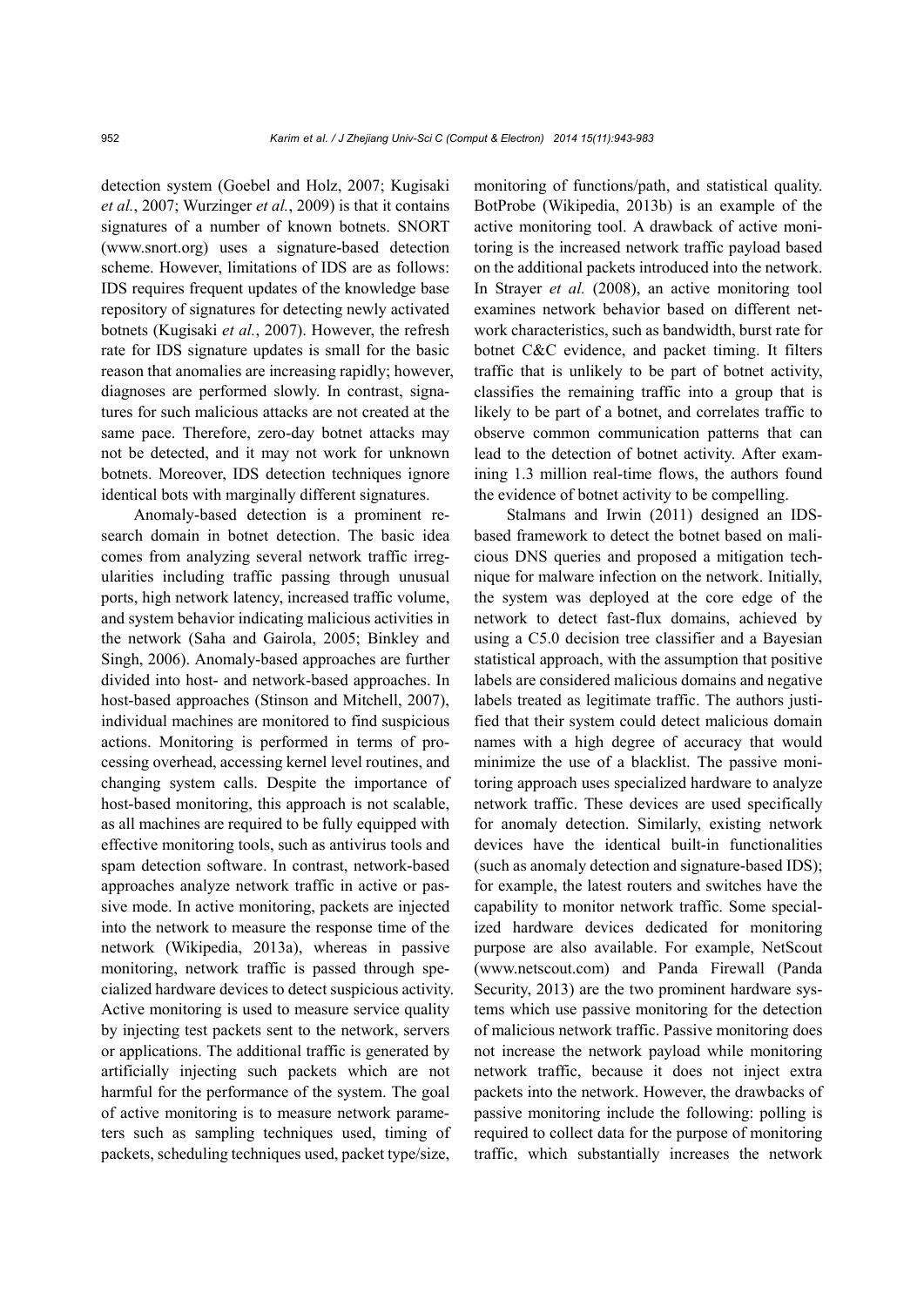detection system (Goebel and Holz, 2007; Kugisaki *et al.*, 2007; Wurzinger *et al.*, 2009) is that it contains signatures of a number of known botnets. SNORT (www.snort.org) uses a signature-based detection scheme. However, limitations of IDS are as follows: IDS requires frequent updates of the knowledge base repository of signatures for detecting newly activated botnets (Kugisaki *et al.*, 2007). However, the refresh rate for IDS signature updates is small for the basic reason that anomalies are increasing rapidly; however, diagnoses are performed slowly. In contrast, signatures for such malicious attacks are not created at the same pace. Therefore, zero-day botnet attacks may not be detected, and it may not work for unknown botnets. Moreover, IDS detection techniques ignore identical bots with marginally different signatures.

Anomaly-based detection is a prominent research domain in botnet detection. The basic idea comes from analyzing several network traffic irregularities including traffic passing through unusual ports, high network latency, increased traffic volume, and system behavior indicating malicious activities in the network (Saha and Gairola, 2005; Binkley and Singh, 2006). Anomaly-based approaches are further divided into host- and network-based approaches. In host-based approaches (Stinson and Mitchell, 2007), individual machines are monitored to find suspicious actions. Monitoring is performed in terms of processing overhead, accessing kernel level routines, and changing system calls. Despite the importance of host-based monitoring, this approach is not scalable, as all machines are required to be fully equipped with effective monitoring tools, such as antivirus tools and spam detection software. In contrast, network-based approaches analyze network traffic in active or passive mode. In active monitoring, packets are injected into the network to measure the response time of the network (Wikipedia, 2013a), whereas in passive monitoring, network traffic is passed through specialized hardware devices to detect suspicious activity. Active monitoring is used to measure service quality by injecting test packets sent to the network, servers or applications. The additional traffic is generated by artificially injecting such packets which are not harmful for the performance of the system. The goal of active monitoring is to measure network parameters such as sampling techniques used, timing of packets, scheduling techniques used, packet type/size, monitoring of functions/path, and statistical quality. BotProbe (Wikipedia, 2013b) is an example of the active monitoring tool. A drawback of active monitoring is the increased network traffic payload based on the additional packets introduced into the network. In Strayer *et al.* (2008), an active monitoring tool examines network behavior based on different network characteristics, such as bandwidth, burst rate for botnet C&C evidence, and packet timing. It filters traffic that is unlikely to be part of botnet activity, classifies the remaining traffic into a group that is likely to be part of a botnet, and correlates traffic to observe common communication patterns that can lead to the detection of botnet activity. After examining 1.3 million real-time flows, the authors found the evidence of botnet activity to be compelling.

Stalmans and Irwin (2011) designed an IDS-based framework to detect the botnet based on malicious DNS queries and proposed a mitigation technique for malware infection on the network. Initially, the system was deployed at the core edge of the network to detect fast-flux domains, achieved by using a C5.0 decision tree classifier and a Bayesian statistical approach, with the assumption that positive labels are considered malicious domains and negative labels treated as legitimate traffic. The authors justified that their system could detect malicious domain names with a high degree of accuracy that would minimize the use of a blacklist. The passive monitoring approach uses specialized hardware to analyze network traffic. These devices are used specifically for anomaly detection. Similarly, existing network devices have the identical built-in functionalities (such as anomaly detection and signature-based IDS); for example, the latest routers and switches have the capability to monitor network traffic. Some specialized hardware devices dedicated for monitoring purpose are also available. For example, NetScout (www.netscout.com) and Panda Firewall (Panda Security, 2013) are the two prominent hardware systems which use passive monitoring for the detection of malicious network traffic. Passive monitoring does not increase the network payload while monitoring network traffic, because it does not inject extra packets into the network. However, the drawbacks of passive monitoring include the following: polling is required to collect data for the purpose of monitoring traffic, which substantially increases the network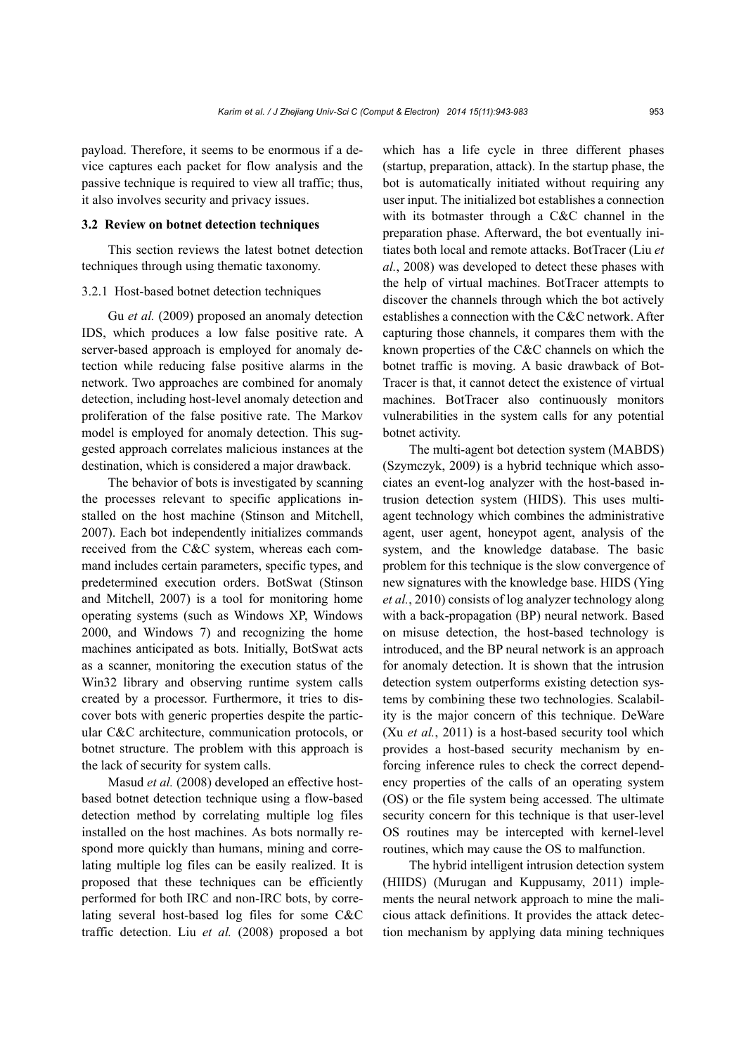payload. Therefore, it seems to be enormous if a device captures each packet for flow analysis and the passive technique is required to view all traffic; thus, it also involves security and privacy issues.

### 3.2 Review on botnet detection techniques

This section reviews the latest botnet detection techniques through using thematic taxonomy.

#### 3.2.1 Host-based botnet detection techniques

Gu *et al.* (2009) proposed an anomaly detection IDS, which produces a low false positive rate. A server-based approach is employed for anomaly detection while reducing false positive alarms in the network. Two approaches are combined for anomaly detection, including host-level anomaly detection and proliferation of the false positive rate. The Markov model is employed for anomaly detection. This suggested approach correlates malicious instances at the destination, which is considered a major drawback.

The behavior of bots is investigated by scanning the processes relevant to specific applications installed on the host machine (Stinson and Mitchell, 2007). Each bot independently initializes commands received from the C&C system, whereas each command includes certain parameters, specific types, and predetermined execution orders. BotSwat (Stinson and Mitchell, 2007) is a tool for monitoring home operating systems (such as Windows XP, Windows 2000, and Windows 7) and recognizing the home machines anticipated as bots. Initially, BotSwat acts as a scanner, monitoring the execution status of the Win32 library and observing runtime system calls created by a processor. Furthermore, it tries to discover bots with generic properties despite the particular C&C architecture, communication protocols, or botnet structure. The problem with this approach is the lack of security for system calls.

Masud *et al.* (2008) developed an effective host-based botnet detection technique using a flow-based detection method by correlating multiple log files installed on the host machines. As bots normally respond more quickly than humans, mining and correlating multiple log files can be easily realized. It is proposed that these techniques can be efficiently performed for both IRC and non-IRC bots, by correlating several host-based log files for some C&C traffic detection. Liu *et al.* (2008) proposed a bot which has a life cycle in three different phases (startup, preparation, attack). In the startup phase, the bot is automatically initiated without requiring any user input. The initialized bot establishes a connection with its botmaster through a C&C channel in the preparation phase. Afterward, the bot eventually initiates both local and remote attacks. BotTracer (Liu *et al.*, 2008) was developed to detect these phases with the help of virtual machines. BotTracer attempts to discover the channels through which the bot actively establishes a connection with the C&C network. After capturing those channels, it compares them with the known properties of the C&C channels on which the botnet traffic is moving. A basic drawback of BotTracer is that, it cannot detect the existence of virtual machines. BotTracer also continuously monitors vulnerabilities in the system calls for any potential botnet activity.

The multi-agent bot detection system (MABDS) (Szymczyk, 2009) is a hybrid technique which associates an event-log analyzer with the host-based intrusion detection system (HIDS). This uses multi-agent technology which combines the administrative agent, user agent, honeypot agent, analysis of the system, and the knowledge database. The basic problem for this technique is the slow convergence of new signatures with the knowledge base. HIDS (Ying *et al.*, 2010) consists of log analyzer technology along with a back-propagation (BP) neural network. Based on misuse detection, the host-based technology is introduced, and the BP neural network is an approach for anomaly detection. It is shown that the intrusion detection system outperforms existing detection systems by combining these two technologies. Scalability is the major concern of this technique. DeWare (Xu *et al.*, 2011) is a host-based security tool which provides a host-based security mechanism by enforcing inference rules to check the correct dependency properties of the calls of an operating system (OS) or the file system being accessed. The ultimate security concern for this technique is that user-level OS routines may be intercepted with kernel-level routines, which may cause the OS to malfunction.

The hybrid intelligent intrusion detection system (HIIDS) (Murugan and Kuppusamy, 2011) implements the neural network approach to mine the malicious attack definitions. It provides the attack detection mechanism by applying data mining techniques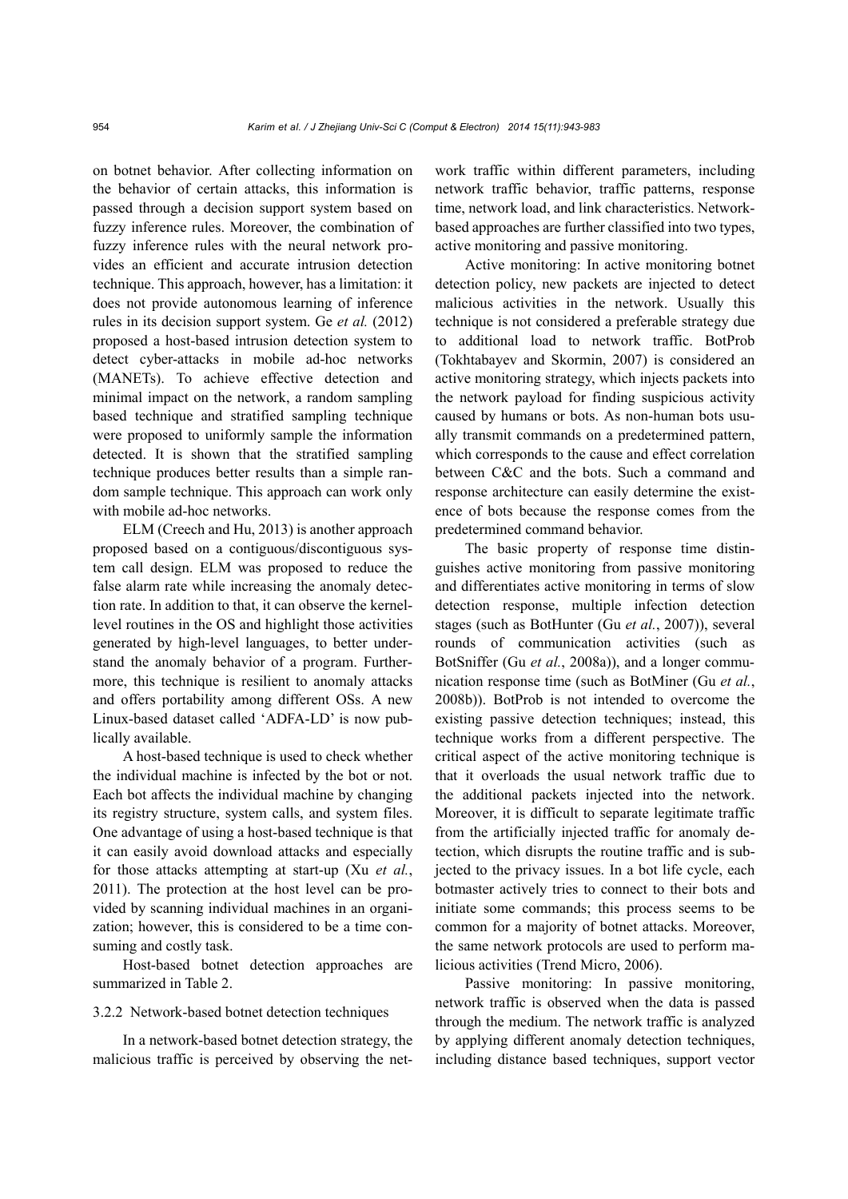on botnet behavior. After collecting information on the behavior of certain attacks, this information is passed through a decision support system based on fuzzy inference rules. Moreover, the combination of fuzzy inference rules with the neural network provides an efficient and accurate intrusion detection technique. This approach, however, has a limitation: it does not provide autonomous learning of inference rules in its decision support system. Ge *et al.* (2012) proposed a host-based intrusion detection system to detect cyber-attacks in mobile ad-hoc networks (MANETs). To achieve effective detection and minimal impact on the network, a random sampling based technique and stratified sampling technique were proposed to uniformly sample the information detected. It is shown that the stratified sampling technique produces better results than a simple random sample technique. This approach can work only with mobile ad-hoc networks.

ELM (Creech and Hu, 2013) is another approach proposed based on a contiguous/discontiguous system call design. ELM was proposed to reduce the false alarm rate while increasing the anomaly detection rate. In addition to that, it can observe the kernel-level routines in the OS and highlight those activities generated by high-level languages, to better understand the anomaly behavior of a program. Furthermore, this technique is resilient to anomaly attacks and offers portability among different OSs. A new Linux-based dataset called 'ADFA-LD' is now publically available.

A host-based technique is used to check whether the individual machine is infected by the bot or not. Each bot affects the individual machine by changing its registry structure, system calls, and system files. One advantage of using a host-based technique is that it can easily avoid download attacks and especially for those attacks attempting at start-up (Xu *et al.*, 2011). The protection at the host level can be provided by scanning individual machines in an organization; however, this is considered to be a time consuming and costly task.

Host-based botnet detection approaches are summarized in Table 2.

#### 3.2.2 Network-based botnet detection techniques

In a network-based botnet detection strategy, the malicious traffic is perceived by observing the network traffic within different parameters, including network traffic behavior, traffic patterns, response time, network load, and link characteristics. Network-based approaches are further classified into two types, active monitoring and passive monitoring.

Active monitoring: In active monitoring botnet detection policy, new packets are injected to detect malicious activities in the network. Usually this technique is not considered a preferable strategy due to additional load to network traffic. BotProb (Tokhtabayev and Skormin, 2007) is considered an active monitoring strategy, which injects packets into the network payload for finding suspicious activity caused by humans or bots. As non-human bots usually transmit commands on a predetermined pattern, which corresponds to the cause and effect correlation between C&C and the bots. Such a command and response architecture can easily determine the existence of bots because the response comes from the predetermined command behavior.

The basic property of response time distinguishes active monitoring from passive monitoring and differentiates active monitoring in terms of slow detection response, multiple infection detection stages (such as BotHunter (Gu *et al.*, 2007)), several rounds of communication activities (such as BotSniffer (Gu *et al.*, 2008a)), and a longer communication response time (such as BotMiner (Gu *et al.*, 2008b)). BotProb is not intended to overcome the existing passive detection techniques; instead, this technique works from a different perspective. The critical aspect of the active monitoring technique is that it overloads the usual network traffic due to the additional packets injected into the network. Moreover, it is difficult to separate legitimate traffic from the artificially injected traffic for anomaly detection, which disrupts the routine traffic and is subjected to the privacy issues. In a bot life cycle, each botmaster actively tries to connect to their bots and initiate some commands; this process seems to be common for a majority of botnet attacks. Moreover, the same network protocols are used to perform malicious activities (Trend Micro, 2006).

Passive monitoring: In passive monitoring, network traffic is observed when the data is passed through the medium. The network traffic is analyzed by applying different anomaly detection techniques, including distance based techniques, support vector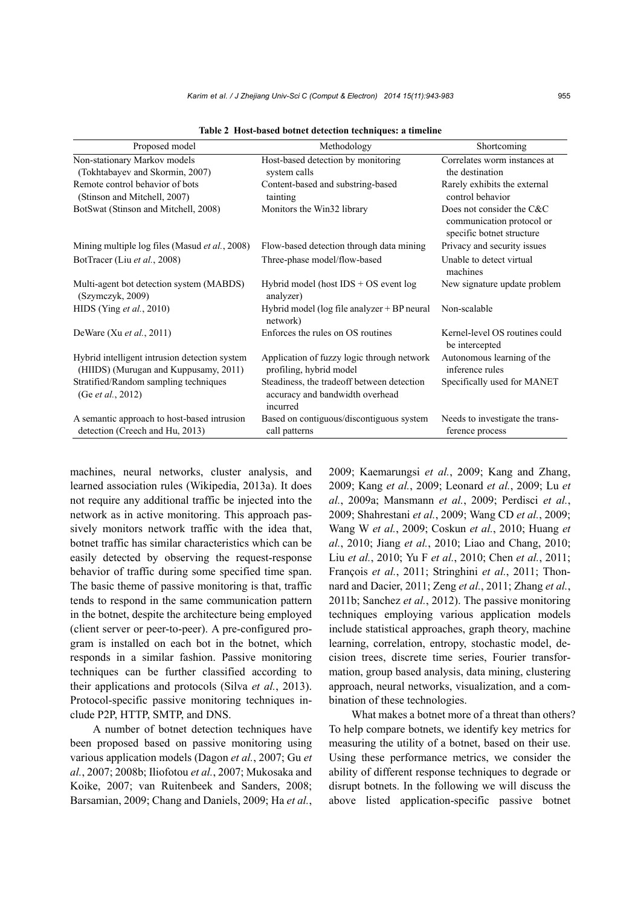**Table 2 Host-based botnet detection techniques: a timeline**

| Proposed model | Methodology | Shortcoming |
|---|---|---|
| Non-stationary Markov models (Tokhtabayev and Skormin, 2007) | Host-based detection by monitoring system calls | Correlates worm instances at the destination |
| Remote control behavior of bots (Stinson and Mitchell, 2007) | Content-based and substring-based tainting | Rarely exhibits the external control behavior |
| BotSwat (Stinson and Mitchell, 2008) | Monitors the Win32 library | Does not consider the C&C communication protocol or specific botnet structure |
| Mining multiple log files (Masud *et al.*, 2008) | Flow-based detection through data mining | Privacy and security issues |
| BotTracer (Liu *et al.*, 2008) | Three-phase model/flow-based | Unable to detect virtual machines |
| Multi-agent bot detection system (MABDS) (Szymczyk, 2009) | Hybrid model (host IDS + OS event log analyzer) | New signature update problem |
| HIDS (Ying *et al.*, 2010) | Hybrid model (log file analyzer + BP neural network) | Non-scalable |
| DeWare (Xu *et al.*, 2011) | Enforces the rules on OS routines | Kernel-level OS routines could be intercepted |
| Hybrid intelligent intrusion detection system (HIIDS) (Murugan and Kuppusamy, 2011) | Application of fuzzy logic through network profiling, hybrid model | Autonomous learning of the inference rules |
| Stratified/Random sampling techniques (Ge *et al.*, 2012) | Steadiness, the tradeoff between detection accuracy and bandwidth overhead incurred | Specifically used for MANET |
| A semantic approach to host-based intrusion detection (Creech and Hu, 2013) | Based on contiguous/discontiguous system call patterns | Needs to investigate the transference process |

machines, neural networks, cluster analysis, and learned association rules (Wikipedia, 2013a). It does not require any additional traffic be injected into the network as in active monitoring. This approach passively monitors network traffic with the idea that, botnet traffic has similar characteristics which can be easily detected by observing the request-response behavior of traffic during some specified time span. The basic theme of passive monitoring is that, traffic tends to respond in the same communication pattern in the botnet, despite the architecture being employed (client server or peer-to-peer). A pre-configured program is installed on each bot in the botnet, which responds in a similar fashion. Passive monitoring techniques can be further classified according to their applications and protocols (Silva *et al.*, 2013). Protocol-specific passive monitoring techniques include P2P, HTTP, SMTP, and DNS.

A number of botnet detection techniques have been proposed based on passive monitoring using various application models (Dagon *et al.*, 2007; Gu *et al.*, 2007; 2008b; Iliofotou *et al.*, 2007; Mukosaka and Koike, 2007; van Ruitenbeek and Sanders, 2008; Barsamian, 2009; Chang and Daniels, 2009; Ha *et al.*, 2009; Kaemarungsi *et al.*, 2009; Kang and Zhang, 2009; Kang *et al.*, 2009; Leonard *et al.*, 2009; Lu *et al.*, 2009a; Mansmann *et al.*, 2009; Perdisci *et al.*, 2009; Shahrestani *et al.*, 2009; Wang CD *et al.*, 2009; Wang W *et al.*, 2009; Coskun *et al.*, 2010; Huang *et al.*, 2010; Jiang *et al.*, 2010; Liao and Chang, 2010; Liu *et al.*, 2010; Yu F *et al.*, 2010; Chen *et al.*, 2011; François *et al.*, 2011; Stringhini *et al.*, 2011; Thonnard and Dacier, 2011; Zeng *et al.*, 2011; Zhang *et al.*, 2011b; Sanchez *et al.*, 2012). The passive monitoring techniques employing various application models include statistical approaches, graph theory, machine learning, correlation, entropy, stochastic model, decision trees, discrete time series, Fourier transformation, group based analysis, data mining, clustering approach, neural networks, visualization, and a combination of these technologies.

What makes a botnet more of a threat than others? To help compare botnets, we identify key metrics for measuring the utility of a botnet, based on their use. Using these performance metrics, we consider the ability of different response techniques to degrade or disrupt botnets. In the following we will discuss the above listed application-specific passive botnet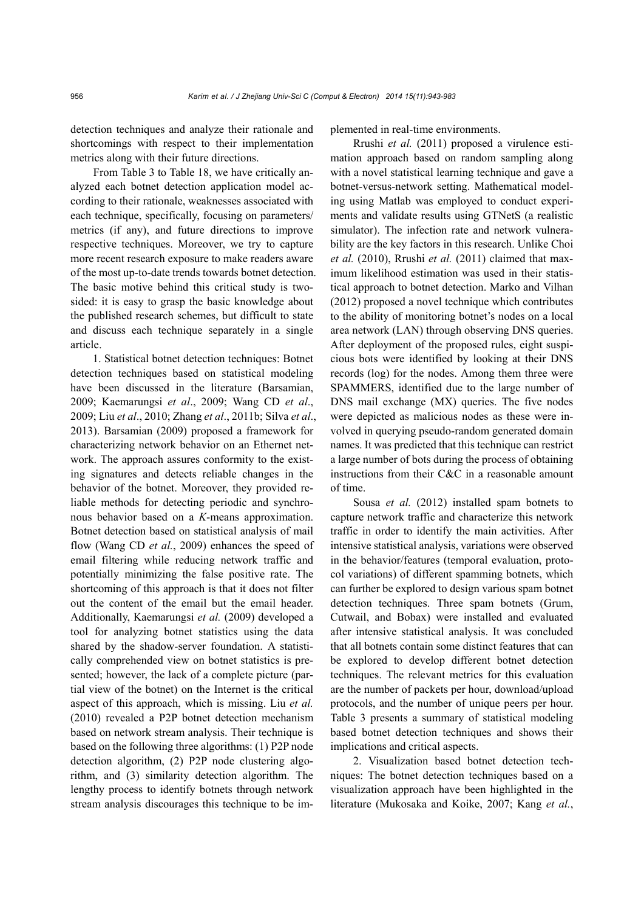detection techniques and analyze their rationale and shortcomings with respect to their implementation metrics along with their future directions.

From Table 3 to Table 18, we have critically analyzed each botnet detection application model according to their rationale, weaknesses associated with each technique, specifically, focusing on parameters/metrics (if any), and future directions to improve respective techniques. Moreover, we try to capture more recent research exposure to make readers aware of the most up-to-date trends towards botnet detection. The basic motive behind this critical study is two-sided: it is easy to grasp the basic knowledge about the published research schemes, but difficult to state and discuss each technique separately in a single article.

1. Statistical botnet detection techniques: Botnet detection techniques based on statistical modeling have been discussed in the literature (Barsamian, 2009; Kaemarungsi *et al*., 2009; Wang CD *et al*., 2009; Liu *et al*., 2010; Zhang *et al*., 2011b; Silva *et al*., 2013). Barsamian (2009) proposed a framework for characterizing network behavior on an Ethernet network. The approach assures conformity to the existing signatures and detects reliable changes in the behavior of the botnet. Moreover, they provided reliable methods for detecting periodic and synchronous behavior based on a *K*-means approximation. Botnet detection based on statistical analysis of mail flow (Wang CD *et al.*, 2009) enhances the speed of email filtering while reducing network traffic and potentially minimizing the false positive rate. The shortcoming of this approach is that it does not filter out the content of the email but the email header. Additionally, Kaemarungsi *et al.* (2009) developed a tool for analyzing botnet statistics using the data shared by the shadow-server foundation. A statistically comprehended view on botnet statistics is presented; however, the lack of a complete picture (partial view of the botnet) on the Internet is the critical aspect of this approach, which is missing. Liu *et al.* (2010) revealed a P2P botnet detection mechanism based on network stream analysis. Their technique is based on the following three algorithms: (1) P2P node detection algorithm, (2) P2P node clustering algorithm, and (3) similarity detection algorithm. The lengthy process to identify botnets through network stream analysis discourages this technique to be implemented in real-time environments.

Rrushi *et al.* (2011) proposed a virulence estimation approach based on random sampling along with a novel statistical learning technique and gave a botnet-versus-network setting. Mathematical modeling using Matlab was employed to conduct experiments and validate results using GTNetS (a realistic simulator). The infection rate and network vulnerability are the key factors in this research. Unlike Choi *et al.* (2010), Rrushi *et al.* (2011) claimed that maximum likelihood estimation was used in their statistical approach to botnet detection. Marko and Vilhan (2012) proposed a novel technique which contributes to the ability of monitoring botnet's nodes on a local area network (LAN) through observing DNS queries. After deployment of the proposed rules, eight suspicious bots were identified by looking at their DNS records (log) for the nodes. Among them three were SPAMMERS, identified due to the large number of DNS mail exchange (MX) queries. The five nodes were depicted as malicious nodes as these were involved in querying pseudo-random generated domain names. It was predicted that this technique can restrict a large number of bots during the process of obtaining instructions from their C&C in a reasonable amount of time.

Sousa *et al.* (2012) installed spam botnets to capture network traffic and characterize this network traffic in order to identify the main activities. After intensive statistical analysis, variations were observed in the behavior/features (temporal evaluation, protocol variations) of different spamming botnets, which can further be explored to design various spam botnet detection techniques. Three spam botnets (Grum, Cutwail, and Bobax) were installed and evaluated after intensive statistical analysis. It was concluded that all botnets contain some distinct features that can be explored to develop different botnet detection techniques. The relevant metrics for this evaluation are the number of packets per hour, download/upload protocols, and the number of unique peers per hour. Table 3 presents a summary of statistical modeling based botnet detection techniques and shows their implications and critical aspects.

2. Visualization based botnet detection techniques: The botnet detection techniques based on a visualization approach have been highlighted in the literature (Mukosaka and Koike, 2007; Kang *et al.*,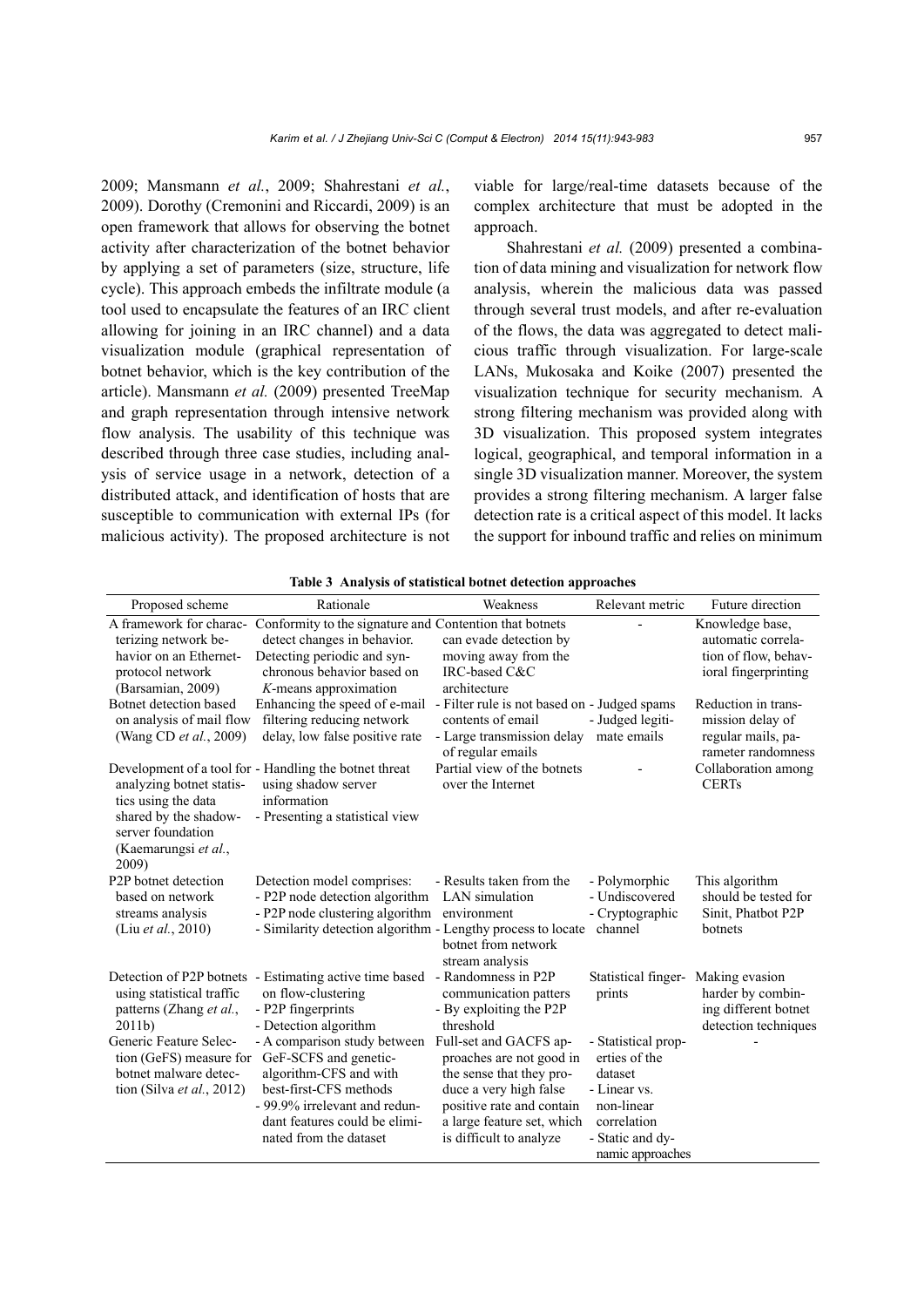2009; Mansmann *et al.*, 2009; Shahrestani *et al.*, 2009). Dorothy (Cremonini and Riccardi, 2009) is an open framework that allows for observing the botnet activity after characterization of the botnet behavior by applying a set of parameters (size, structure, life cycle). This approach embeds the infiltrate module (a tool used to encapsulate the features of an IRC client allowing for joining in an IRC channel) and a data visualization module (graphical representation of botnet behavior, which is the key contribution of the article). Mansmann *et al.* (2009) presented TreeMap and graph representation through intensive network flow analysis. The usability of this technique was described through three case studies, including analysis of service usage in a network, detection of a distributed attack, and identification of hosts that are susceptible to communication with external IPs (for malicious activity). The proposed architecture is not viable for large/real-time datasets because of the complex architecture that must be adopted in the approach.

Shahrestani *et al.* (2009) presented a combination of data mining and visualization for network flow analysis, wherein the malicious data was passed through several trust models, and after re-evaluation of the flows, the data was aggregated to detect malicious traffic through visualization. For large-scale LANs, Mukosaka and Koike (2007) presented the visualization technique for security mechanism. A strong filtering mechanism was provided along with 3D visualization. This proposed system integrates logical, geographical, and temporal information in a single 3D visualization manner. Moreover, the system provides a strong filtering mechanism. A larger false detection rate is a critical aspect of this model. It lacks the support for inbound traffic and relies on minimum

**Table 3 Analysis of statistical botnet detection approaches**

| Proposed scheme | Rationale | Weakness | Relevant metric | Future direction |
|---|---|---|---|---|
| A framework for characterizing network behavior on an Ethernet-protocol network (Barsamian, 2009) | Conformity to the signature and detect changes in behavior. Detecting periodic and synchronous behavior based on *K*-means approximation | Contention that botnets can evade detection by moving away from the IRC-based C&C architecture | - | Knowledge base, automatic correlation of flow, behavioral fingerprinting |
| Botnet detection based on analysis of mail flow (Wang CD *et al.*, 2009) | Enhancing the speed of e-mail filtering reducing network delay, low false positive rate | - Filter rule is not based on contents of email<br>- Large transmission delay of regular emails | - Judged spams<br>- Judged legitimate emails | Reduction in transmission delay of regular mails, parameter randomness |
| Development of a tool for analyzing botnet statistics using the data shared by the shadowserver foundation (Kaemarungsi *et al.*, 2009) | - Handling the botnet threat using shadow server information<br>- Presenting a statistical view | Partial view of the botnets over the Internet | - | Collaboration among CERTs |
| P2P botnet detection based on network streams analysis (Liu *et al.*, 2010) | Detection model comprises:<br>- P2P node detection algorithm<br>- P2P node clustering algorithm<br>- Similarity detection algorithm | - Results taken from the LAN simulation environment<br>- Lengthy process to locate botnet from network stream analysis | - Polymorphic<br>- Undiscovered<br>- Cryptographic channel | This algorithm should be tested for Sinit, Phatbot P2P botnets |
| Detection of P2P botnets using statistical traffic patterns (Zhang *et al.*, 2011b) | - Estimating active time based on flow-clustering<br>- P2P fingerprints<br>- Detection algorithm | - Randomness in P2P communication patters<br>- By exploiting the P2P threshold | Statistical fingerprints | Making evasion harder by combining different botnet detection techniques |
| Generic Feature Selection (GeFS) measure for botnet malware detection (Silva *et al.*, 2012) | - A comparison study between GeF-SCFS and genetic-algorithm-CFS and with best-first-CFS methods<br>- 99.9% irrelevant and redundant features could be eliminated from the dataset | Full-set and GACFS approaches are not good in the sense that they produce a very high false positive rate and contain a large feature set, which is difficult to analyze | - Statistical properties of the dataset<br>- Linear vs. non-linear correlation<br>- Static and dynamic approaches | - |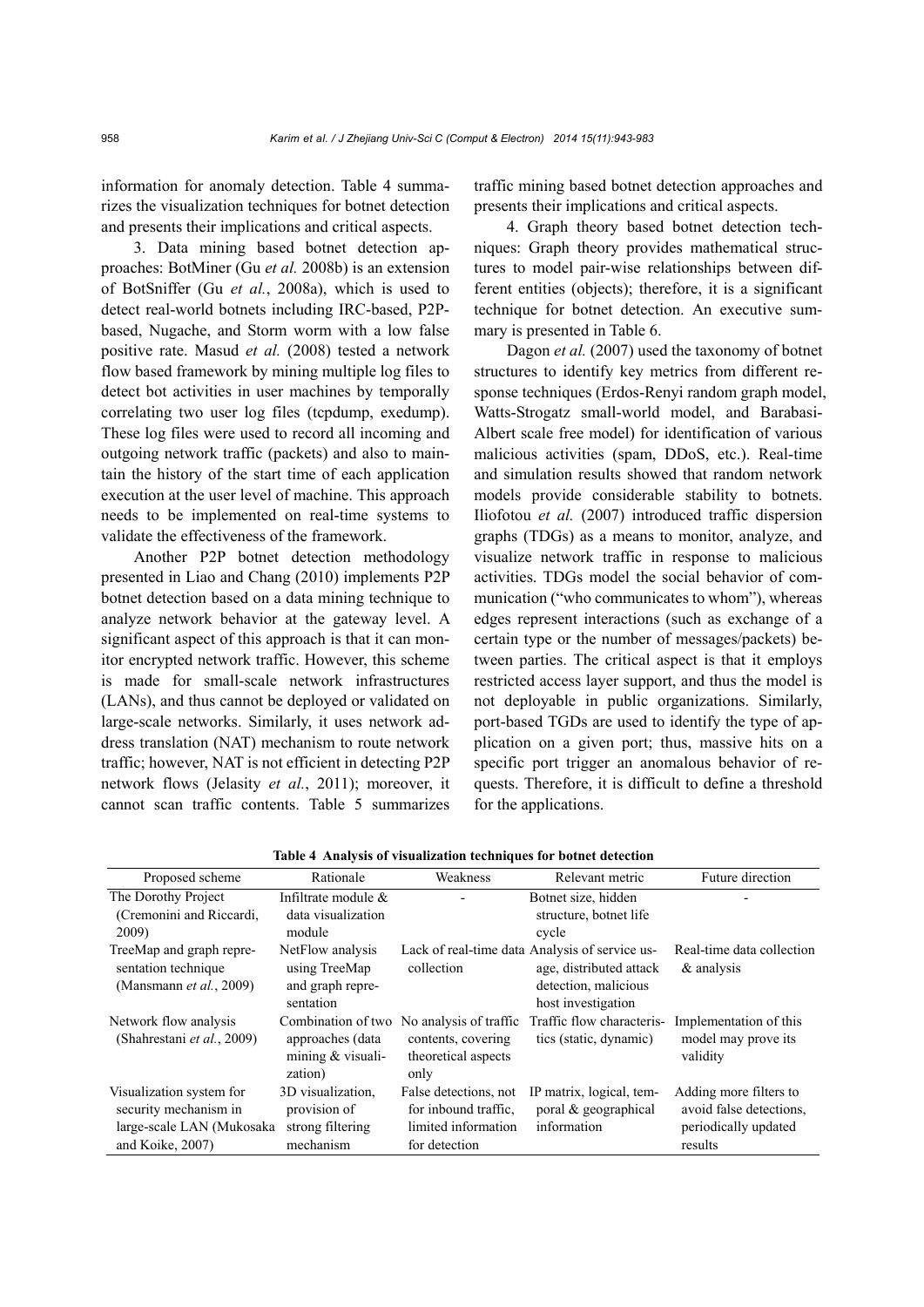information for anomaly detection. Table 4 summarizes the visualization techniques for botnet detection and presents their implications and critical aspects.

3. Data mining based botnet detection approaches: BotMiner (Gu *et al.* 2008b) is an extension of BotSniffer (Gu *et al.*, 2008a), which is used to detect real-world botnets including IRC-based, P2P-based, Nugache, and Storm worm with a low false positive rate. Masud *et al.* (2008) tested a network flow based framework by mining multiple log files to detect bot activities in user machines by temporally correlating two user log files (tcpdump, exedump). These log files were used to record all incoming and outgoing network traffic (packets) and also to maintain the history of the start time of each application execution at the user level of machine. This approach needs to be implemented on real-time systems to validate the effectiveness of the framework.

Another P2P botnet detection methodology presented in Liao and Chang (2010) implements P2P botnet detection based on a data mining technique to analyze network behavior at the gateway level. A significant aspect of this approach is that it can monitor encrypted network traffic. However, this scheme is made for small-scale network infrastructures (LANs), and thus cannot be deployed or validated on large-scale networks. Similarly, it uses network address translation (NAT) mechanism to route network traffic; however, NAT is not efficient in detecting P2P network flows (Jelasity *et al.*, 2011); moreover, it cannot scan traffic contents. Table 5 summarizes traffic mining based botnet detection approaches and presents their implications and critical aspects.

4. Graph theory based botnet detection techniques: Graph theory provides mathematical structures to model pair-wise relationships between different entities (objects); therefore, it is a significant technique for botnet detection. An executive summary is presented in Table 6.

Dagon *et al.* (2007) used the taxonomy of botnet structures to identify key metrics from different response techniques (Erdos-Renyi random graph model, Watts-Strogatz small-world model, and Barabasi-Albert scale free model) for identification of various malicious activities (spam, DDoS, etc.). Real-time and simulation results showed that random network models provide considerable stability to botnets. Iliofotou *et al.* (2007) introduced traffic dispersion graphs (TDGs) as a means to monitor, analyze, and visualize network traffic in response to malicious activities. TDGs model the social behavior of communication ("who communicates to whom"), whereas edges represent interactions (such as exchange of a certain type or the number of messages/packets) between parties. The critical aspect is that it employs restricted access layer support, and thus the model is not deployable in public organizations. Similarly, port-based TGDs are used to identify the type of application on a given port; thus, massive hits on a specific port trigger an anomalous behavior of requests. Therefore, it is difficult to define a threshold for the applications.

**Table 4 Analysis of visualization techniques for botnet detection**

| Proposed scheme | Rationale | Weakness | Relevant metric | Future direction |
|---|---|---|---|---|
| The Dorothy Project (Cremonini and Riccardi, 2009) | Infiltrate module & data visualization module | - | Botnet size, hidden structure, botnet life cycle | - |
| TreeMap and graph representation technique (Mansmann *et al.*, 2009) | NetFlow analysis using TreeMap and graph representation | Lack of real-time data collection | Analysis of service usage, distributed attack detection, malicious host investigation | Real-time data collection & analysis |
| Network flow analysis (Shahrestani *et al.*, 2009) | Combination of two approaches (data mining & visualization) | No analysis of traffic contents, covering theoretical aspects only | Traffic flow characteristics (static, dynamic) | Implementation of this model may prove its validity |
| Visualization system for security mechanism in large-scale LAN (Mukosaka and Koike, 2007) | 3D visualization, provision of strong filtering mechanism | False detections, not for inbound traffic, limited information for detection | IP matrix, logical, temporal & geographical information | Adding more filters to avoid false detections, periodically updated results |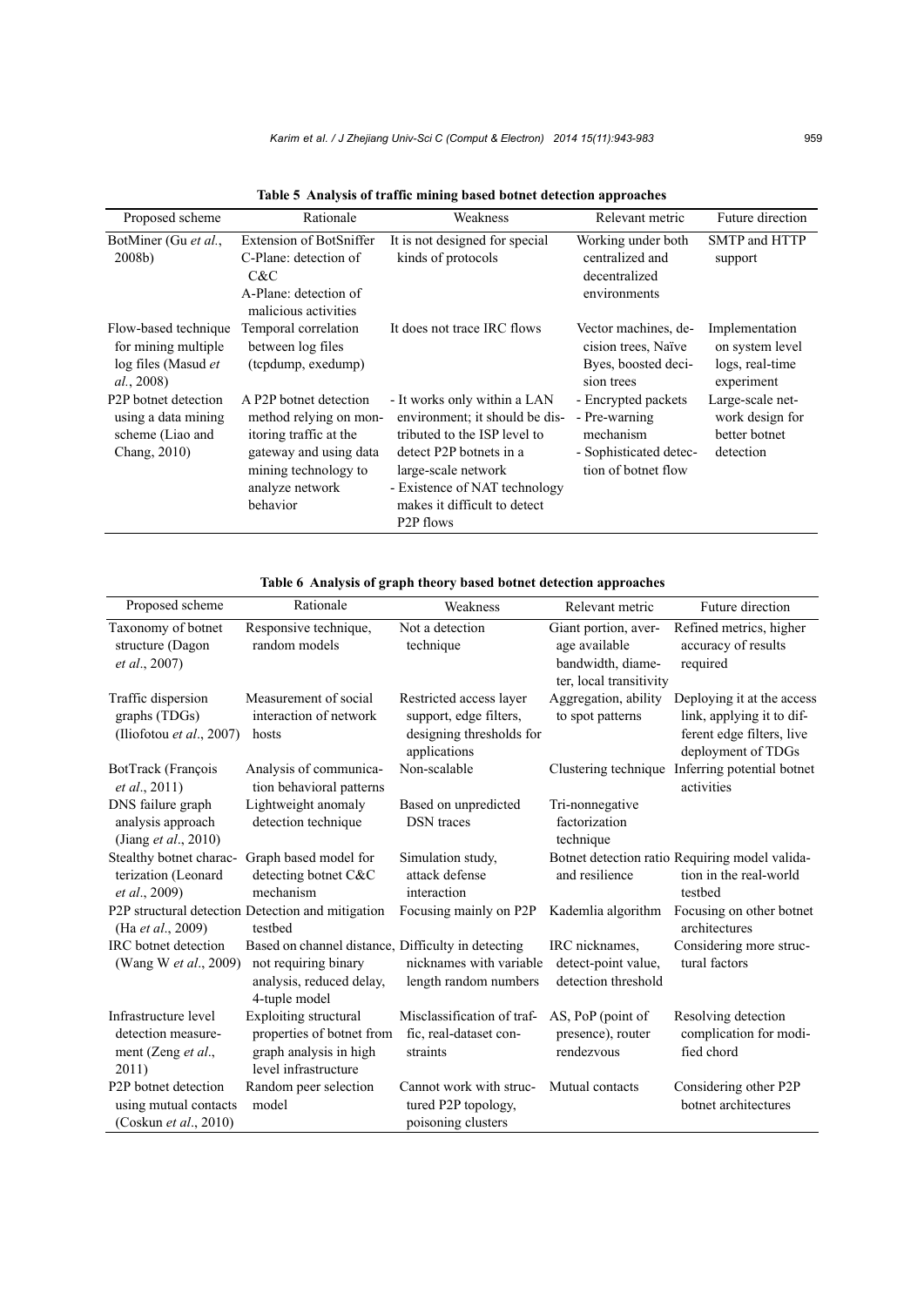**Table 5 Analysis of traffic mining based botnet detection approaches**

| Proposed scheme | Rationale | Weakness | Relevant metric | Future direction |
|---|---|---|---|---|
| BotMiner (Gu *et al*., 2008b) | Extension of BotSniffer C-Plane: detection of C&C A-Plane: detection of malicious activities | It is not designed for special kinds of protocols | Working under both centralized and decentralized environments | SMTP and HTTP support |
| Flow-based technique for mining multiple log files (Masud *et al.*, 2008) | Temporal correlation between log files (tcpdump, exedump) | It does not trace IRC flows | Vector machines, decision trees, Naïve Byes, boosted decision trees | Implementation on system level logs, real-time experiment |
| P2P botnet detection using a data mining scheme (Liao and Chang, 2010) | A P2P botnet detection method relying on monitoring traffic at the gateway and using data mining technology to analyze network behavior | - It works only within a LAN environment; it should be distributed to the ISP level to detect P2P botnets in a large-scale network<br>- Existence of NAT technology makes it difficult to detect P2P flows | - Encrypted packets<br>- Pre-warning mechanism<br>- Sophisticated detection of botnet flow | Large-scale network design for better botnet detection |

**Table 6 Analysis of graph theory based botnet detection approaches**

| Proposed scheme | Rationale | Weakness | Relevant metric | Future direction |
|---|---|---|---|---|
| Taxonomy of botnet structure (Dagon *et al*., 2007) | Responsive technique, random models | Not a detection technique | Giant portion, average available bandwidth, diameter, local transitivity | Refined metrics, higher accuracy of results required |
| Traffic dispersion graphs (TDGs) (Iliofotou *et al*., 2007) | Measurement of social interaction of network hosts | Restricted access layer support, edge filters, designing thresholds for applications | Aggregation, ability to spot patterns | Deploying it at the access link, applying it to different edge filters, live deployment of TDGs |
| BotTrack (François *et al*., 2011) | Analysis of communication behavioral patterns | Non-scalable | Clustering technique | Inferring potential botnet activities |
| DNS failure graph analysis approach (Jiang *et al*., 2010) | Lightweight anomaly detection technique | Based on unpredicted DSN traces | Tri-nonnegative factorization technique | |
| Stealthy botnet characterization (Leonard *et al*., 2009) | Graph based model for detecting botnet C&C mechanism | Simulation study, attack defense interaction | Botnet detection ratio and resilience | Requiring model validation in the real-world testbed |
| P2P structural detection (Ha *et al*., 2009) | Detection and mitigation testbed | Focusing mainly on P2P | Kademlia algorithm | Focusing on other botnet architectures |
| IRC botnet detection (Wang W *et al*., 2009) | Based on channel distance, not requiring binary analysis, reduced delay, 4-tuple model | Difficulty in detecting nicknames with variable length random numbers | IRC nicknames, detect-point value, detection threshold | Considering more structural factors |
| Infrastructure level detection measurement (Zeng *et al*., 2011) | Exploiting structural properties of botnet from graph analysis in high level infrastructure | Misclassification of traffic, real-dataset constraints | AS, PoP (point of presence), router rendezvous | Resolving detection complication for modified chord |
| P2P botnet detection using mutual contacts (Coskun *et al*., 2010) | Random peer selection model | Cannot work with structured P2P topology, poisoning clusters | Mutual contacts | Considering other P2P botnet architectures |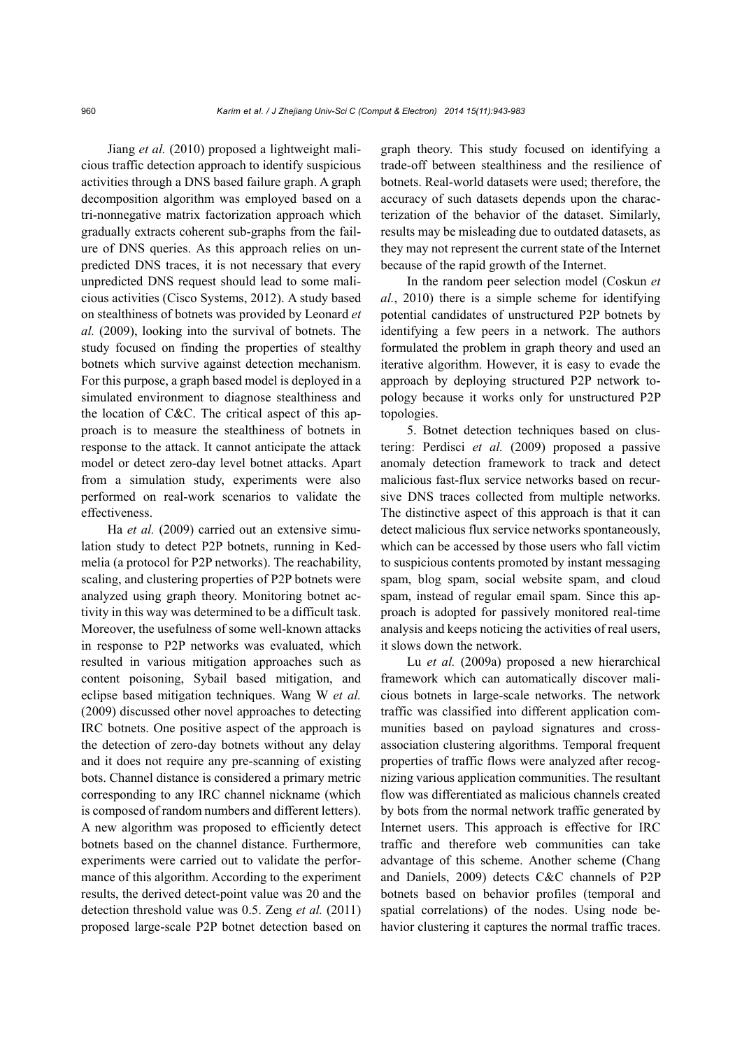Jiang *et al.* (2010) proposed a lightweight malicious traffic detection approach to identify suspicious activities through a DNS based failure graph. A graph decomposition algorithm was employed based on a tri-nonnegative matrix factorization approach which gradually extracts coherent sub-graphs from the failure of DNS queries. As this approach relies on unpredicted DNS traces, it is not necessary that every unpredicted DNS request should lead to some malicious activities (Cisco Systems, 2012). A study based on stealthiness of botnets was provided by Leonard *et al.* (2009), looking into the survival of botnets. The study focused on finding the properties of stealthy botnets which survive against detection mechanism. For this purpose, a graph based model is deployed in a simulated environment to diagnose stealthiness and the location of C&C. The critical aspect of this approach is to measure the stealthiness of botnets in response to the attack. It cannot anticipate the attack model or detect zero-day level botnet attacks. Apart from a simulation study, experiments were also performed on real-work scenarios to validate the effectiveness.

Ha *et al.* (2009) carried out an extensive simulation study to detect P2P botnets, running in Kedmelia (a protocol for P2P networks). The reachability, scaling, and clustering properties of P2P botnets were analyzed using graph theory. Monitoring botnet activity in this way was determined to be a difficult task. Moreover, the usefulness of some well-known attacks in response to P2P networks was evaluated, which resulted in various mitigation approaches such as content poisoning, Sybail based mitigation, and eclipse based mitigation techniques. Wang W *et al.* (2009) discussed other novel approaches to detecting IRC botnets. One positive aspect of the approach is the detection of zero-day botnets without any delay and it does not require any pre-scanning of existing bots. Channel distance is considered a primary metric corresponding to any IRC channel nickname (which is composed of random numbers and different letters). A new algorithm was proposed to efficiently detect botnets based on the channel distance. Furthermore, experiments were carried out to validate the performance of this algorithm. According to the experiment results, the derived detect-point value was 20 and the detection threshold value was 0.5. Zeng *et al.* (2011) proposed large-scale P2P botnet detection based on graph theory. This study focused on identifying a trade-off between stealthiness and the resilience of botnets. Real-world datasets were used; therefore, the accuracy of such datasets depends upon the characterization of the behavior of the dataset. Similarly, results may be misleading due to outdated datasets, as they may not represent the current state of the Internet because of the rapid growth of the Internet.

In the random peer selection model (Coskun *et al.*, 2010) there is a simple scheme for identifying potential candidates of unstructured P2P botnets by identifying a few peers in a network. The authors formulated the problem in graph theory and used an iterative algorithm. However, it is easy to evade the approach by deploying structured P2P network topology because it works only for unstructured P2P topologies.

5. Botnet detection techniques based on clustering: Perdisci *et al.* (2009) proposed a passive anomaly detection framework to track and detect malicious fast-flux service networks based on recursive DNS traces collected from multiple networks. The distinctive aspect of this approach is that it can detect malicious flux service networks spontaneously, which can be accessed by those users who fall victim to suspicious contents promoted by instant messaging spam, blog spam, social website spam, and cloud spam, instead of regular email spam. Since this approach is adopted for passively monitored real-time analysis and keeps noticing the activities of real users, it slows down the network.

Lu *et al.* (2009a) proposed a new hierarchical framework which can automatically discover malicious botnets in large-scale networks. The network traffic was classified into different application communities based on payload signatures and cross-association clustering algorithms. Temporal frequent properties of traffic flows were analyzed after recognizing various application communities. The resultant flow was differentiated as malicious channels created by bots from the normal network traffic generated by Internet users. This approach is effective for IRC traffic and therefore web communities can take advantage of this scheme. Another scheme (Chang and Daniels, 2009) detects C&C channels of P2P botnets based on behavior profiles (temporal and spatial correlations) of the nodes. Using node behavior clustering it captures the normal traffic traces.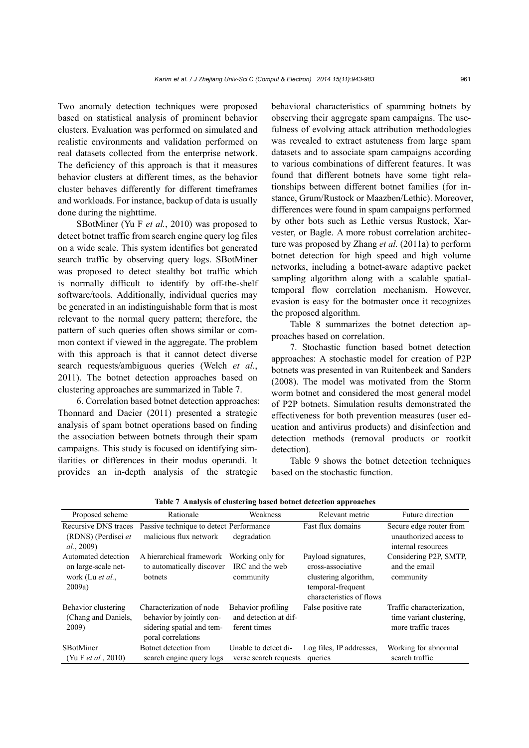Two anomaly detection techniques were proposed based on statistical analysis of prominent behavior clusters. Evaluation was performed on simulated and realistic environments and validation performed on real datasets collected from the enterprise network. The deficiency of this approach is that it measures behavior clusters at different times, as the behavior cluster behaves differently for different timeframes and workloads. For instance, backup of data is usually done during the nighttime.

SBotMiner (Yu F *et al.*, 2010) was proposed to detect botnet traffic from search engine query log files on a wide scale. This system identifies bot generated search traffic by observing query logs. SBotMiner was proposed to detect stealthy bot traffic which is normally difficult to identify by off-the-shelf software/tools. Additionally, individual queries may be generated in an indistinguishable form that is most relevant to the normal query pattern; therefore, the pattern of such queries often shows similar or common context if viewed in the aggregate. The problem with this approach is that it cannot detect diverse search requests/ambiguous queries (Welch *et al.*, 2011). The botnet detection approaches based on clustering approaches are summarized in Table 7.

6. Correlation based botnet detection approaches: Thonnard and Dacier (2011) presented a strategic analysis of spam botnet operations based on finding the association between botnets through their spam campaigns. This study is focused on identifying similarities or differences in their modus operandi. It provides an in-depth analysis of the strategic behavioral characteristics of spamming botnets by observing their aggregate spam campaigns. The usefulness of evolving attack attribution methodologies was revealed to extract astuteness from large spam datasets and to associate spam campaigns according to various combinations of different features. It was found that different botnets have some tight relationships between different botnet families (for instance, Grum/Rustock or Maazben/Lethic). Moreover, differences were found in spam campaigns performed by other bots such as Lethic versus Rustock, Xarvester, or Bagle. A more robust correlation architecture was proposed by Zhang *et al.* (2011a) to perform botnet detection for high speed and high volume networks, including a botnet-aware adaptive packet sampling algorithm along with a scalable spatial-temporal flow correlation mechanism. However, evasion is easy for the botmaster once it recognizes the proposed algorithm.

Table 8 summarizes the botnet detection approaches based on correlation.

7. Stochastic function based botnet detection approaches: A stochastic model for creation of P2P botnets was presented in van Ruitenbeek and Sanders (2008). The model was motivated from the Storm worm botnet and considered the most general model of P2P botnets. Simulation results demonstrated the effectiveness for both prevention measures (user education and antivirus products) and disinfection and detection methods (removal products or rootkit detection).

Table 9 shows the botnet detection techniques based on the stochastic function.

**Table 7 Analysis of clustering based botnet detection approaches**

| Proposed scheme | Rationale | Weakness | Relevant metric | Future direction |
|---|---|---|---|---|
| Recursive DNS traces (RDNS) (Perdisci *et al.*, 2009) | Passive technique to detect malicious flux network | Performance degradation | Fast flux domains | Secure edge router from unauthorized access to internal resources |
| Automated detection on large-scale network (Lu *et al.*, 2009a) | A hierarchical framework to automatically discover botnets | Working only for IRC and the web community | Payload signatures, cross-associative clustering algorithm, temporal-frequent characteristics of flows | Considering P2P, SMTP, and the email community |
| Behavior clustering (Chang and Daniels, 2009) | Characterization of node behavior by jointly considering spatial and temporal correlations | Behavior profiling and detection at different times | False positive rate | Traffic characterization, time variant clustering, more traffic traces |
| SBotMiner (Yu F *et al.*, 2010) | Botnet detection from search engine query logs | Unable to detect diverse search requests | Log files, IP addresses, queries | Working for abnormal search traffic |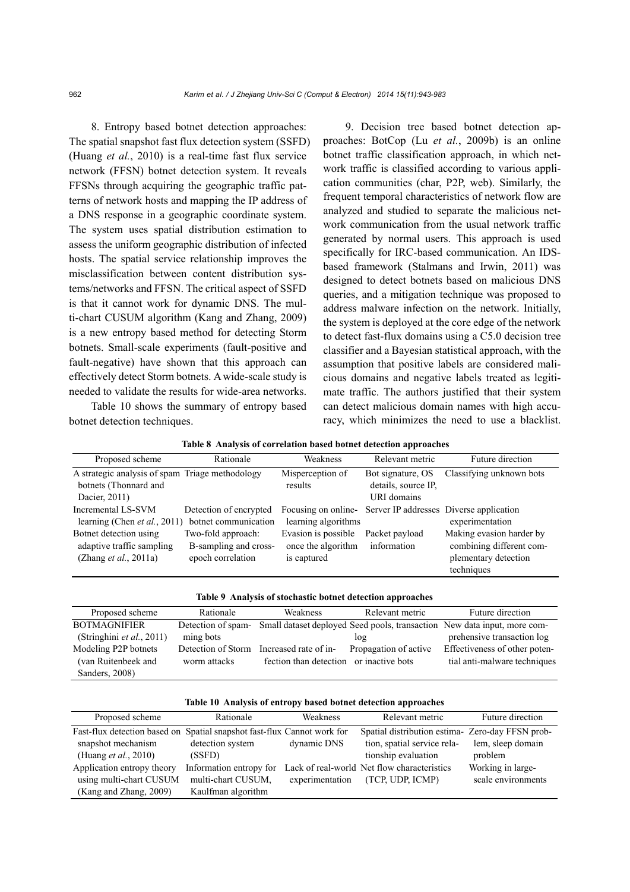8. Entropy based botnet detection approaches: The spatial snapshot fast flux detection system (SSFD) (Huang *et al.*, 2010) is a real-time fast flux service network (FFSN) botnet detection system. It reveals FFSNs through acquiring the geographic traffic patterns of network hosts and mapping the IP address of a DNS response in a geographic coordinate system. The system uses spatial distribution estimation to assess the uniform geographic distribution of infected hosts. The spatial service relationship improves the misclassification between content distribution systems/networks and FFSN. The critical aspect of SSFD is that it cannot work for dynamic DNS. The multi-chart CUSUM algorithm (Kang and Zhang, 2009) is a new entropy based method for detecting Storm botnets. Small-scale experiments (fault-positive and fault-negative) have shown that this approach can effectively detect Storm botnets. A wide-scale study is needed to validate the results for wide-area networks.

Table 10 shows the summary of entropy based botnet detection techniques.

9. Decision tree based botnet detection approaches: BotCop (Lu *et al.*, 2009b) is an online botnet traffic classification approach, in which network traffic is classified according to various application communities (char, P2P, web). Similarly, the frequent temporal characteristics of network flow are analyzed and studied to separate the malicious network communication from the usual network traffic generated by normal users. This approach is used specifically for IRC-based communication. An IDS-based framework (Stalmans and Irwin, 2011) was designed to detect botnets based on malicious DNS queries, and a mitigation technique was proposed to address malware infection on the network. Initially, the system is deployed at the core edge of the network to detect fast-flux domains using a C5.0 decision tree classifier and a Bayesian statistical approach, with the assumption that positive labels are considered malicious domains and negative labels treated as legitimate traffic. The authors justified that their system can detect malicious domain names with high accuracy, which minimizes the need to use a blacklist.

**Table 8 Analysis of correlation based botnet detection approaches**

| Proposed scheme | Rationale | Weakness | Relevant metric | Future direction |
|---|---|---|---|---|
| A strategic analysis of spam botnets (Thonnard and Dacier, 2011) | Triage methodology | Misperception of results | Bot signature, OS details, source IP, URI domains | Classifying unknown bots |
| Incremental LS-SVM learning (Chen *et al.*, 2011) | Detection of encrypted botnet communication | Focusing on online-learning algorithms | Server IP addresses | Diverse application experimentation |
| Botnet detection using adaptive traffic sampling (Zhang *et al.*, 2011a) | Two-fold approach: B-sampling and cross-epoch correlation | Evasion is possible once the algorithm is captured | Packet payload information | Making evasion harder by combining different complementary detection techniques |

**Table 9 Analysis of stochastic botnet detection approaches**

| Proposed scheme | Rationale | Weakness | Relevant metric | Future direction |
|---|---|---|---|---|
| BOTMAGNIFIER (Stringhini *et al.*, 2011) | Detection of spamming bots | Small dataset deployed | Seed pools, transaction log | New data input, more comprehensive transaction log |
| Modeling P2P botnets (van Ruitenbeek and Sanders, 2008) | Detection of Storm worm attacks | Increased rate of infection than detection | Propagation of active or inactive bots | Effectiveness of other potential anti-malware techniques |

**Table 10 Analysis of entropy based botnet detection approaches**

| Proposed scheme | Rationale | Weakness | Relevant metric | Future direction |
|---|---|---|---|---|
| Fast-flux detection based on snapshot mechanism (Huang *et al.*, 2010) | Spatial snapshot fast-flux detection system (SSFD) | Cannot work for dynamic DNS | Spatial distribution estimation, spatial service relationship evaluation | Zero-day FFSN problem, sleep domain problem |
| Application entropy theory using multi-chart CUSUM (Kang and Zhang, 2009) | Information entropy for multi-chart CUSUM, Kaulfman algorithm | Lack of real-world experimentation | Net flow characteristics (TCP, UDP, ICMP) | Working in large-scale environments |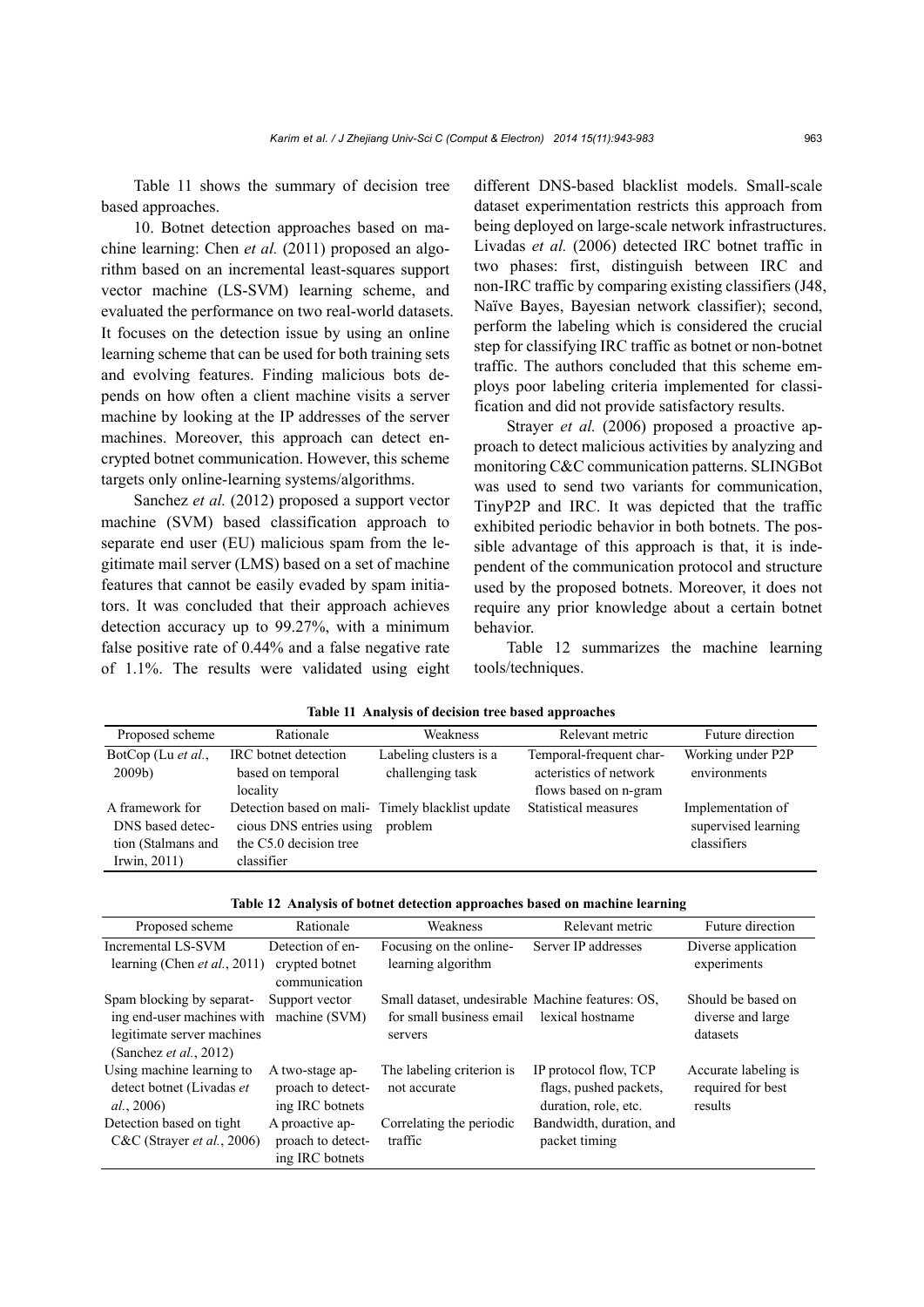Table 11 shows the summary of decision tree based approaches.

10. Botnet detection approaches based on machine learning: Chen *et al.* (2011) proposed an algorithm based on an incremental least-squares support vector machine (LS-SVM) learning scheme, and evaluated the performance on two real-world datasets. It focuses on the detection issue by using an online learning scheme that can be used for both training sets and evolving features. Finding malicious bots depends on how often a client machine visits a server machine by looking at the IP addresses of the server machines. Moreover, this approach can detect encrypted botnet communication. However, this scheme targets only online-learning systems/algorithms.

Sanchez *et al.* (2012) proposed a support vector machine (SVM) based classification approach to separate end user (EU) malicious spam from the legitimate mail server (LMS) based on a set of machine features that cannot be easily evaded by spam initiators. It was concluded that their approach achieves detection accuracy up to 99.27%, with a minimum false positive rate of 0.44% and a false negative rate of 1.1%. The results were validated using eight different DNS-based blacklist models. Small-scale dataset experimentation restricts this approach from being deployed on large-scale network infrastructures. Livadas *et al.* (2006) detected IRC botnet traffic in two phases: first, distinguish between IRC and non-IRC traffic by comparing existing classifiers (J48, Naïve Bayes, Bayesian network classifier); second, perform the labeling which is considered the crucial step for classifying IRC traffic as botnet or non-botnet traffic. The authors concluded that this scheme employs poor labeling criteria implemented for classification and did not provide satisfactory results.

Strayer *et al.* (2006) proposed a proactive approach to detect malicious activities by analyzing and monitoring C&C communication patterns. SLINGBot was used to send two variants for communication, TinyP2P and IRC. It was depicted that the traffic exhibited periodic behavior in both botnets. The possible advantage of this approach is that, it is independent of the communication protocol and structure used by the proposed botnets. Moreover, it does not require any prior knowledge about a certain botnet behavior.

Table 12 summarizes the machine learning tools/techniques.

**Table 11 Analysis of decision tree based approaches**

| Proposed scheme | Rationale | Weakness | Relevant metric | Future direction |
|---|---|---|---|---|
| BotCop (Lu *et al.*, 2009b) | IRC botnet detection based on temporal locality | Labeling clusters is a challenging task | Temporal-frequent characteristics of network flows based on n-gram | Working under P2P environments |
| A framework for DNS based detection (Stalmans and Irwin, 2011) | Detection based on malicious DNS entries using the C5.0 decision tree classifier | Timely blacklist update problem | Statistical measures | Implementation of supervised learning classifiers |

**Table 12 Analysis of botnet detection approaches based on machine learning**

| Proposed scheme | Rationale | Weakness | Relevant metric | Future direction |
|---|---|---|---|---|
| Incremental LS-SVM learning (Chen *et al.*, 2011) | Detection of encrypted botnet communication | Focusing on the online-learning algorithm | Server IP addresses | Diverse application experiments |
| Spam blocking by separating end-user machines with legitimate server machines (Sanchez *et al.*, 2012) | Support vector machine (SVM) | Small dataset, undesirable for small business email servers | Machine features: OS, lexical hostname | Should be based on diverse and large datasets |
| Using machine learning to detect botnet (Livadas *et al.*, 2006) | A two-stage approach to detecting IRC botnets | The labeling criterion is not accurate | IP protocol flow, TCP flags, pushed packets, duration, role, etc. | Accurate labeling is required for best results |
| Detection based on tight C&C (Strayer *et al.*, 2006) | A proactive approach to detecting IRC botnets | Correlating the periodic traffic | Bandwidth, duration, and packet timing | |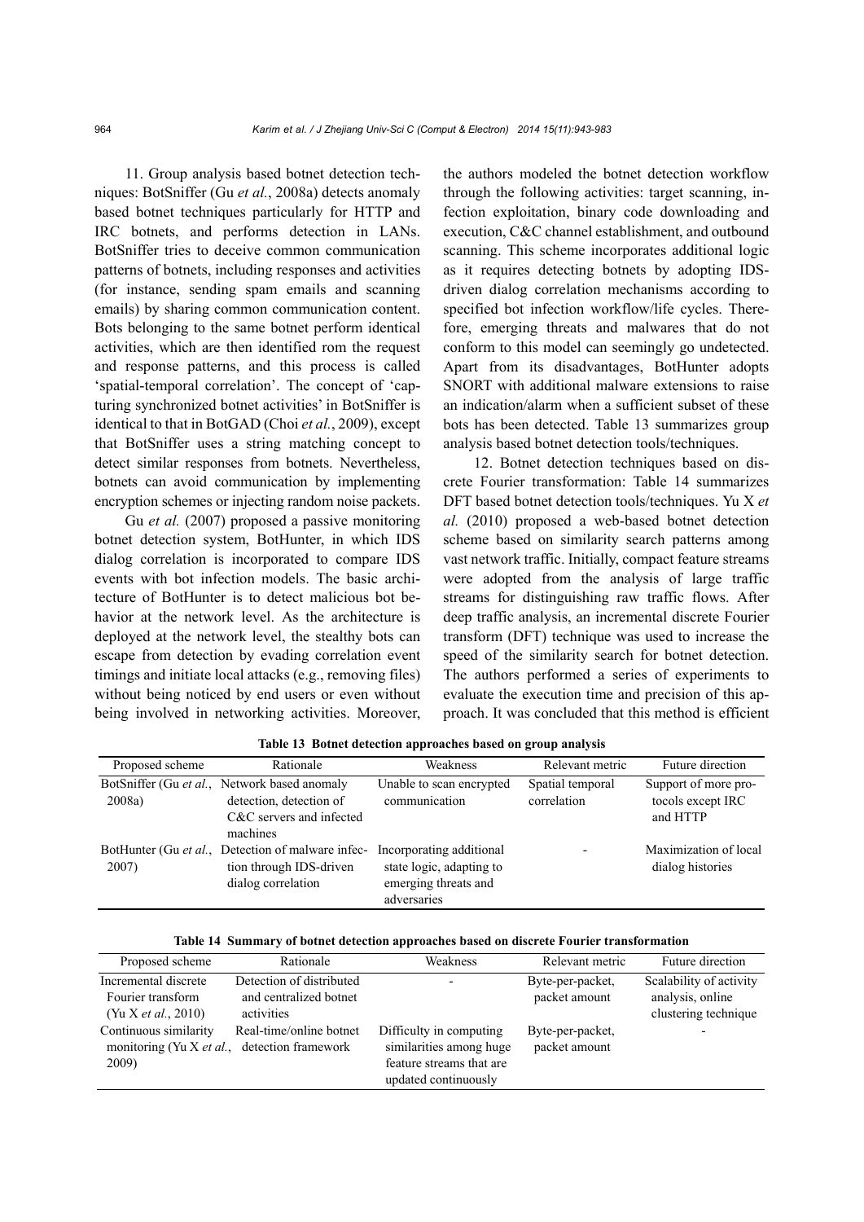11. Group analysis based botnet detection techniques: BotSniffer (Gu *et al.*, 2008a) detects anomaly based botnet techniques particularly for HTTP and IRC botnets, and performs detection in LANs. BotSniffer tries to deceive common communication patterns of botnets, including responses and activities (for instance, sending spam emails and scanning emails) by sharing common communication content. Bots belonging to the same botnet perform identical activities, which are then identified from the request and response patterns, and this process is called 'spatial-temporal correlation'. The concept of 'capturing synchronized botnet activities' in BotSniffer is identical to that in BotGAD (Choi *et al.*, 2009), except that BotSniffer uses a string matching concept to detect similar responses from botnets. Nevertheless, botnets can avoid communication by implementing encryption schemes or injecting random noise packets.

Gu *et al.* (2007) proposed a passive monitoring botnet detection system, BotHunter, in which IDS dialog correlation is incorporated to compare IDS events with bot infection models. The basic architecture of BotHunter is to detect malicious bot behavior at the network level. As the architecture is deployed at the network level, the stealthy bots can escape from detection by evading correlation event timings and initiate local attacks (e.g., removing files) without being noticed by end users or even without being involved in networking activities. Moreover, the authors modeled the botnet detection workflow through the following activities: target scanning, infection exploitation, binary code downloading and execution, C&C channel establishment, and outbound scanning. This scheme incorporates additional logic as it requires detecting botnets by adopting IDS-driven dialog correlation mechanisms according to specified bot infection workflow/life cycles. Therefore, emerging threats and malwares that do not conform to this model can seemingly go undetected. Apart from its disadvantages, BotHunter adopts SNORT with additional malware extensions to raise an indication/alarm when a sufficient subset of these bots has been detected. Table 13 summarizes group analysis based botnet detection tools/techniques.

12. Botnet detection techniques based on discrete Fourier transformation: Table 14 summarizes DFT based botnet detection tools/techniques. Yu X *et al.* (2010) proposed a web-based botnet detection scheme based on similarity search patterns among vast network traffic. Initially, compact feature streams were adopted from the analysis of large traffic streams for distinguishing raw traffic flows. After deep traffic analysis, an incremental discrete Fourier transform (DFT) technique was used to increase the speed of the similarity search for botnet detection. The authors performed a series of experiments to evaluate the execution time and precision of this approach. It was concluded that this method is efficient

**Table 13 Botnet detection approaches based on group analysis**

| Proposed scheme | Rationale | Weakness | Relevant metric | Future direction |
|---|---|---|---|---|
| BotSniffer (Gu *et al.*, 2008a) | Network based anomaly detection, detection of C&C servers and infected machines | Unable to scan encrypted communication | Spatial temporal correlation | Support of more protocols except IRC and HTTP |
| BotHunter (Gu *et al.*, 2007) | Detection of malware infection through IDS-driven dialog correlation | Incorporating additional state logic, adapting to emerging threats and adversaries | - | Maximization of local dialog histories |

**Table 14 Summary of botnet detection approaches based on discrete Fourier transformation**

| Proposed scheme | Rationale | Weakness | Relevant metric | Future direction |
|---|---|---|---|---|
| Incremental discrete Fourier transform (Yu X *et al.*, 2010) | Detection of distributed and centralized botnet activities | - | Byte-per-packet, packet amount | Scalability of activity analysis, online clustering technique |
| Continuous similarity monitoring (Yu X *et al.*, 2009) | Real-time/online botnet detection framework | Difficulty in computing similarities among huge feature streams that are updated continuously | Byte-per-packet, packet amount | - |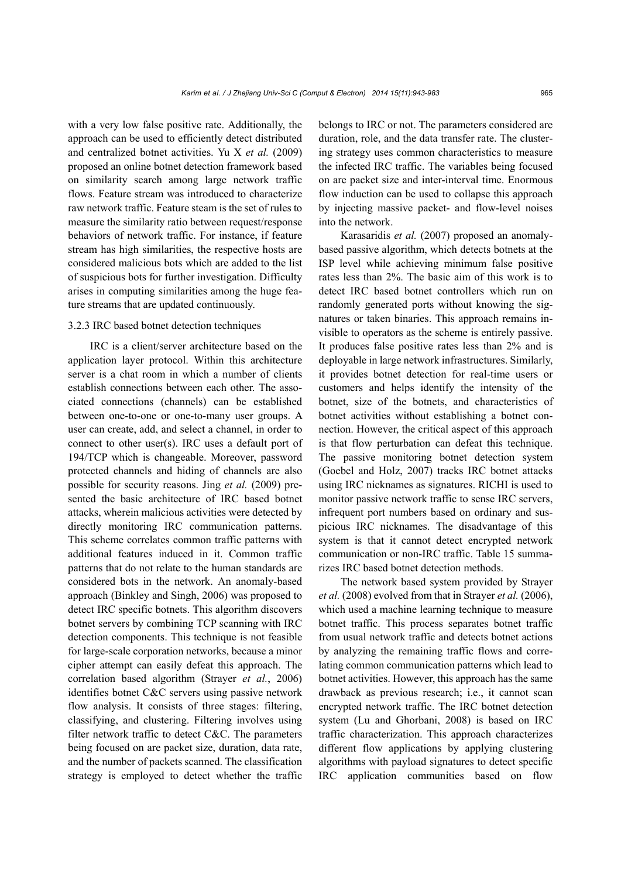with a very low false positive rate. Additionally, the approach can be used to efficiently detect distributed and centralized botnet activities. Yu X *et al.* (2009) proposed an online botnet detection framework based on similarity search among large network traffic flows. Feature stream was introduced to characterize raw network traffic. Feature steam is the set of rules to measure the similarity ratio between request/response behaviors of network traffic. For instance, if feature stream has high similarities, the respective hosts are considered malicious bots which are added to the list of suspicious bots for further investigation. Difficulty arises in computing similarities among the huge feature streams that are updated continuously.

### 3.2.3 IRC based botnet detection techniques

IRC is a client/server architecture based on the application layer protocol. Within this architecture server is a chat room in which a number of clients establish connections between each other. The associated connections (channels) can be established between one-to-one or one-to-many user groups. A user can create, add, and select a channel, in order to connect to other user(s). IRC uses a default port of 194/TCP which is changeable. Moreover, password protected channels and hiding of channels are also possible for security reasons. Jing *et al.* (2009) presented the basic architecture of IRC based botnet attacks, wherein malicious activities were detected by directly monitoring IRC communication patterns. This scheme correlates common traffic patterns with additional features induced in it. Common traffic patterns that do not relate to the human standards are considered bots in the network. An anomaly-based approach (Binkley and Singh, 2006) was proposed to detect IRC specific botnets. This algorithm discovers botnet servers by combining TCP scanning with IRC detection components. This technique is not feasible for large-scale corporation networks, because a minor cipher attempt can easily defeat this approach. The correlation based algorithm (Strayer *et al.*, 2006) identifies botnet C&C servers using passive network flow analysis. It consists of three stages: filtering, classifying, and clustering. Filtering involves using filter network traffic to detect C&C. The parameters being focused on are packet size, duration, data rate, and the number of packets scanned. The classification strategy is employed to detect whether the traffic belongs to IRC or not. The parameters considered are duration, role, and the data transfer rate. The clustering strategy uses common characteristics to measure the infected IRC traffic. The variables being focused on are packet size and inter-interval time. Enormous flow induction can be used to collapse this approach by injecting massive packet- and flow-level noises into the network.

Karasaridis *et al.* (2007) proposed an anomaly-based passive algorithm, which detects botnets at the ISP level while achieving minimum false positive rates less than 2%. The basic aim of this work is to detect IRC based botnet controllers which run on randomly generated ports without knowing the signatures or taken binaries. This approach remains invisible to operators as the scheme is entirely passive. It produces false positive rates less than 2% and is deployable in large network infrastructures. Similarly, it provides botnet detection for real-time users or customers and helps identify the intensity of the botnet, size of the botnets, and characteristics of botnet activities without establishing a botnet connection. However, the critical aspect of this approach is that flow perturbation can defeat this technique. The passive monitoring botnet detection system (Goebel and Holz, 2007) tracks IRC botnet attacks using IRC nicknames as signatures. RICHI is used to monitor passive network traffic to sense IRC servers, infrequent port numbers based on ordinary and suspicious IRC nicknames. The disadvantage of this system is that it cannot detect encrypted network communication or non-IRC traffic. Table 15 summarizes IRC based botnet detection methods.

The network based system provided by Strayer *et al.* (2008) evolved from that in Strayer *et al.* (2006), which used a machine learning technique to measure botnet traffic. This process separates botnet traffic from usual network traffic and detects botnet actions by analyzing the remaining traffic flows and correlating common communication patterns which lead to botnet activities. However, this approach has the same drawback as previous research; i.e., it cannot scan encrypted network traffic. The IRC botnet detection system (Lu and Ghorbani, 2008) is based on IRC traffic characterization. This approach characterizes different flow applications by applying clustering algorithms with payload signatures to detect specific IRC application communities based on flow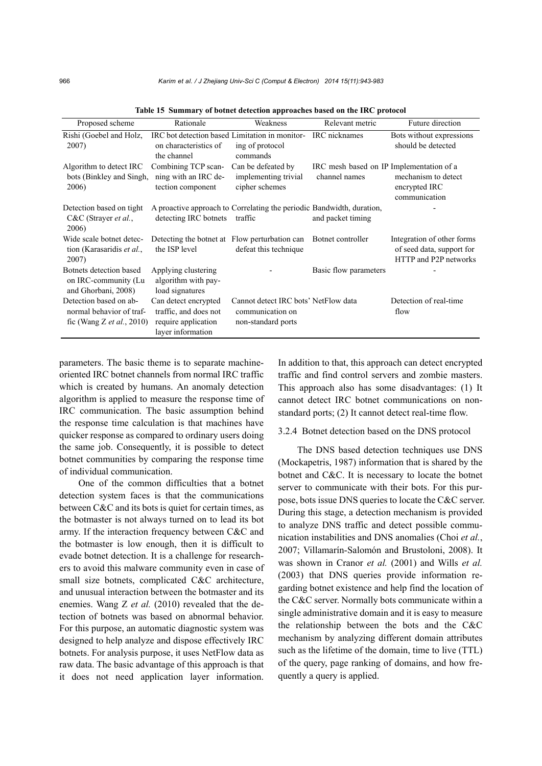**Table 15 Summary of botnet detection approaches based on the IRC protocol**

| Proposed scheme | Rationale | Weakness | Relevant metric | Future direction |
|---|---|---|---|---|
| Rishi (Goebel and Holz, 2007) | IRC bot detection based on characteristics of the channel | Limitation in monitoring of protocol commands | IRC nicknames | Bots without expressions should be detected |
| Algorithm to detect IRC bots (Binkley and Singh, 2006) | Combining TCP scanning with an IRC detection component | Can be defeated by implementing trivial cipher schemes | IRC mesh based on IP channel names | Implementation of a mechanism to detect encrypted IRC communication |
| Detection based on tight C&C (Strayer *et al.*, 2006) | A proactive approach to detecting IRC botnets | Correlating the periodic traffic | Bandwidth, duration, and packet timing | - |
| Wide scale botnet detection (Karasaridis *et al.*, 2007) | Detecting the botnet at the ISP level | Flow perturbation can defeat this technique | Botnet controller | Integration of other forms of seed data, support for HTTP and P2P networks |
| Botnets detection based on IRC-community (Lu and Ghorbani, 2008) | Applying clustering algorithm with payload signatures | - | Basic flow parameters | - |
| Detection based on abnormal behavior of traffic (Wang Z *et al.*, 2010) | Can detect encrypted traffic, and does not require application layer information | Cannot detect IRC bots' communication on non-standard ports | NetFlow data | Detection of real-time flow |

parameters. The basic theme is to separate machine-oriented IRC botnet channels from normal IRC traffic which is created by humans. An anomaly detection algorithm is applied to measure the response time of IRC communication. The basic assumption behind the response time calculation is that machines have quicker response as compared to ordinary users doing the same job. Consequently, it is possible to detect botnet communities by comparing the response time of individual communication.

One of the common difficulties that a botnet detection system faces is that the communications between C&C and its bots is quiet for certain times, as the botmaster is not always turned on to lead its bot army. If the interaction frequency between C&C and the botmaster is low enough, then it is difficult to evade botnet detection. It is a challenge for researchers to avoid this malware community even in case of small size botnets, complicated C&C architecture, and unusual interaction between the botmaster and its enemies. Wang Z *et al.* (2010) revealed that the detection of botnets was based on abnormal behavior. For this purpose, an automatic diagnostic system was designed to help analyze and dispose effectively IRC botnets. For analysis purpose, it uses NetFlow data as raw data. The basic advantage of this approach is that it does not need application layer information. In addition to that, this approach can detect encrypted traffic and find control servers and zombie masters. This approach also has some disadvantages: (1) It cannot detect IRC botnet communications on non-standard ports; (2) It cannot detect real-time flow.

### 3.2.4 Botnet detection based on the DNS protocol

The DNS based detection techniques use DNS (Mockapetris, 1987) information that is shared by the botnet and C&C. It is necessary to locate the botnet server to communicate with their bots. For this purpose, bots issue DNS queries to locate the C&C server. During this stage, a detection mechanism is provided to analyze DNS traffic and detect possible communication instabilities and DNS anomalies (Choi *et al.*, 2007; Villamarín-Salomón and Brustoloni, 2008). It was shown in Cranor *et al.* (2001) and Wills *et al.* (2003) that DNS queries provide information regarding botnet existence and help find the location of the C&C server. Normally bots communicate within a single administrative domain and it is easy to measure the relationship between the bots and the C&C mechanism by analyzing different domain attributes such as the lifetime of the domain, time to live (TTL) of the query, page ranking of domains, and how frequently a query is applied.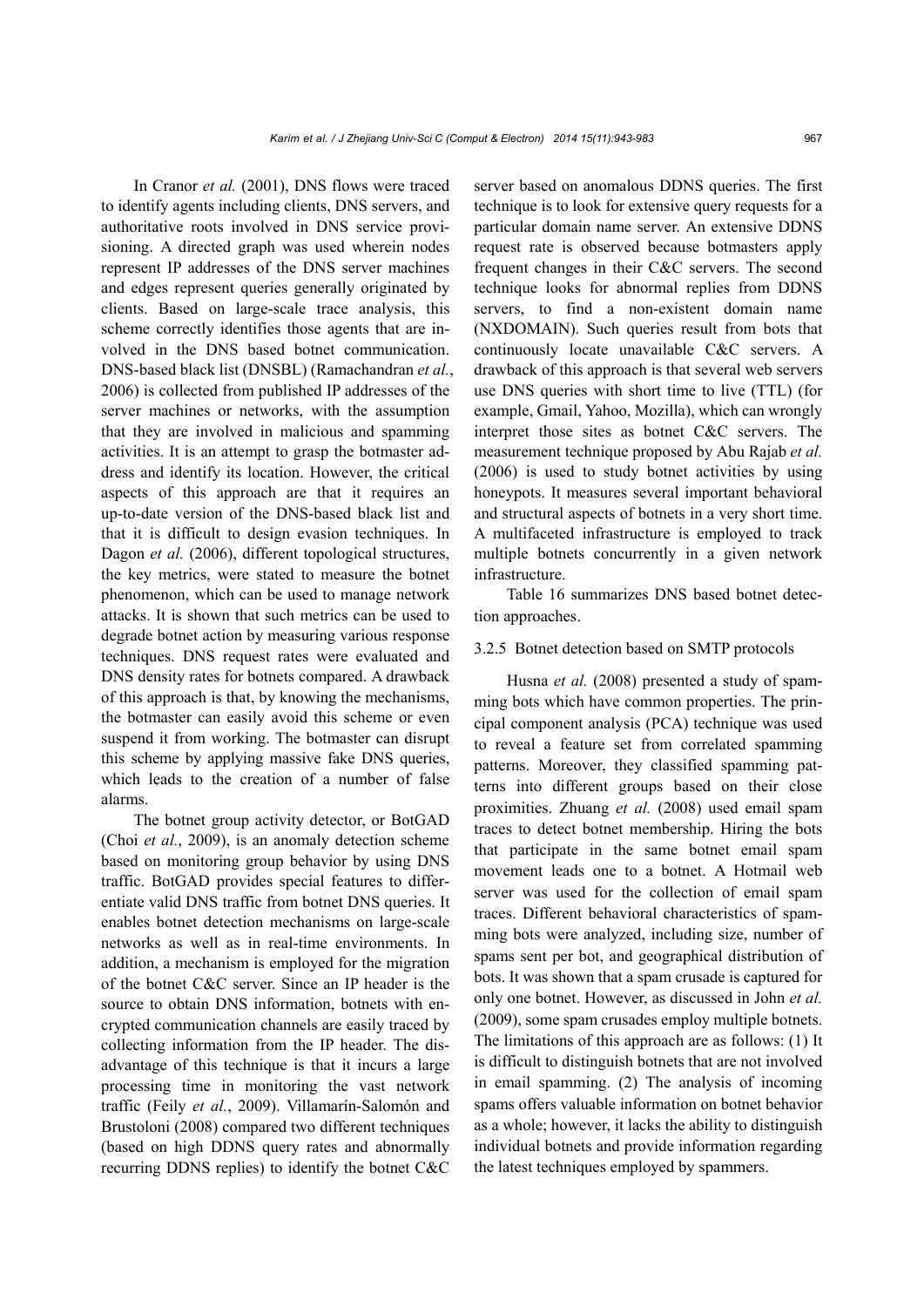In Cranor *et al.* (2001), DNS flows were traced to identify agents including clients, DNS servers, and authoritative roots involved in DNS service provisioning. A directed graph was used wherein nodes represent IP addresses of the DNS server machines and edges represent queries generally originated by clients. Based on large-scale trace analysis, this scheme correctly identifies those agents that are involved in the DNS based botnet communication. DNS-based black list (DNSBL) (Ramachandran *et al.*, 2006) is collected from published IP addresses of the server machines or networks, with the assumption that they are involved in malicious and spamming activities. It is an attempt to grasp the botmaster address and identify its location. However, the critical aspects of this approach are that it requires an up-to-date version of the DNS-based black list and that it is difficult to design evasion techniques. In Dagon *et al.* (2006), different topological structures, the key metrics, were stated to measure the botnet phenomenon, which can be used to manage network attacks. It is shown that such metrics can be used to degrade botnet action by measuring various response techniques. DNS request rates were evaluated and DNS density rates for botnets compared. A drawback of this approach is that, by knowing the mechanisms, the botmaster can easily avoid this scheme or even suspend it from working. The botmaster can disrupt this scheme by applying massive fake DNS queries, which leads to the creation of a number of false alarms.

The botnet group activity detector, or BotGAD (Choi *et al.*, 2009), is an anomaly detection scheme based on monitoring group behavior by using DNS traffic. BotGAD provides special features to differentiate valid DNS traffic from botnet DNS queries. It enables botnet detection mechanisms on large-scale networks as well as in real-time environments. In addition, a mechanism is employed for the migration of the botnet C&C server. Since an IP header is the source to obtain DNS information, botnets with encrypted communication channels are easily traced by collecting information from the IP header. The disadvantage of this technique is that it incurs a large processing time in monitoring the vast network traffic (Feily *et al.*, 2009). Villamarín-Salomón and Brustoloni (2008) compared two different techniques (based on high DDNS query rates and abnormally recurring DDNS replies) to identify the botnet C&C server based on anomalous DDNS queries. The first technique is to look for extensive query requests for a particular domain name server. An extensive DDNS request rate is observed because botmasters apply frequent changes in their C&C servers. The second technique looks for abnormal replies from DDNS servers, to find a non-existent domain name (NXDOMAIN). Such queries result from bots that continuously locate unavailable C&C servers. A drawback of this approach is that several web servers use DNS queries with short time to live (TTL) (for example, Gmail, Yahoo, Mozilla), which can wrongly interpret those sites as botnet C&C servers. The measurement technique proposed by Abu Rajab *et al.* (2006) is used to study botnet activities by using honeypots. It measures several important behavioral and structural aspects of botnets in a very short time. A multifaceted infrastructure is employed to track multiple botnets concurrently in a given network infrastructure.

Table 16 summarizes DNS based botnet detection approaches.

### 3.2.5 Botnet detection based on SMTP protocols

Husna *et al.* (2008) presented a study of spamming bots which have common properties. The principal component analysis (PCA) technique was used to reveal a feature set from correlated spamming patterns. Moreover, they classified spamming patterns into different groups based on their close proximities. Zhuang *et al.* (2008) used email spam traces to detect botnet membership. Hiring the bots that participate in the same botnet email spam movement leads one to a botnet. A Hotmail web server was used for the collection of email spam traces. Different behavioral characteristics of spamming bots were analyzed, including size, number of spams sent per bot, and geographical distribution of bots. It was shown that a spam crusade is captured for only one botnet. However, as discussed in John *et al.* (2009), some spam crusades employ multiple botnets. The limitations of this approach are as follows: (1) It is difficult to distinguish botnets that are not involved in email spamming. (2) The analysis of incoming spams offers valuable information on botnet behavior as a whole; however, it lacks the ability to distinguish individual botnets and provide information regarding the latest techniques employed by spammers.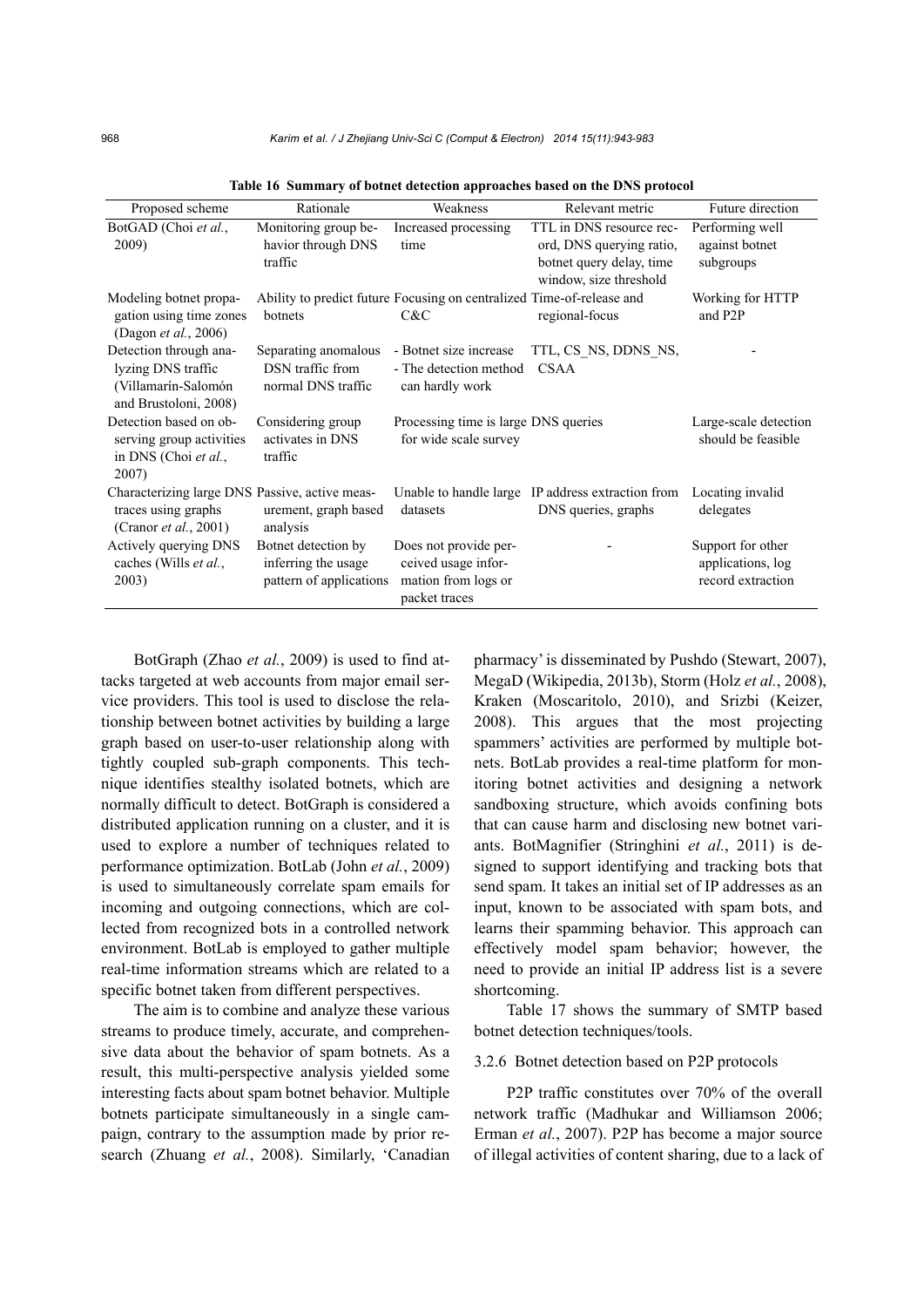**Table 16 Summary of botnet detection approaches based on the DNS protocol**

| Proposed scheme | Rationale | Weakness | Relevant metric | Future direction |
|---|---|---|---|---|
| BotGAD (Choi *et al.*, 2009) | Monitoring group behavior through DNS traffic | Increased processing time | TTL in DNS resource record, DNS querying ratio, botnet query delay, time window, size threshold | Performing well against botnet subgroups |
| Modeling botnet propagation using time zones (Dagon *et al.*, 2006) | Ability to predict future botnets | Focusing on centralized C&C | Time-of-release and regional-focus | Working for HTTP and P2P |
| Detection through analyzing DNS traffic (Villamarín-Salomón and Brustoloni, 2008) | Separating anomalous DSN traffic from normal DNS traffic | - Botnet size increase<br>- The detection method can hardly work | TTL, CS_NS, DDNS_NS, CSAA | - |
| Detection based on observing group activities in DNS (Choi *et al.*, 2007) | Considering group activates in DNS traffic | Processing time is large for wide scale survey | DNS queries | Large-scale detection should be feasible |
| Characterizing large DNS traces using graphs (Cranor *et al.*, 2001) | Passive, active measurement, graph based analysis | Unable to handle large datasets | IP address extraction from DNS queries, graphs | Locating invalid delegates |
| Actively querying DNS caches (Wills *et al.*, 2003) | Botnet detection by inferring the usage pattern of applications | Does not provide perceived usage information from logs or packet traces | - | Support for other applications, log record extraction |

BotGraph (Zhao *et al.*, 2009) is used to find attacks targeted at web accounts from major email service providers. This tool is used to disclose the relationship between botnet activities by building a large graph based on user-to-user relationship along with tightly coupled sub-graph components. This technique identifies stealthy isolated botnets, which are normally difficult to detect. BotGraph is considered a distributed application running on a cluster, and it is used to explore a number of techniques related to performance optimization. BotLab (John *et al.*, 2009) is used to simultaneously correlate spam emails for incoming and outgoing connections, which are collected from recognized bots in a controlled network environment. BotLab is employed to gather multiple real-time information streams which are related to a specific botnet taken from different perspectives.

The aim is to combine and analyze these various streams to produce timely, accurate, and comprehensive data about the behavior of spam botnets. As a result, this multi-perspective analysis yielded some interesting facts about spam botnet behavior. Multiple botnets participate simultaneously in a single campaign, contrary to the assumption made by prior research (Zhuang *et al.*, 2008). Similarly, 'Canadian pharmacy' is disseminated by Pushdo (Stewart, 2007), MegaD (Wikipedia, 2013b), Storm (Holz *et al.*, 2008), Kraken (Moscaritolo, 2010), and Srizbi (Keizer, 2008). This argues that the most projecting spammers' activities are performed by multiple botnets. BotLab provides a real-time platform for monitoring botnet activities and designing a network sandboxing structure, which avoids confining bots that can cause harm and disclosing new botnet variants. BotMagnifier (Stringhini *et al.*, 2011) is designed to support identifying and tracking bots that send spam. It takes an initial set of IP addresses as an input, known to be associated with spam bots, and learns their spamming behavior. This approach can effectively model spam behavior; however, the need to provide an initial IP address list is a severe shortcoming.

Table 17 shows the summary of SMTP based botnet detection techniques/tools.

#### 3.2.6 Botnet detection based on P2P protocols

P2P traffic constitutes over 70% of the overall network traffic (Madhukar and Williamson 2006; Erman *et al.*, 2007). P2P has become a major source of illegal activities of content sharing, due to a lack of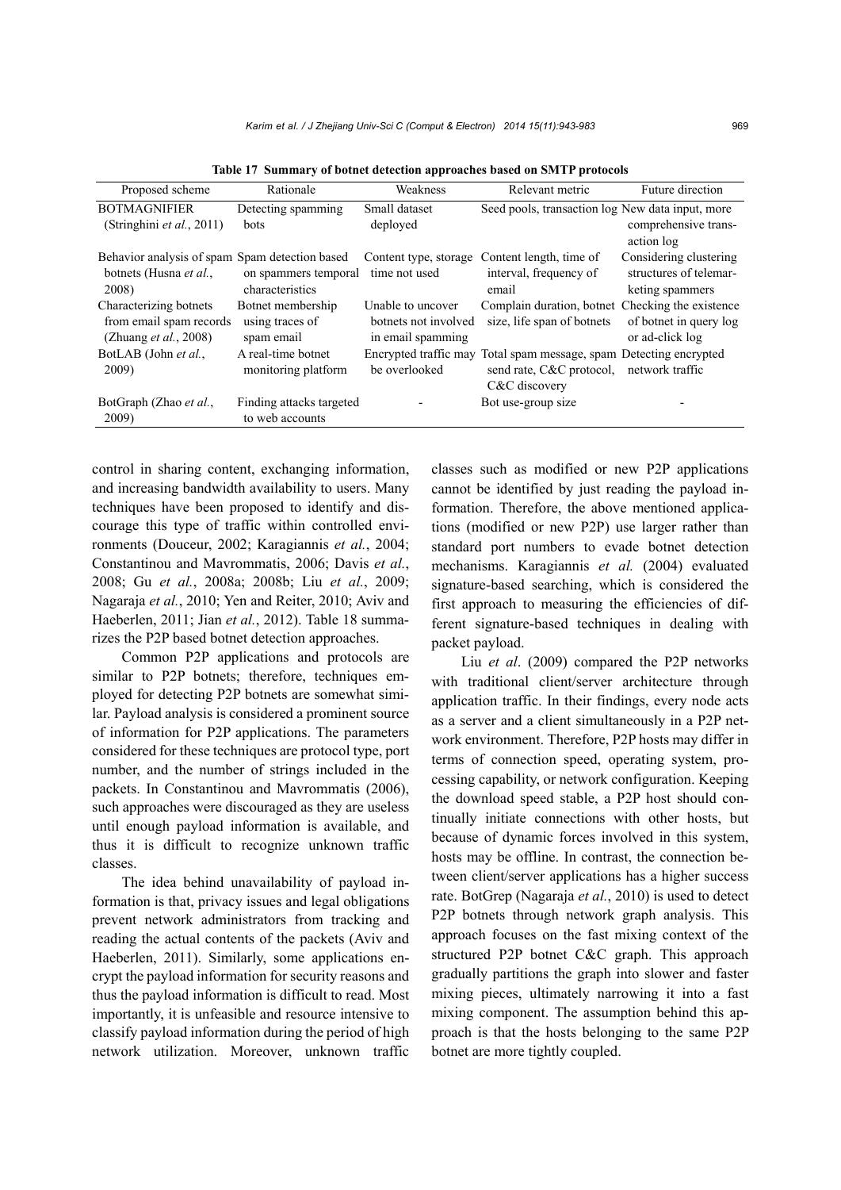**Table 17 Summary of botnet detection approaches based on SMTP protocols**

| Proposed scheme | Rationale | Weakness | Relevant metric | Future direction |
|---|---|---|---|---|
| BOTMAGNIFIER (Stringhini *et al.*, 2011) | Detecting spamming bots | Small dataset deployed | Seed pools, transaction log | New data input, more comprehensive transaction log |
| Behavior analysis of spam botnets (Husna *et al.*, 2008) | Spam detection based on spammers temporal characteristics | Content type, storage time not used | Content length, time of interval, frequency of email | Considering clustering structures of telemarketing spammers |
| Characterizing botnets from email spam records (Zhuang *et al.*, 2008) | Botnet membership using traces of spam email | Unable to uncover botnets not involved in email spamming | Complain duration, botnet size, life span of botnets | Checking the existence of botnet in query log or ad-click log |
| BotLAB (John *et al.*, 2009) | A real-time botnet monitoring platform | Encrypted traffic may be overlooked | Total spam message, spam send rate, C&C protocol, C&C discovery | Detecting encrypted network traffic |
| BotGraph (Zhao *et al.*, 2009) | Finding attacks targeted to web accounts | - | Bot use-group size | - |

control in sharing content, exchanging information, and increasing bandwidth availability to users. Many techniques have been proposed to identify and discourage this type of traffic within controlled environments (Douceur, 2002; Karagiannis *et al.*, 2004; Constantinou and Mavrommatis, 2006; Davis *et al.*, 2008; Gu *et al.*, 2008a; 2008b; Liu *et al.*, 2009; Nagaraja *et al.*, 2010; Yen and Reiter, 2010; Aviv and Haeberlen, 2011; Jian *et al.*, 2012). Table 18 summarizes the P2P based botnet detection approaches.

Common P2P applications and protocols are similar to P2P botnets; therefore, techniques employed for detecting P2P botnets are somewhat similar. Payload analysis is considered a prominent source of information for P2P applications. The parameters considered for these techniques are protocol type, port number, and the number of strings included in the packets. In Constantinou and Mavrommatis (2006), such approaches were discouraged as they are useless until enough payload information is available, and thus it is difficult to recognize unknown traffic classes.

The idea behind unavailability of payload information is that, privacy issues and legal obligations prevent network administrators from tracking and reading the actual contents of the packets (Aviv and Haeberlen, 2011). Similarly, some applications encrypt the payload information for security reasons and thus the payload information is difficult to read. Most importantly, it is unfeasible and resource intensive to classify payload information during the period of high network utilization. Moreover, unknown traffic classes such as modified or new P2P applications cannot be identified by just reading the payload information. Therefore, the above mentioned applications (modified or new P2P) use larger rather than standard port numbers to evade botnet detection mechanisms. Karagiannis *et al.* (2004) evaluated signature-based searching, which is considered the first approach to measuring the efficiencies of different signature-based techniques in dealing with packet payload.

Liu *et al*. (2009) compared the P2P networks with traditional client/server architecture through application traffic. In their findings, every node acts as a server and a client simultaneously in a P2P network environment. Therefore, P2P hosts may differ in terms of connection speed, operating system, processing capability, or network configuration. Keeping the download speed stable, a P2P host should continually initiate connections with other hosts, but because of dynamic forces involved in this system, hosts may be offline. In contrast, the connection between client/server applications has a higher success rate. BotGrep (Nagaraja *et al.*, 2010) is used to detect P2P botnets through network graph analysis. This approach focuses on the fast mixing context of the structured P2P botnet C&C graph. This approach gradually partitions the graph into slower and faster mixing pieces, ultimately narrowing it into a fast mixing component. The assumption behind this approach is that the hosts belonging to the same P2P botnet are more tightly coupled.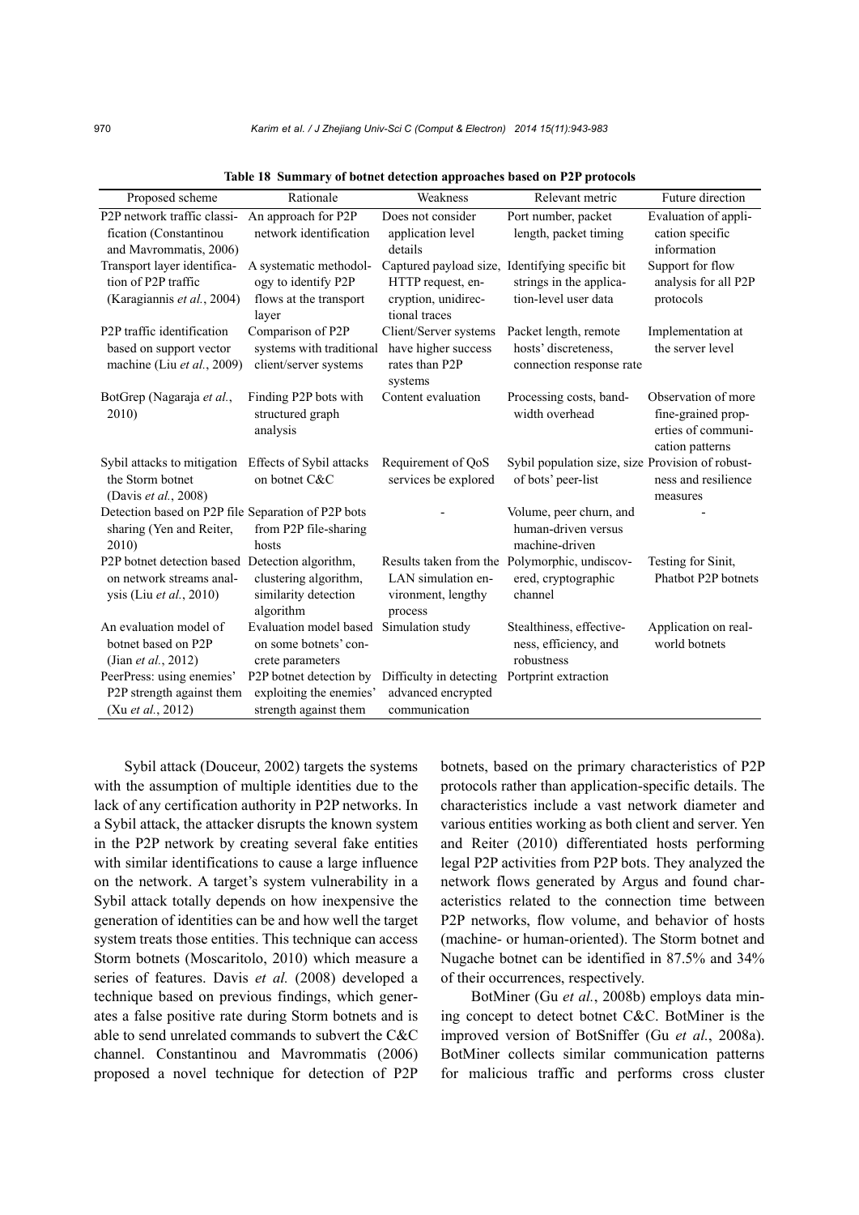**Table 18 Summary of botnet detection approaches based on P2P protocols**

| Proposed scheme | Rationale | Weakness | Relevant metric | Future direction |
|---|---|---|---|---|
| P2P network traffic classification (Constantinou and Mavrommatis, 2006) | An approach for P2P network identification | Does not consider application level details | Port number, packet length, packet timing | Evaluation of application specific information |
| Transport layer identification of P2P traffic (Karagiannis *et al.*, 2004) | A systematic methodology to identify P2P flows at the transport layer | Captured payload size, HTTP request, encryption, unidirectional traces | Identifying specific bit strings in the application-level user data | Support for flow analysis for all P2P protocols |
| P2P traffic identification based on support vector machine (Liu *et al.*, 2009) | Comparison of P2P systems with traditional client/server systems | Client/Server systems have higher success rates than P2P systems | Packet length, remote hosts' discreteness, connection response rate | Implementation at the server level |
| BotGrep (Nagaraja *et al.*, 2010) | Finding P2P bots with structured graph analysis | Content evaluation | Processing costs, bandwidth overhead | Observation of more fine-grained properties of communication patterns |
| Sybil attacks to mitigation the Storm botnet (Davis *et al.*, 2008) | Effects of Sybil attacks on botnet C&C | Requirement of QoS services be explored | Sybil population size, size of bots' peer-list | Provision of robustness and resilience measures |
| Detection based on P2P file sharing (Yen and Reiter, 2010) | Separation of P2P bots from P2P file-sharing hosts | - | Volume, peer churn, and human-driven versus machine-driven | - |
| P2P botnet detection based on network streams analysis (Liu *et al.*, 2010) | Detection algorithm, clustering algorithm, similarity detection algorithm | Results taken from the LAN simulation environment, lengthy process | Polymorphic, undiscovered, cryptographic channel | Testing for Sinit, Phatbot P2P botnets |
| An evaluation model of botnet based on P2P (Jian *et al.*, 2012) | Evaluation model based on some botnets' concrete parameters | Simulation study | Stealthiness, effectiveness, efficiency, and robustness | Application on real-world botnets |
| PeerPress: using enemies' P2P strength against them (Xu *et al.*, 2012) | P2P botnet detection by exploiting the enemies' strength against them | Difficulty in detecting advanced encrypted communication | Portprint extraction | |

Sybil attack (Douceur, 2002) targets the systems with the assumption of multiple identities due to the lack of any certification authority in P2P networks. In a Sybil attack, the attacker disrupts the known system in the P2P network by creating several fake entities with similar identifications to cause a large influence on the network. A target's system vulnerability in a Sybil attack totally depends on how inexpensive the generation of identities can be and how well the target system treats those entities. This technique can access Storm botnets (Moscaritolo, 2010) which measure a series of features. Davis *et al.* (2008) developed a technique based on previous findings, which generates a false positive rate during Storm botnets and is able to send unrelated commands to subvert the C&C channel. Constantinou and Mavrommatis (2006) proposed a novel technique for detection of P2P botnets, based on the primary characteristics of P2P protocols rather than application-specific details. The characteristics include a vast network diameter and various entities working as both client and server. Yen and Reiter (2010) differentiated hosts performing legal P2P activities from P2P bots. They analyzed the network flows generated by Argus and found characteristics related to the connection time between P2P networks, flow volume, and behavior of hosts (machine- or human-oriented). The Storm botnet and Nugache botnet can be identified in 87.5% and 34% of their occurrences, respectively.

BotMiner (Gu *et al.*, 2008b) employs data mining concept to detect botnet C&C. BotMiner is the improved version of BotSniffer (Gu *et al.*, 2008a). BotMiner collects similar communication patterns for malicious traffic and performs cross cluster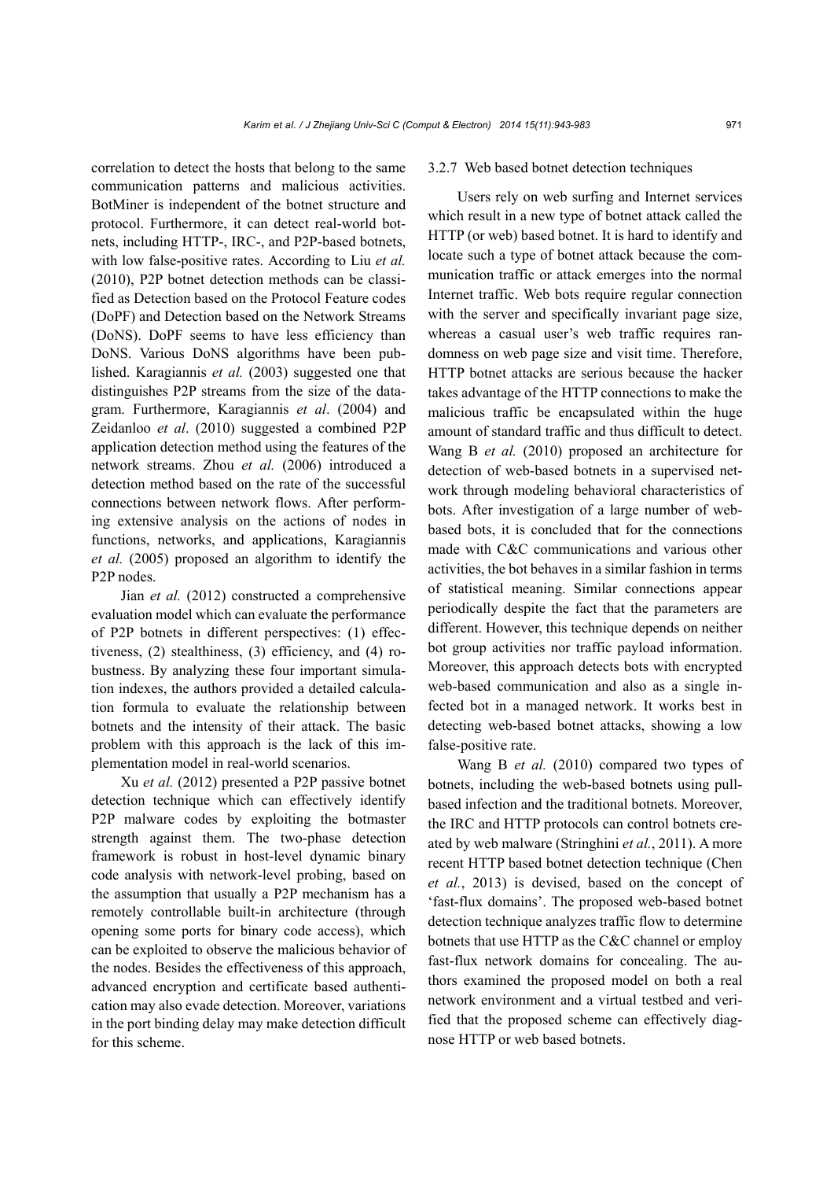correlation to detect the hosts that belong to the same communication patterns and malicious activities. BotMiner is independent of the botnet structure and protocol. Furthermore, it can detect real-world botnets, including HTTP-, IRC-, and P2P-based botnets, with low false-positive rates. According to Liu *et al.* (2010), P2P botnet detection methods can be classified as Detection based on the Protocol Feature codes (DoPF) and Detection based on the Network Streams (DoNS). DoPF seems to have less efficiency than DoNS. Various DoNS algorithms have been published. Karagiannis *et al.* (2003) suggested one that distinguishes P2P streams from the size of the datagram. Furthermore, Karagiannis *et al*. (2004) and Zeidanloo *et al*. (2010) suggested a combined P2P application detection method using the features of the network streams. Zhou *et al.* (2006) introduced a detection method based on the rate of the successful connections between network flows. After performing extensive analysis on the actions of nodes in functions, networks, and applications, Karagiannis *et al.* (2005) proposed an algorithm to identify the P2P nodes.

Jian *et al.* (2012) constructed a comprehensive evaluation model which can evaluate the performance of P2P botnets in different perspectives: (1) effectiveness, (2) stealthiness, (3) efficiency, and (4) robustness. By analyzing these four important simulation indexes, the authors provided a detailed calculation formula to evaluate the relationship between botnets and the intensity of their attack. The basic problem with this approach is the lack of this implementation model in real-world scenarios.

Xu *et al.* (2012) presented a P2P passive botnet detection technique which can effectively identify P2P malware codes by exploiting the botmaster strength against them. The two-phase detection framework is robust in host-level dynamic binary code analysis with network-level probing, based on the assumption that usually a P2P mechanism has a remotely controllable built-in architecture (through opening some ports for binary code access), which can be exploited to observe the malicious behavior of the nodes. Besides the effectiveness of this approach, advanced encryption and certificate based authentication may also evade detection. Moreover, variations in the port binding delay may make detection difficult for this scheme.

#### 3.2.7 Web based botnet detection techniques

Users rely on web surfing and Internet services which result in a new type of botnet attack called the HTTP (or web) based botnet. It is hard to identify and locate such a type of botnet attack because the communication traffic or attack emerges into the normal Internet traffic. Web bots require regular connection with the server and specifically invariant page size, whereas a casual user's web traffic requires randomness on web page size and visit time. Therefore, HTTP botnet attacks are serious because the hacker takes advantage of the HTTP connections to make the malicious traffic be encapsulated within the huge amount of standard traffic and thus difficult to detect. Wang B *et al.* (2010) proposed an architecture for detection of web-based botnets in a supervised network through modeling behavioral characteristics of bots. After investigation of a large number of web-based bots, it is concluded that for the connections made with C&C communications and various other activities, the bot behaves in a similar fashion in terms of statistical meaning. Similar connections appear periodically despite the fact that the parameters are different. However, this technique depends on neither bot group activities nor traffic payload information. Moreover, this approach detects bots with encrypted web-based communication and also as a single infected bot in a managed network. It works best in detecting web-based botnet attacks, showing a low false-positive rate.

Wang B *et al.* (2010) compared two types of botnets, including the web-based botnets using pull-based infection and the traditional botnets. Moreover, the IRC and HTTP protocols can control botnets created by web malware (Stringhini *et al.*, 2011). A more recent HTTP based botnet detection technique (Chen *et al.*, 2013) is devised, based on the concept of 'fast-flux domains'. The proposed web-based botnet detection technique analyzes traffic flow to determine botnets that use HTTP as the C&C channel or employ fast-flux network domains for concealing. The authors examined the proposed model on both a real network environment and a virtual testbed and verified that the proposed scheme can effectively diagnose HTTP or web based botnets.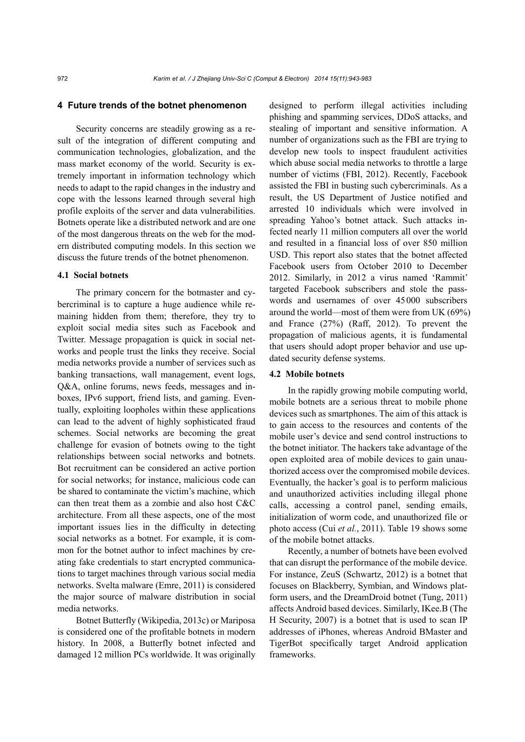## 4 Future trends of the botnet phenomenon

Security concerns are steadily growing as a result of the integration of different computing and communication technologies, globalization, and the mass market economy of the world. Security is extremely important in information technology which needs to adapt to the rapid changes in the industry and cope with the lessons learned through several high profile exploits of the server and data vulnerabilities. Botnets operate like a distributed network and are one of the most dangerous threats on the web for the modern distributed computing models. In this section we discuss the future trends of the botnet phenomenon.

### 4.1 Social botnets

The primary concern for the botmaster and cybercriminal is to capture a huge audience while remaining hidden from them; therefore, they try to exploit social media sites such as Facebook and Twitter. Message propagation is quick in social networks and people trust the links they receive. Social media networks provide a number of services such as banking transactions, wall management, event logs, Q&A, online forums, news feeds, messages and inboxes, IPv6 support, friend lists, and gaming. Eventually, exploiting loopholes within these applications can lead to the advent of highly sophisticated fraud schemes. Social networks are becoming the great challenge for evasion of botnets owing to the tight relationships between social networks and botnets. Bot recruitment can be considered an active portion for social networks; for instance, malicious code can be shared to contaminate the victim's machine, which can then treat them as a zombie and also host C&C architecture. From all these aspects, one of the most important issues lies in the difficulty in detecting social networks as a botnet. For example, it is common for the botnet author to infect machines by creating fake credentials to start encrypted communications to target machines through various social media networks. Svelta malware (Emre, 2011) is considered the major source of malware distribution in social media networks.

Botnet Butterfly (Wikipedia, 2013c) or Mariposa is considered one of the profitable botnets in modern history. In 2008, a Butterfly botnet infected and damaged 12 million PCs worldwide. It was originally designed to perform illegal activities including phishing and spamming services, DDoS attacks, and stealing of important and sensitive information. A number of organizations such as the FBI are trying to develop new tools to inspect fraudulent activities which abuse social media networks to throttle a large number of victims (FBI, 2012). Recently, Facebook assisted the FBI in busting such cybercriminals. As a result, the US Department of Justice notified and arrested 10 individuals which were involved in spreading Yahoo's botnet attack. Such attacks infected nearly 11 million computers all over the world and resulted in a financial loss of over 850 million USD. This report also states that the botnet affected Facebook users from October 2010 to December 2012. Similarly, in 2012 a virus named 'Rammit' targeted Facebook subscribers and stole the passwords and usernames of over 45000 subscribers around the world—most of them were from UK (69%) and France (27%) (Raff, 2012). To prevent the propagation of malicious agents, it is fundamental that users should adopt proper behavior and use updated security defense systems.

### 4.2 Mobile botnets

In the rapidly growing mobile computing world, mobile botnets are a serious threat to mobile phone devices such as smartphones. The aim of this attack is to gain access to the resources and contents of the mobile user's device and send control instructions to the botnet initiator. The hackers take advantage of the open exploited area of mobile devices to gain unauthorized access over the compromised mobile devices. Eventually, the hacker's goal is to perform malicious and unauthorized activities including illegal phone calls, accessing a control panel, sending emails, initialization of worm code, and unauthorized file or photo access (Cui *et al.*, 2011). Table 19 shows some of the mobile botnet attacks.

Recently, a number of botnets have been evolved that can disrupt the performance of the mobile device. For instance, ZeuS (Schwartz, 2012) is a botnet that focuses on Blackberry, Symbian, and Windows platform users, and the DreamDroid botnet (Tung, 2011) affects Android based devices. Similarly, IKee.B (The H Security, 2007) is a botnet that is used to scan IP addresses of iPhones, whereas Android BMaster and TigerBot specifically target Android application frameworks.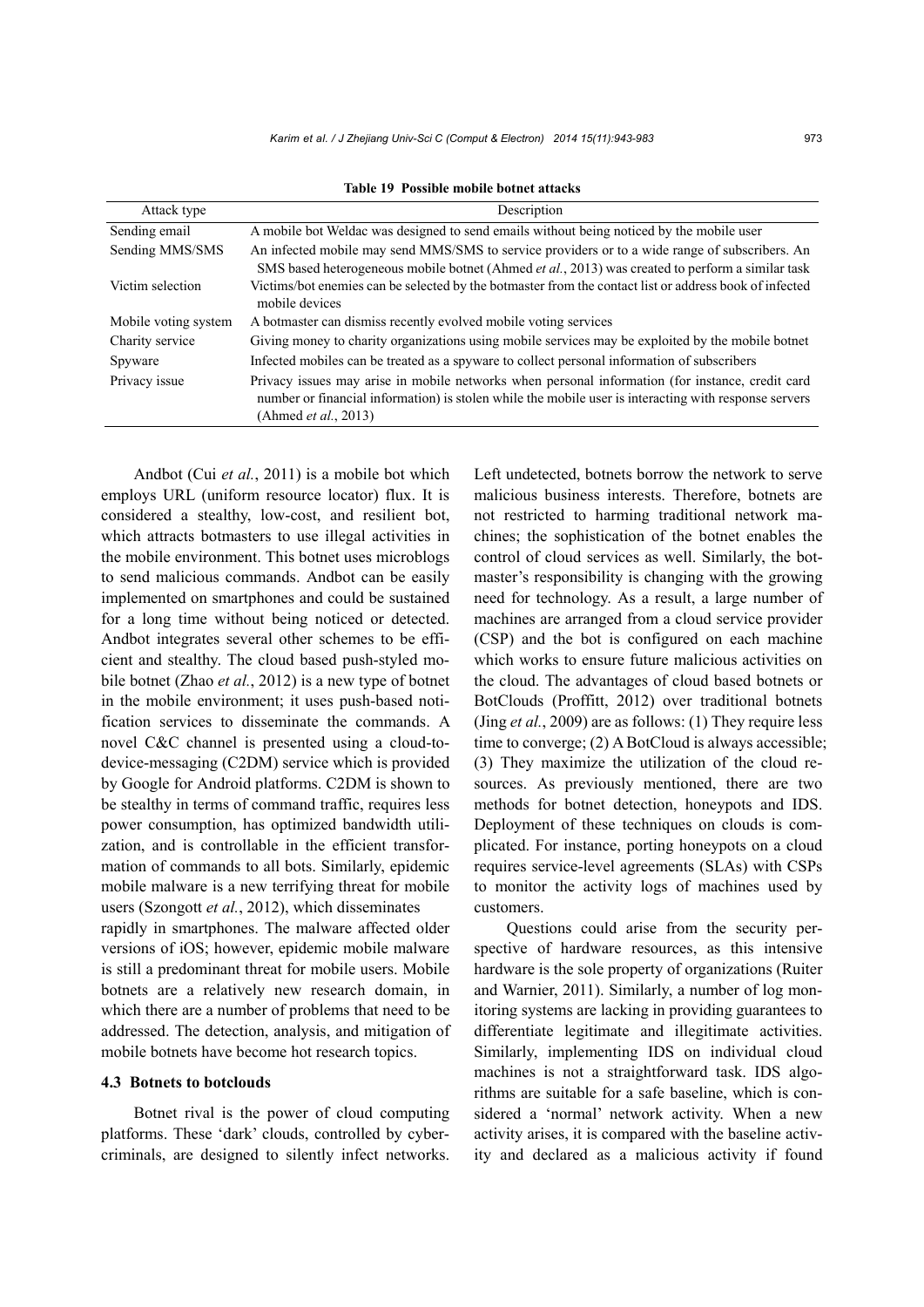**Table 19 Possible mobile botnet attacks**

| Attack type | Description |
|---|---|
| Sending email | A mobile bot Weldac was designed to send emails without being noticed by the mobile user |
| Sending MMS/SMS | An infected mobile may send MMS/SMS to service providers or to a wide range of subscribers. An SMS based heterogeneous mobile botnet (Ahmed *et al.*, 2013) was created to perform a similar task |
| Victim selection | Victims/bot enemies can be selected by the botmaster from the contact list or address book of infected mobile devices |
| Mobile voting system | A botmaster can dismiss recently evolved mobile voting services |
| Charity service | Giving money to charity organizations using mobile services may be exploited by the mobile botnet |
| Spyware | Infected mobiles can be treated as a spyware to collect personal information of subscribers |
| Privacy issue | Privacy issues may arise in mobile networks when personal information (for instance, credit card number or financial information) is stolen while the mobile user is interacting with response servers (Ahmed *et al.*, 2013) |

Andbot (Cui *et al.*, 2011) is a mobile bot which employs URL (uniform resource locator) flux. It is considered a stealthy, low-cost, and resilient bot, which attracts botmasters to use illegal activities in the mobile environment. This botnet uses microblogs to send malicious commands. Andbot can be easily implemented on smartphones and could be sustained for a long time without being noticed or detected. Andbot integrates several other schemes to be efficient and stealthy. The cloud based push-styled mobile botnet (Zhao *et al.*, 2012) is a new type of botnet in the mobile environment; it uses push-based notification services to disseminate the commands. A novel C&C channel is presented using a cloud-to-device-messaging (C2DM) service which is provided by Google for Android platforms. C2DM is shown to be stealthy in terms of command traffic, requires less power consumption, has optimized bandwidth utilization, and is controllable in the efficient transformation of commands to all bots. Similarly, epidemic mobile malware is a new terrifying threat for mobile users (Szongott *et al.*, 2012), which disseminates rapidly in smartphones. The malware affected older versions of iOS; however, epidemic mobile malware is still a predominant threat for mobile users. Mobile botnets are a relatively new research domain, in which there are a number of problems that need to be addressed. The detection, analysis, and mitigation of mobile botnets have become hot research topics.

### 4.3 Botnets to botclouds

Botnet rival is the power of cloud computing platforms. These 'dark' clouds, controlled by cybercriminals, are designed to silently infect networks. Left undetected, botnets borrow the network to serve malicious business interests. Therefore, botnets are not restricted to harming traditional network machines; the sophistication of the botnet enables the control of cloud services as well. Similarly, the botmaster's responsibility is changing with the growing need for technology. As a result, a large number of machines are arranged from a cloud service provider (CSP) and the bot is configured on each machine which works to ensure future malicious activities on the cloud. The advantages of cloud based botnets or BotClouds (Proffitt, 2012) over traditional botnets (Jing *et al.*, 2009) are as follows: (1) They require less time to converge; (2) A BotCloud is always accessible; (3) They maximize the utilization of the cloud resources. As previously mentioned, there are two methods for botnet detection, honeypots and IDS. Deployment of these techniques on clouds is complicated. For instance, porting honeypots on a cloud requires service-level agreements (SLAs) with CSPs to monitor the activity logs of machines used by customers.

Questions could arise from the security perspective of hardware resources, as this intensive hardware is the sole property of organizations (Ruiter and Warnier, 2011). Similarly, a number of log monitoring systems are lacking in providing guarantees to differentiate legitimate and illegitimate activities. Similarly, implementing IDS on individual cloud machines is not a straightforward task. IDS algorithms are suitable for a safe baseline, which is considered a 'normal' network activity. When a new activity arises, it is compared with the baseline activity and declared as a malicious activity if found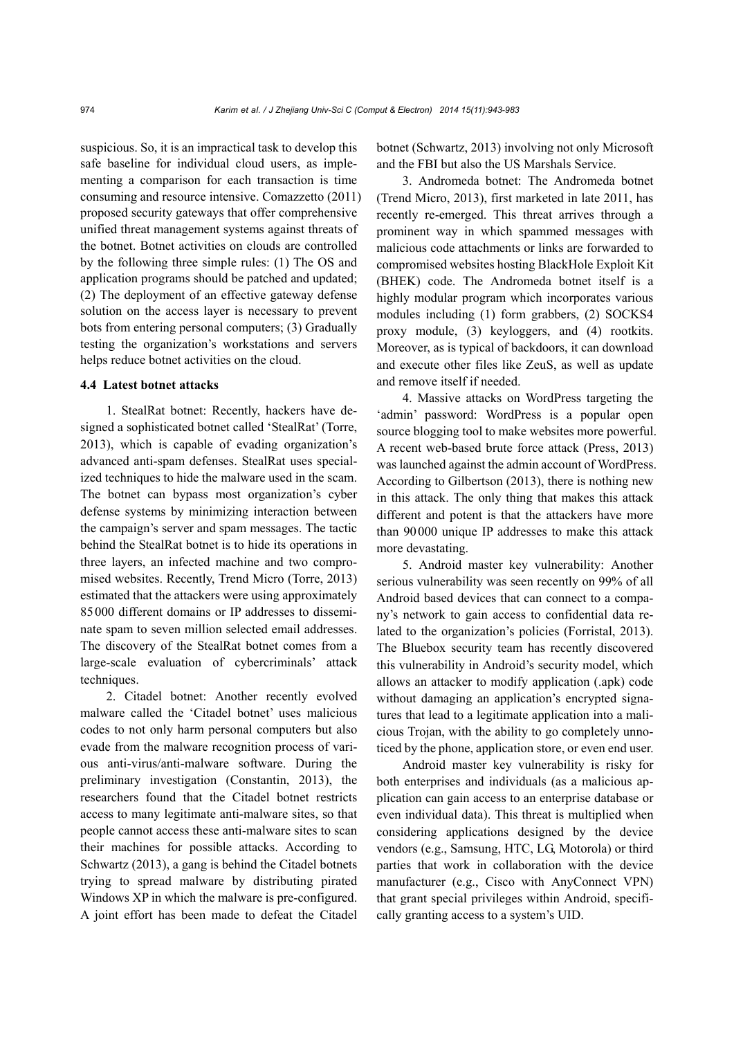suspicious. So, it is an impractical task to develop this safe baseline for individual cloud users, as implementing a comparison for each transaction is time consuming and resource intensive. Comazzetto (2011) proposed security gateways that offer comprehensive unified threat management systems against threats of the botnet. Botnet activities on clouds are controlled by the following three simple rules: (1) The OS and application programs should be patched and updated; (2) The deployment of an effective gateway defense solution on the access layer is necessary to prevent bots from entering personal computers; (3) Gradually testing the organization's workstations and servers helps reduce botnet activities on the cloud.

### 4.4 Latest botnet attacks

1. StealRat botnet: Recently, hackers have designed a sophisticated botnet called 'StealRat' (Torre, 2013), which is capable of evading organization's advanced anti-spam defenses. StealRat uses specialized techniques to hide the malware used in the scam. The botnet can bypass most organization's cyber defense systems by minimizing interaction between the campaign's server and spam messages. The tactic behind the StealRat botnet is to hide its operations in three layers, an infected machine and two compromised websites. Recently, Trend Micro (Torre, 2013) estimated that the attackers were using approximately 85 000 different domains or IP addresses to disseminate spam to seven million selected email addresses. The discovery of the StealRat botnet comes from a large-scale evaluation of cybercriminals' attack techniques.

2. Citadel botnet: Another recently evolved malware called the 'Citadel botnet' uses malicious codes to not only harm personal computers but also evade from the malware recognition process of various anti-virus/anti-malware software. During the preliminary investigation (Constantin, 2013), the researchers found that the Citadel botnet restricts access to many legitimate anti-malware sites, so that people cannot access these anti-malware sites to scan their machines for possible attacks. According to Schwartz (2013), a gang is behind the Citadel botnets trying to spread malware by distributing pirated Windows XP in which the malware is pre-configured. A joint effort has been made to defeat the Citadel botnet (Schwartz, 2013) involving not only Microsoft and the FBI but also the US Marshals Service.

3. Andromeda botnet: The Andromeda botnet (Trend Micro, 2013), first marketed in late 2011, has recently re-emerged. This threat arrives through a prominent way in which spammed messages with malicious code attachments or links are forwarded to compromised websites hosting BlackHole Exploit Kit (BHEK) code. The Andromeda botnet itself is a highly modular program which incorporates various modules including (1) form grabbers, (2) SOCKS4 proxy module, (3) keyloggers, and (4) rootkits. Moreover, as is typical of backdoors, it can download and execute other files like ZeuS, as well as update and remove itself if needed.

4. Massive attacks on WordPress targeting the 'admin' password: WordPress is a popular open source blogging tool to make websites more powerful. A recent web-based brute force attack (Press, 2013) was launched against the admin account of WordPress. According to Gilbertson (2013), there is nothing new in this attack. The only thing that makes this attack different and potent is that the attackers have more than 90 000 unique IP addresses to make this attack more devastating.

5. Android master key vulnerability: Another serious vulnerability was seen recently on 99% of all Android based devices that can connect to a company's network to gain access to confidential data related to the organization's policies (Forristal, 2013). The Bluebox security team has recently discovered this vulnerability in Android's security model, which allows an attacker to modify application (.apk) code without damaging an application's encrypted signatures that lead to a legitimate application into a malicious Trojan, with the ability to go completely unnoticed by the phone, application store, or even end user.

Android master key vulnerability is risky for both enterprises and individuals (as a malicious application can gain access to an enterprise database or even individual data). This threat is multiplied when considering applications designed by the device vendors (e.g., Samsung, HTC, LG, Motorola) or third parties that work in collaboration with the device manufacturer (e.g., Cisco with AnyConnect VPN) that grant special privileges within Android, specifically granting access to a system's UID.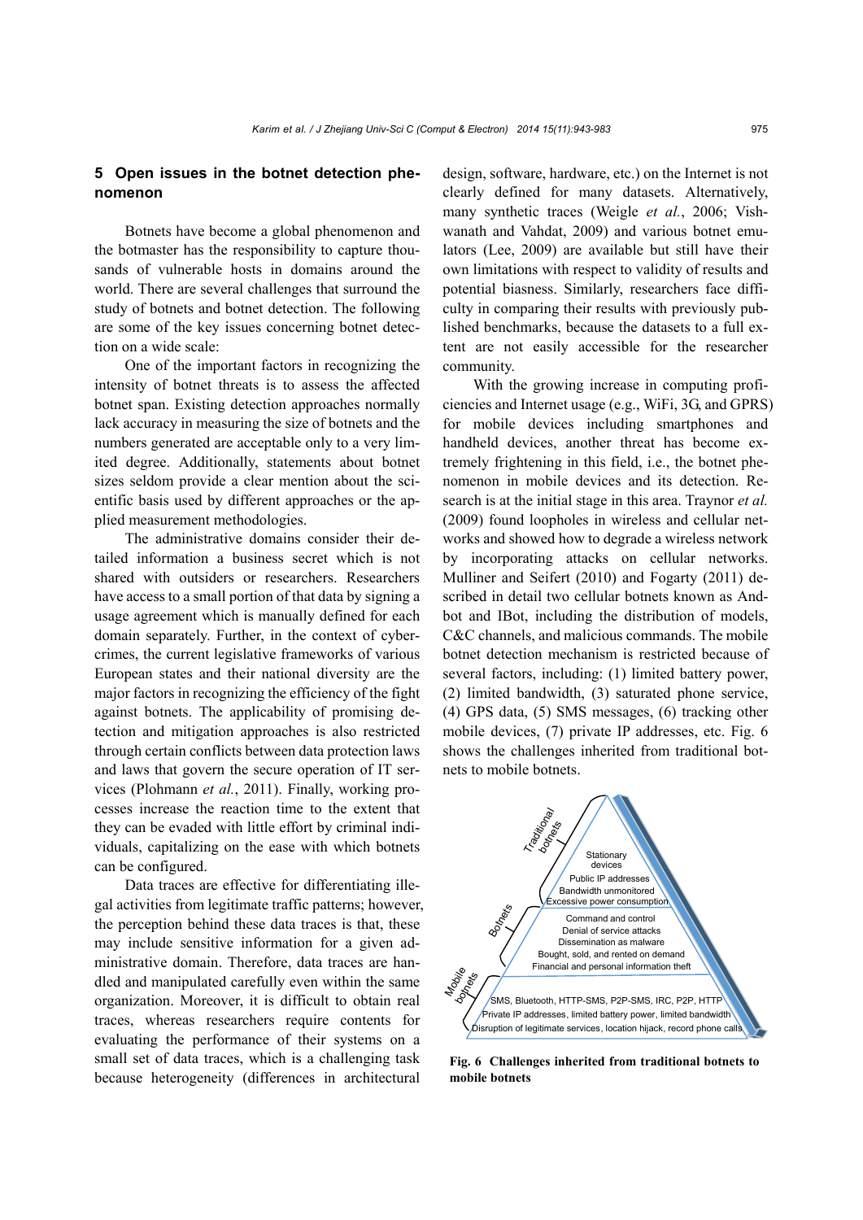## 5 Open issues in the botnet detection phenomenon

Botnets have become a global phenomenon and the botmaster has the responsibility to capture thousands of vulnerable hosts in domains around the world. There are several challenges that surround the study of botnets and botnet detection. The following are some of the key issues concerning botnet detection on a wide scale:

One of the important factors in recognizing the intensity of botnet threats is to assess the affected botnet span. Existing detection approaches normally lack accuracy in measuring the size of botnets and the numbers generated are acceptable only to a very limited degree. Additionally, statements about botnet sizes seldom provide a clear mention about the scientific basis used by different approaches or the applied measurement methodologies.

The administrative domains consider their detailed information a business secret which is not shared with outsiders or researchers. Researchers have access to a small portion of that data by signing a usage agreement which is manually defined for each domain separately. Further, in the context of cybercrimes, the current legislative frameworks of various European states and their national diversity are the major factors in recognizing the efficiency of the fight against botnets. The applicability of promising detection and mitigation approaches is also restricted through certain conflicts between data protection laws and laws that govern the secure operation of IT services (Plohmann *et al.*, 2011). Finally, working processes increase the reaction time to the extent that they can be evaded with little effort by criminal individuals, capitalizing on the ease with which botnets can be configured.

Data traces are effective for differentiating illegal activities from legitimate traffic patterns; however, the perception behind these data traces is that, these may include sensitive information for a given administrative domain. Therefore, data traces are handled and manipulated carefully even within the same organization. Moreover, it is difficult to obtain real traces, whereas researchers require contents for evaluating the performance of their systems on a small set of data traces, which is a challenging task because heterogeneity (differences in architectural design, software, hardware, etc.) on the Internet is not clearly defined for many datasets. Alternatively, many synthetic traces (Weigle *et al.*, 2006; Vishwanath and Vahdat, 2009) and various botnet emulators (Lee, 2009) are available but still have their own limitations with respect to validity of results and potential biasness. Similarly, researchers face difficulty in comparing their results with previously published benchmarks, because the datasets to a full extent are not easily accessible for the researcher community.

With the growing increase in computing proficiencies and Internet usage (e.g., WiFi, 3G, and GPRS) for mobile devices including smartphones and handheld devices, another threat has become extremely frightening in this field, i.e., the botnet phenomenon in mobile devices and its detection. Research is at the initial stage in this area. Traynor *et al.* (2009) found loopholes in wireless and cellular networks and showed how to degrade a wireless network by incorporating attacks on cellular networks. Mulliner and Seifert (2010) and Fogarty (2011) described in detail two cellular botnets known as Andbot and IBot, including the distribution of models, C&C channels, and malicious commands. The mobile botnet detection mechanism is restricted because of several factors, including: (1) limited battery power, (2) limited bandwidth, (3) saturated phone service, (4) GPS data, (5) SMS messages, (6) tracking other mobile devices, (7) private IP addresses, etc. Fig. 6 shows the challenges inherited from traditional botnets to mobile botnets.

Traditional botnets: Stationary devices; Public IP addresses; Bandwidth unmonitored; Excessive power consumption

Botnets: Command and control; Denial of service attacks; Dissemination as malware; Bought, sold, and rented on demand; Financial and personal information theft

Mobile botnets: SMS, Bluetooth, HTTP-SMS, P2P-SMS, IRC, P2P, HTTP; Private IP addresses, limited battery power, limited bandwidth; Disruption of legitimate services, location hijack, record phone calls

**Fig. 6 Challenges inherited from traditional botnets to mobile botnets**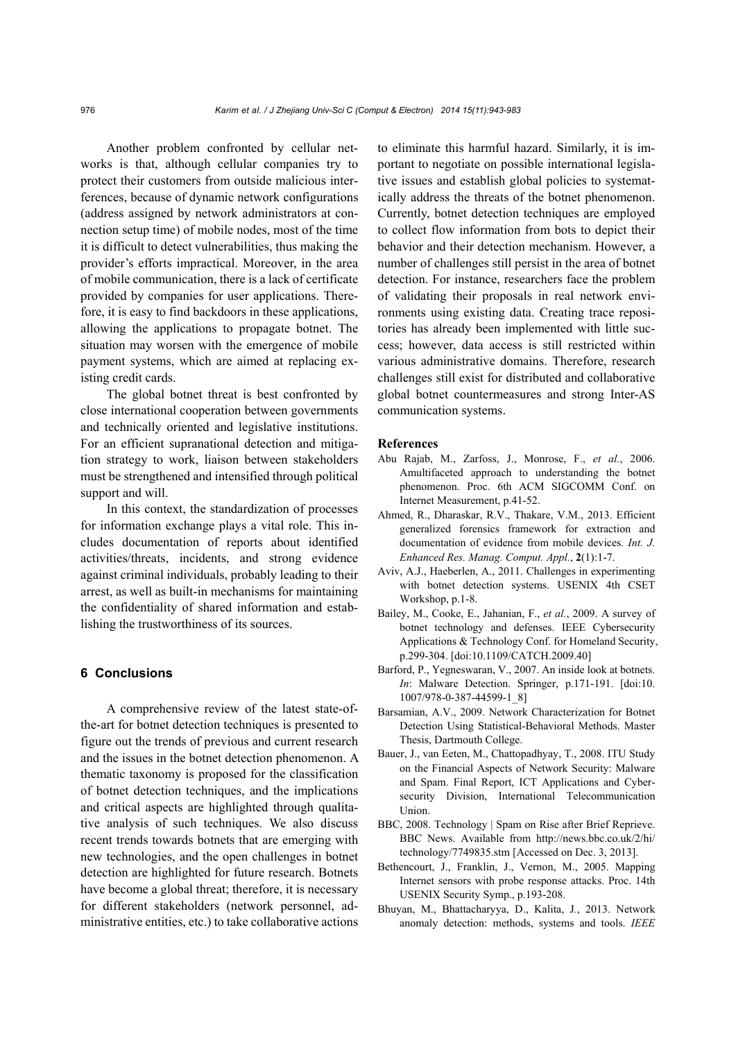Another problem confronted by cellular networks is that, although cellular companies try to protect their customers from outside malicious interferences, because of dynamic network configurations (address assigned by network administrators at connection setup time) of mobile nodes, most of the time it is difficult to detect vulnerabilities, thus making the provider's efforts impractical. Moreover, in the area of mobile communication, there is a lack of certificate provided by companies for user applications. Therefore, it is easy to find backdoors in these applications, allowing the applications to propagate botnet. The situation may worsen with the emergence of mobile payment systems, which are aimed at replacing existing credit cards.

The global botnet threat is best confronted by close international cooperation between governments and technically oriented and legislative institutions. For an efficient supranational detection and mitigation strategy to work, liaison between stakeholders must be strengthened and intensified through political support and will.

In this context, the standardization of processes for information exchange plays a vital role. This includes documentation of reports about identified activities/threats, incidents, and strong evidence against criminal individuals, probably leading to their arrest, as well as built-in mechanisms for maintaining the confidentiality of shared information and establishing the trustworthiness of its sources.

## 6 Conclusions

A comprehensive review of the latest state-of-the-art for botnet detection techniques is presented to figure out the trends of previous and current research and the issues in the botnet detection phenomenon. A thematic taxonomy is proposed for the classification of botnet detection techniques, and the implications and critical aspects are highlighted through qualitative analysis of such techniques. We also discuss recent trends towards botnets that are emerging with new technologies, and the open challenges in botnet detection are highlighted for future research. Botnets have become a global threat; therefore, it is necessary for different stakeholders (network personnel, administrative entities, etc.) to take collaborative actions to eliminate this harmful hazard. Similarly, it is important to negotiate on possible international legislative issues and establish global policies to systematically address the threats of the botnet phenomenon. Currently, botnet detection techniques are employed to collect flow information from bots to depict their behavior and their detection mechanism. However, a number of challenges still persist in the area of botnet detection. For instance, researchers face the problem of validating their proposals in real network environments using existing data. Creating trace repositories has already been implemented with little success; however, data access is still restricted within various administrative domains. Therefore, research challenges still exist for distributed and collaborative global botnet countermeasures and strong Inter-AS communication systems.

## References

Abu Rajab, M., Zarfoss, J., Monrose, F., *et al.*, 2006. Amultifaceted approach to understanding the botnet phenomenon. Proc. 6th ACM SIGCOMM Conf. on Internet Measurement, p.41-52.

Ahmed, R., Dharaskar, R.V., Thakare, V.M., 2013. Efficient generalized forensics framework for extraction and documentation of evidence from mobile devices. *Int. J. Enhanced Res. Manag. Comput. Appl.*, **2**(1):1-7.

Aviv, A.J., Haeberlen, A., 2011. Challenges in experimenting with botnet detection systems. USENIX 4th CSET Workshop, p.1-8.

Bailey, M., Cooke, E., Jahanian, F., *et al.*, 2009. A survey of botnet technology and defenses. IEEE Cybersecurity Applications & Technology Conf. for Homeland Security, p.299-304. [doi:10.1109/CATCH.2009.40]

Barford, P., Yegneswaran, V., 2007. An inside look at botnets. *In*: Malware Detection. Springer, p.171-191. [doi:10.1007/978-0-387-44599-1_8]

Barsamian, A.V., 2009. Network Characterization for Botnet Detection Using Statistical-Behavioral Methods. Master Thesis, Dartmouth College.

Bauer, J., van Eeten, M., Chattopadhyay, T., 2008. ITU Study on the Financial Aspects of Network Security: Malware and Spam. Final Report, ICT Applications and Cybersecurity Division, International Telecommunication Union.

BBC, 2008. Technology | Spam on Rise after Brief Reprieve. BBC News. Available from http://news.bbc.co.uk/2/hi/technology/7749835.stm [Accessed on Dec. 3, 2013].

Bethencourt, J., Franklin, J., Vernon, M., 2005. Mapping Internet sensors with probe response attacks. Proc. 14th USENIX Security Symp., p.193-208.

Bhuyan, M., Bhattacharyya, D., Kalita, J., 2013. Network anomaly detection: methods, systems and tools. *IEEE*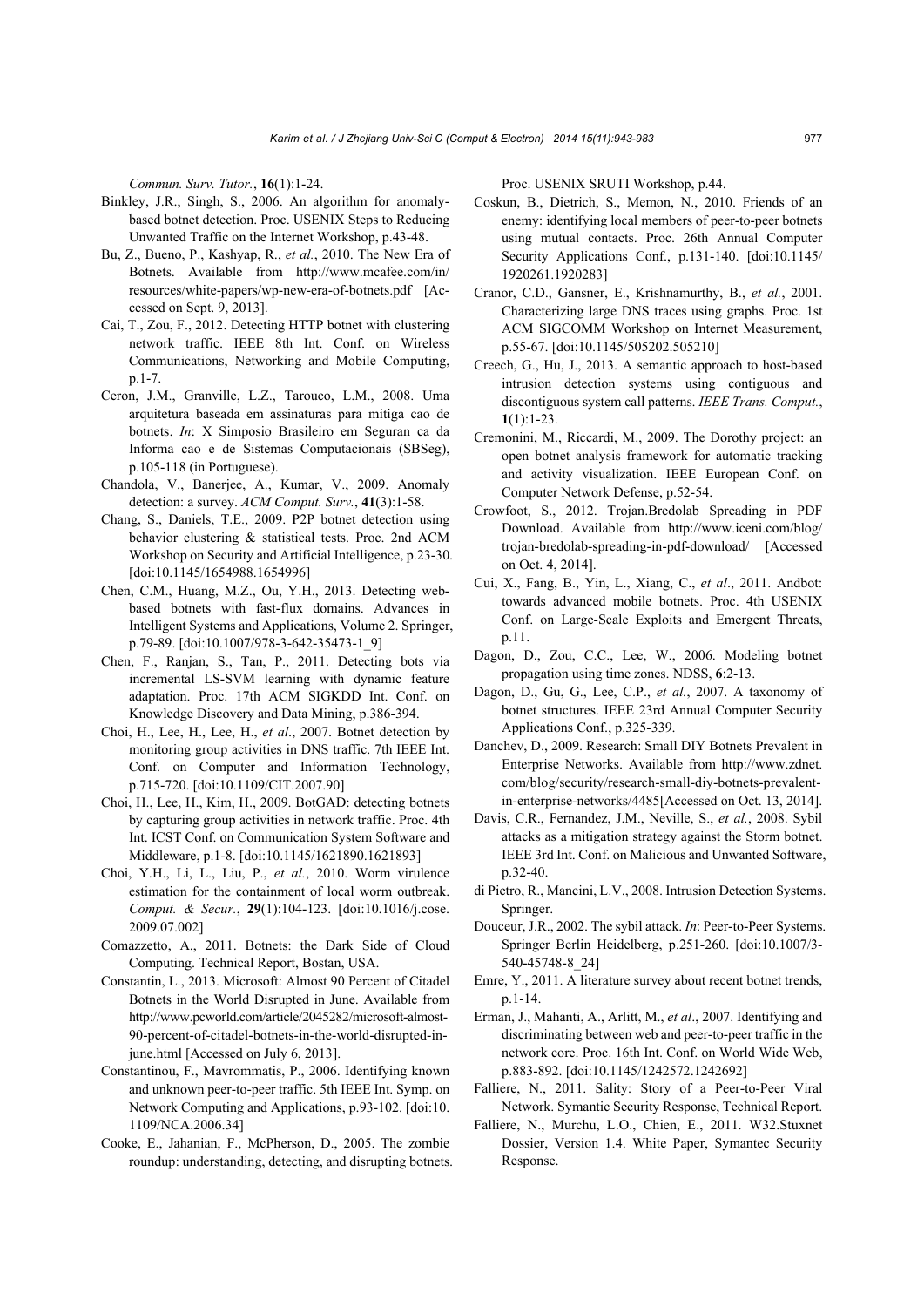*Commun. Surv. Tutor.*, **16**(1):1-24.

Binkley, J.R., Singh, S., 2006. An algorithm for anomaly-based botnet detection. Proc. USENIX Steps to Reducing Unwanted Traffic on the Internet Workshop, p.43-48.

Bu, Z., Bueno, P., Kashyap, R., *et al.*, 2010. The New Era of Botnets. Available from http://www.mcafee.com/in/resources/white-papers/wp-new-era-of-botnets.pdf [Accessed on Sept. 9, 2013].

Cai, T., Zou, F., 2012. Detecting HTTP botnet with clustering network traffic. IEEE 8th Int. Conf. on Wireless Communications, Networking and Mobile Computing, p.1-7.

Ceron, J.M., Granville, L.Z., Tarouco, L.M., 2008. Uma arquitetura baseada em assinaturas para mitiga cao de botnets. *In*: X Simposio Brasileiro em Seguran ca da Informa cao e de Sistemas Computacionais (SBSeg), p.105-118 (in Portuguese).

Chandola, V., Banerjee, A., Kumar, V., 2009. Anomaly detection: a survey. *ACM Comput. Surv.*, **41**(3):1-58.

Chang, S., Daniels, T.E., 2009. P2P botnet detection using behavior clustering & statistical tests. Proc. 2nd ACM Workshop on Security and Artificial Intelligence, p.23-30. [doi:10.1145/1654988.1654996]

Chen, C.M., Huang, M.Z., Ou, Y.H., 2013. Detecting web-based botnets with fast-flux domains. Advances in Intelligent Systems and Applications, Volume 2. Springer, p.79-89. [doi:10.1007/978-3-642-35473-1_9]

Chen, F., Ranjan, S., Tan, P., 2011. Detecting bots via incremental LS-SVM learning with dynamic feature adaptation. Proc. 17th ACM SIGKDD Int. Conf. on Knowledge Discovery and Data Mining, p.386-394.

Choi, H., Lee, H., Lee, H., *et al*., 2007. Botnet detection by monitoring group activities in DNS traffic. 7th IEEE Int. Conf. on Computer and Information Technology, p.715-720. [doi:10.1109/CIT.2007.90]

Choi, H., Lee, H., Kim, H., 2009. BotGAD: detecting botnets by capturing group activities in network traffic. Proc. 4th Int. ICST Conf. on Communication System Software and Middleware, p.1-8. [doi:10.1145/1621890.1621893]

Choi, Y.H., Li, L., Liu, P., *et al.*, 2010. Worm virulence estimation for the containment of local worm outbreak. *Comput. & Secur.*, **29**(1):104-123. [doi:10.1016/j.cose.2009.07.002]

Comazzetto, A., 2011. Botnets: the Dark Side of Cloud Computing. Technical Report, Bostan, USA.

Constantin, L., 2013. Microsoft: Almost 90 Percent of Citadel Botnets in the World Disrupted in June. Available from http://www.pcworld.com/article/2045282/microsoft-almost-90-percent-of-citadel-botnets-in-the-world-disrupted-in-june.html [Accessed on July 6, 2013].

Constantinou, F., Mavrommatis, P., 2006. Identifying known and unknown peer-to-peer traffic. 5th IEEE Int. Symp. on Network Computing and Applications, p.93-102. [doi:10.1109/NCA.2006.34]

Cooke, E., Jahanian, F., McPherson, D., 2005. The zombie roundup: understanding, detecting, and disrupting botnets. Proc. USENIX SRUTI Workshop, p.44.

Coskun, B., Dietrich, S., Memon, N., 2010. Friends of an enemy: identifying local members of peer-to-peer botnets using mutual contacts. Proc. 26th Annual Computer Security Applications Conf., p.131-140. [doi:10.1145/1920261.1920283]

Cranor, C.D., Gansner, E., Krishnamurthy, B., *et al.*, 2001. Characterizing large DNS traces using graphs. Proc. 1st ACM SIGCOMM Workshop on Internet Measurement, p.55-67. [doi:10.1145/505202.505210]

Creech, G., Hu, J., 2013. A semantic approach to host-based intrusion detection systems using contiguous and discontiguous system call patterns. *IEEE Trans. Comput.*, **1**(1):1-23.

Cremonini, M., Riccardi, M., 2009. The Dorothy project: an open botnet analysis framework for automatic tracking and activity visualization. IEEE European Conf. on Computer Network Defense, p.52-54.

Crowfoot, S., 2012. Trojan.Bredolab Spreading in PDF Download. Available from http://www.iceni.com/blog/trojan-bredolab-spreading-in-pdf-download/ [Accessed on Oct. 4, 2014].

Cui, X., Fang, B., Yin, L., Xiang, C., *et al*., 2011. Andbot: towards advanced mobile botnets. Proc. 4th USENIX Conf. on Large-Scale Exploits and Emergent Threats, p.11.

Dagon, D., Zou, C.C., Lee, W., 2006. Modeling botnet propagation using time zones. NDSS, **6**:2-13.

Dagon, D., Gu, G., Lee, C.P., *et al.*, 2007. A taxonomy of botnet structures. IEEE 23rd Annual Computer Security Applications Conf., p.325-339.

Danchev, D., 2009. Research: Small DIY Botnets Prevalent in Enterprise Networks. Available from http://www.zdnet.com/blog/security/research-small-diy-botnets-prevalent-in-enterprise-networks/4485[Accessed on Oct. 13, 2014].

Davis, C.R., Fernandez, J.M., Neville, S., *et al.*, 2008. Sybil attacks as a mitigation strategy against the Storm botnet. IEEE 3rd Int. Conf. on Malicious and Unwanted Software, p.32-40.

di Pietro, R., Mancini, L.V., 2008. Intrusion Detection Systems. Springer.

Douceur, J.R., 2002. The sybil attack. *In*: Peer-to-Peer Systems. Springer Berlin Heidelberg, p.251-260. [doi:10.1007/3-540-45748-8_24]

Emre, Y., 2011. A literature survey about recent botnet trends, p.1-14.

Erman, J., Mahanti, A., Arlitt, M., *et al*., 2007. Identifying and discriminating between web and peer-to-peer traffic in the network core. Proc. 16th Int. Conf. on World Wide Web, p.883-892. [doi:10.1145/1242572.1242692]

Falliere, N., 2011. Sality: Story of a Peer-to-Peer Viral Network. Symantic Security Response, Technical Report.

Falliere, N., Murchu, L.O., Chien, E., 2011. W32.Stuxnet Dossier, Version 1.4. White Paper, Symantec Security Response.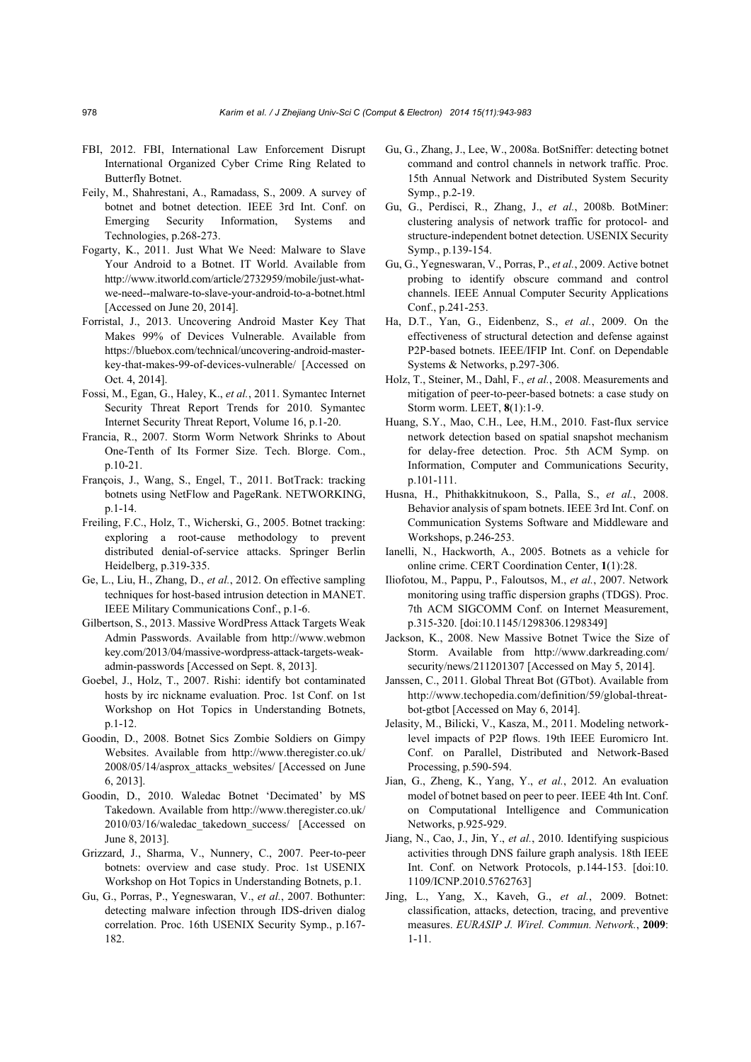FBI, 2012. FBI, International Law Enforcement Disrupt International Organized Cyber Crime Ring Related to Butterfly Botnet.

Feily, M., Shahrestani, A., Ramadass, S., 2009. A survey of botnet and botnet detection. IEEE 3rd Int. Conf. on Emerging Security Information, Systems and Technologies, p.268-273.

Fogarty, K., 2011. Just What We Need: Malware to Slave Your Android to a Botnet. IT World. Available from http://www.itworld.com/article/2732959/mobile/just-what-we-need--malware-to-slave-your-android-to-a-botnet.html [Accessed on June 20, 2014].

Forristal, J., 2013. Uncovering Android Master Key That Makes 99% of Devices Vulnerable. Available from https://bluebox.com/technical/uncovering-android-master-key-that-makes-99-of-devices-vulnerable/ [Accessed on Oct. 4, 2014].

Fossi, M., Egan, G., Haley, K., *et al.*, 2011. Symantec Internet Security Threat Report Trends for 2010. Symantec Internet Security Threat Report, Volume 16, p.1-20.

Francia, R., 2007. Storm Worm Network Shrinks to About One-Tenth of Its Former Size. Tech. Blorge. Com., p.10-21.

François, J., Wang, S., Engel, T., 2011. BotTrack: tracking botnets using NetFlow and PageRank. NETWORKING, p.1-14.

Freiling, F.C., Holz, T., Wicherski, G., 2005. Botnet tracking: exploring a root-cause methodology to prevent distributed denial-of-service attacks. Springer Berlin Heidelberg, p.319-335.

Ge, L., Liu, H., Zhang, D., *et al.*, 2012. On effective sampling techniques for host-based intrusion detection in MANET. IEEE Military Communications Conf., p.1-6.

Gilbertson, S., 2013. Massive WordPress Attack Targets Weak Admin Passwords. Available from http://www.webmonkey.com/2013/04/massive-wordpress-attack-targets-weak-admin-passwords [Accessed on Sept. 8, 2013].

Goebel, J., Holz, T., 2007. Rishi: identify bot contaminated hosts by irc nickname evaluation. Proc. 1st Conf. on 1st Workshop on Hot Topics in Understanding Botnets, p.1-12.

Goodin, D., 2008. Botnet Sics Zombie Soldiers on Gimpy Websites. Available from http://www.theregister.co.uk/2008/05/14/asprox_attacks_websites/ [Accessed on June 6, 2013].

Goodin, D., 2010. Waledac Botnet 'Decimated' by MS Takedown. Available from http://www.theregister.co.uk/2010/03/16/waledac_takedown_success/ [Accessed on June 8, 2013].

Grizzard, J., Sharma, V., Nunnery, C., 2007. Peer-to-peer botnets: overview and case study. Proc. 1st USENIX Workshop on Hot Topics in Understanding Botnets, p.1.

Gu, G., Porras, P., Yegneswaran, V., *et al.*, 2007. Bothunter: detecting malware infection through IDS-driven dialog correlation. Proc. 16th USENIX Security Symp., p.167-182.

Gu, G., Zhang, J., Lee, W., 2008a. BotSniffer: detecting botnet command and control channels in network traffic. Proc. 15th Annual Network and Distributed System Security Symp., p.2-19.

Gu, G., Perdisci, R., Zhang, J., *et al.*, 2008b. BotMiner: clustering analysis of network traffic for protocol- and structure-independent botnet detection. USENIX Security Symp., p.139-154.

Gu, G., Yegneswaran, V., Porras, P., *et al.*, 2009. Active botnet probing to identify obscure command and control channels. IEEE Annual Computer Security Applications Conf., p.241-253.

Ha, D.T., Yan, G., Eidenbenz, S., *et al.*, 2009. On the effectiveness of structural detection and defense against P2P-based botnets. IEEE/IFIP Int. Conf. on Dependable Systems & Networks, p.297-306.

Holz, T., Steiner, M., Dahl, F., *et al.*, 2008. Measurements and mitigation of peer-to-peer-based botnets: a case study on Storm worm. LEET, **8**(1):1-9.

Huang, S.Y., Mao, C.H., Lee, H.M., 2010. Fast-flux service network detection based on spatial snapshot mechanism for delay-free detection. Proc. 5th ACM Symp. on Information, Computer and Communications Security, p.101-111.

Husna, H., Phithakkitnukoon, S., Palla, S., *et al.*, 2008. Behavior analysis of spam botnets. IEEE 3rd Int. Conf. on Communication Systems Software and Middleware and Workshops, p.246-253.

Ianelli, N., Hackworth, A., 2005. Botnets as a vehicle for online crime. CERT Coordination Center, **1**(1):28.

Iliofotou, M., Pappu, P., Faloutsos, M., *et al.*, 2007. Network monitoring using traffic dispersion graphs (TDGS). Proc. 7th ACM SIGCOMM Conf. on Internet Measurement, p.315-320. [doi:10.1145/1298306.1298349]

Jackson, K., 2008. New Massive Botnet Twice the Size of Storm. Available from http://www.darkreading.com/security/news/211201307 [Accessed on May 5, 2014].

Janssen, C., 2011. Global Threat Bot (GTbot). Available from http://www.techopedia.com/definition/59/global-threat-bot-gtbot [Accessed on May 6, 2014].

Jelasity, M., Bilicki, V., Kasza, M., 2011. Modeling network-level impacts of P2P flows. 19th IEEE Euromicro Int. Conf. on Parallel, Distributed and Network-Based Processing, p.590-594.

Jian, G., Zheng, K., Yang, Y., *et al.*, 2012. An evaluation model of botnet based on peer to peer. IEEE 4th Int. Conf. on Computational Intelligence and Communication Networks, p.925-929.

Jiang, N., Cao, J., Jin, Y., *et al.*, 2010. Identifying suspicious activities through DNS failure graph analysis. 18th IEEE Int. Conf. on Network Protocols, p.144-153. [doi:10.1109/ICNP.2010.5762763]

Jing, L., Yang, X., Kaveh, G., *et al.*, 2009. Botnet: classification, attacks, detection, tracing, and preventive measures. *EURASIP J. Wirel. Commun. Network.*, **2009**: 1-11.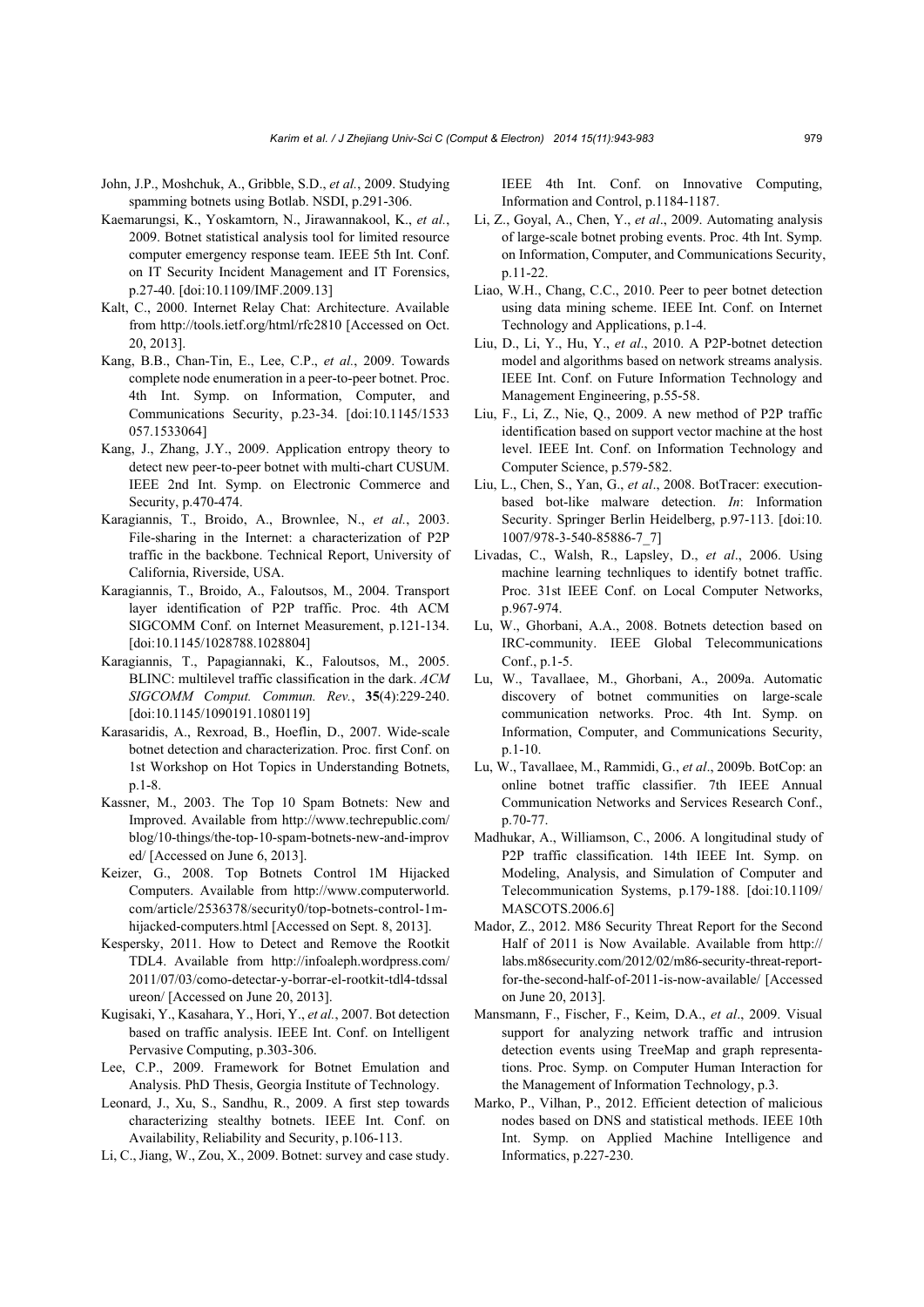John, J.P., Moshchuk, A., Gribble, S.D., *et al.*, 2009. Studying spamming botnets using Botlab. NSDI, p.291-306.

Kaemarungsi, K., Yoskamtorn, N., Jirawannakool, K., *et al.*, 2009. Botnet statistical analysis tool for limited resource computer emergency response team. IEEE 5th Int. Conf. on IT Security Incident Management and IT Forensics, p.27-40. [doi:10.1109/IMF.2009.13]

Kalt, C., 2000. Internet Relay Chat: Architecture. Available from http://tools.ietf.org/html/rfc2810 [Accessed on Oct. 20, 2013].

Kang, B.B., Chan-Tin, E., Lee, C.P., *et al.*, 2009. Towards complete node enumeration in a peer-to-peer botnet. Proc. 4th Int. Symp. on Information, Computer, and Communications Security, p.23-34. [doi:10.1145/1533057.1533064]

Kang, J., Zhang, J.Y., 2009. Application entropy theory to detect new peer-to-peer botnet with multi-chart CUSUM. IEEE 2nd Int. Symp. on Electronic Commerce and Security, p.470-474.

Karagiannis, T., Broido, A., Brownlee, N., *et al.*, 2003. File-sharing in the Internet: a characterization of P2P traffic in the backbone. Technical Report, University of California, Riverside, USA.

Karagiannis, T., Broido, A., Faloutsos, M., 2004. Transport layer identification of P2P traffic. Proc. 4th ACM SIGCOMM Conf. on Internet Measurement, p.121-134. [doi:10.1145/1028788.1028804]

Karagiannis, T., Papagiannaki, K., Faloutsos, M., 2005. BLINC: multilevel traffic classification in the dark. *ACM SIGCOMM Comput. Commun. Rev.*, **35**(4):229-240. [doi:10.1145/1090191.1080119]

Karasaridis, A., Rexroad, B., Hoeflin, D., 2007. Wide-scale botnet detection and characterization. Proc. first Conf. on 1st Workshop on Hot Topics in Understanding Botnets, p.1-8.

Kassner, M., 2003. The Top 10 Spam Botnets: New and Improved. Available from http://www.techrepublic.com/blog/10-things/the-top-10-spam-botnets-new-and-improved/ [Accessed on June 6, 2013].

Keizer, G., 2008. Top Botnets Control 1M Hijacked Computers. Available from http://www.computerworld.com/article/2536378/security0/top-botnets-control-1m-hijacked-computers.html [Accessed on Sept. 8, 2013].

Kespersky, 2011. How to Detect and Remove the Rootkit TDL4. Available from http://infoaleph.wordpress.com/2011/07/03/como-detectar-y-borrar-el-rootkit-tdl4-tdssalureon/ [Accessed on June 20, 2013].

Kugisaki, Y., Kasahara, Y., Hori, Y., *et al.*, 2007. Bot detection based on traffic analysis. IEEE Int. Conf. on Intelligent Pervasive Computing, p.303-306.

Lee, C.P., 2009. Framework for Botnet Emulation and Analysis. PhD Thesis, Georgia Institute of Technology.

Leonard, J., Xu, S., Sandhu, R., 2009. A first step towards characterizing stealthy botnets. IEEE Int. Conf. on Availability, Reliability and Security, p.106-113.

Li, C., Jiang, W., Zou, X., 2009. Botnet: survey and case study. IEEE 4th Int. Conf. on Innovative Computing, Information and Control, p.1184-1187.

Li, Z., Goyal, A., Chen, Y., *et al*., 2009. Automating analysis of large-scale botnet probing events. Proc. 4th Int. Symp. on Information, Computer, and Communications Security, p.11-22.

Liao, W.H., Chang, C.C., 2010. Peer to peer botnet detection using data mining scheme. IEEE Int. Conf. on Internet Technology and Applications, p.1-4.

Liu, D., Li, Y., Hu, Y., *et al*., 2010. A P2P-botnet detection model and algorithms based on network streams analysis. IEEE Int. Conf. on Future Information Technology and Management Engineering, p.55-58.

Liu, F., Li, Z., Nie, Q., 2009. A new method of P2P traffic identification based on support vector machine at the host level. IEEE Int. Conf. on Information Technology and Computer Science, p.579-582.

Liu, L., Chen, S., Yan, G., *et al*., 2008. BotTracer: execution-based bot-like malware detection. *In*: Information Security. Springer Berlin Heidelberg, p.97-113. [doi:10.1007/978-3-540-85886-7_7]

Livadas, C., Walsh, R., Lapsley, D., *et al*., 2006. Using machine learning technliques to identify botnet traffic. Proc. 31st IEEE Conf. on Local Computer Networks, p.967-974.

Lu, W., Ghorbani, A.A., 2008. Botnets detection based on IRC-community. IEEE Global Telecommunications Conf., p.1-5.

Lu, W., Tavallaee, M., Ghorbani, A., 2009a. Automatic discovery of botnet communities on large-scale communication networks. Proc. 4th Int. Symp. on Information, Computer, and Communications Security, p.1-10.

Lu, W., Tavallaee, M., Rammidi, G., *et al*., 2009b. BotCop: an online botnet traffic classifier. 7th IEEE Annual Communication Networks and Services Research Conf., p.70-77.

Madhukar, A., Williamson, C., 2006. A longitudinal study of P2P traffic classification. 14th IEEE Int. Symp. on Modeling, Analysis, and Simulation of Computer and Telecommunication Systems, p.179-188. [doi:10.1109/MASCOTS.2006.6]

Mador, Z., 2012. M86 Security Threat Report for the Second Half of 2011 is Now Available. Available from http://labs.m86security.com/2012/02/m86-security-threat-report-for-the-second-half-of-2011-is-now-available/ [Accessed on June 20, 2013].

Mansmann, F., Fischer, F., Keim, D.A., *et al*., 2009. Visual support for analyzing network traffic and intrusion detection events using TreeMap and graph representations. Proc. Symp. on Computer Human Interaction for the Management of Information Technology, p.3.

Marko, P., Vilhan, P., 2012. Efficient detection of malicious nodes based on DNS and statistical methods. IEEE 10th Int. Symp. on Applied Machine Intelligence and Informatics, p.227-230.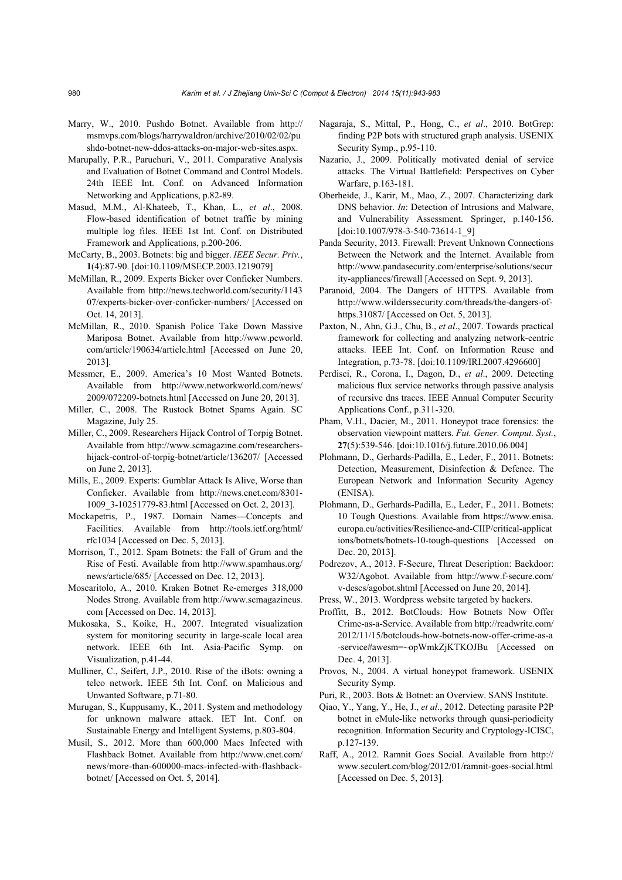Marry, W., 2010. Pushdo Botnet. Available from http://msmvps.com/blogs/harrywaldron/archive/2010/02/02/pushdo-botnet-new-ddos-attacks-on-major-web-sites.aspx.

Marupally, P.R., Paruchuri, V., 2011. Comparative Analysis and Evaluation of Botnet Command and Control Models. 24th IEEE Int. Conf. on Advanced Information Networking and Applications, p.82-89.

Masud, M.M., Al-Khateeb, T., Khan, L., *et al*., 2008. Flow-based identification of botnet traffic by mining multiple log files. IEEE 1st Int. Conf. on Distributed Framework and Applications, p.200-206.

McCarty, B., 2003. Botnets: big and bigger. *IEEE Secur. Priv.*, **1**(4):87-90. [doi:10.1109/MSECP.2003.1219079]

McMillan, R., 2009. Experts Bicker over Conficker Numbers. Available from http://news.techworld.com/security/114307/experts-bicker-over-conficker-numbers/ [Accessed on Oct. 14, 2013].

McMillan, R., 2010. Spanish Police Take Down Massive Mariposa Botnet. Available from http://www.pcworld.com/article/190634/article.html [Accessed on June 20, 2013].

Messmer, E., 2009. America's 10 Most Wanted Botnets. Available from http://www.networkworld.com/news/2009/072209-botnets.html [Accessed on June 20, 2013].

Miller, C., 2008. The Rustock Botnet Spams Again. SC Magazine, July 25.

Miller, C., 2009. Researchers Hijack Control of Torpig Botnet. Available from http://www.scmagazine.com/researchers-hijack-control-of-torpig-botnet/article/136207/ [Accessed on June 2, 2013].

Mills, E., 2009. Experts: Gumblar Attack Is Alive, Worse than Conficker. Available from http://news.cnet.com/8301-1009_3-10251779-83.html [Accessed on Oct. 2, 2013].

Mockapetris, P., 1987. Domain Names—Concepts and Facilities. Available from http://tools.ietf.org/html/rfc1034 [Accessed on Dec. 5, 2013].

Morrison, T., 2012. Spam Botnets: the Fall of Grum and the Rise of Festi. Available from http://www.spamhaus.org/news/article/685/ [Accessed on Dec. 12, 2013].

Moscaritolo, A., 2010. Kraken Botnet Re-emerges 318,000 Nodes Strong. Available from http://www.scmagazineus.com [Accessed on Dec. 14, 2013].

Mukosaka, S., Koike, H., 2007. Integrated visualization system for monitoring security in large-scale local area network. IEEE 6th Int. Asia-Pacific Symp. on Visualization, p.41-44.

Mulliner, C., Seifert, J.P., 2010. Rise of the iBots: owning a telco network. IEEE 5th Int. Conf. on Malicious and Unwanted Software, p.71-80.

Murugan, S., Kuppusamy, K., 2011. System and methodology for unknown malware attack. IET Int. Conf. on Sustainable Energy and Intelligent Systems, p.803-804.

Musil, S., 2012. More than 600,000 Macs Infected with Flashback Botnet. Available from http://www.cnet.com/news/more-than-600000-macs-infected-with-flashback-botnet/ [Accessed on Oct. 5, 2014].

Nagaraja, S., Mittal, P., Hong, C., *et al*., 2010. BotGrep: finding P2P bots with structured graph analysis. USENIX Security Symp., p.95-110.

Nazario, J., 2009. Politically motivated denial of service attacks. The Virtual Battlefield: Perspectives on Cyber Warfare, p.163-181.

Oberheide, J., Karir, M., Mao, Z., 2007. Characterizing dark DNS behavior. *In*: Detection of Intrusions and Malware, and Vulnerability Assessment. Springer, p.140-156. [doi:10.1007/978-3-540-73614-1_9]

Panda Security, 2013. Firewall: Prevent Unknown Connections Between the Network and the Internet. Available from http://www.pandasecurity.com/enterprise/solutions/security-appliances/firewall [Accessed on Sept. 9, 2013].

Paranoid, 2004. The Dangers of HTTPS. Available from http://www.wilderssecurity.com/threads/the-dangers-of-https.31087/ [Accessed on Oct. 5, 2013].

Paxton, N., Ahn, G.J., Chu, B., *et al*., 2007. Towards practical framework for collecting and analyzing network-centric attacks. IEEE Int. Conf. on Information Reuse and Integration, p.73-78. [doi:10.1109/IRI.2007.4296600]

Perdisci, R., Corona, I., Dagon, D., *et al*., 2009. Detecting malicious flux service networks through passive analysis of recursive dns traces. IEEE Annual Computer Security Applications Conf., p.311-320.

Pham, V.H., Dacier, M., 2011. Honeypot trace forensics: the observation viewpoint matters. *Fut. Gener. Comput. Syst.*, **27**(5):539-546. [doi:10.1016/j.future.2010.06.004]

Plohmann, D., Gerhards-Padilla, E., Leder, F., 2011. Botnets: Detection, Measurement, Disinfection & Defence. The European Network and Information Security Agency (ENISA).

Plohmann, D., Gerhards-Padilla, E., Leder, F., 2011. Botnets: 10 Tough Questions. Available from https://www.enisa.europa.eu/activities/Resilience-and-CIIP/critical-applications/botnets/botnets-10-tough-questions [Accessed on Dec. 20, 2013].

Podrezov, A., 2013. F-Secure, Threat Description: Backdoor: W32/Agobot. Available from http://www.f-secure.com/v-descs/agobot.shtml [Accessed on June 20, 2014].

Press, W., 2013. Wordpress website targeted by hackers.

Proffitt, B., 2012. BotClouds: How Botnets Now Offer Crime-as-a-Service. Available from http://readwrite.com/2012/11/15/botclouds-how-botnets-now-offer-crime-as-a-service#awesm=~opWmkZjKTKOJBu [Accessed on Dec. 4, 2013].

Provos, N., 2004. A virtual honeypot framework. USENIX Security Symp.

Puri, R., 2003. Bots & Botnet: an Overview. SANS Institute.

Qiao, Y., Yang, Y., He, J., *et al*., 2012. Detecting parasite P2P botnet in eMule-like networks through quasi-periodicity recognition. Information Security and Cryptology-ICISC, p.127-139.

Raff, A., 2012. Ramnit Goes Social. Available from http://www.seculert.com/blog/2012/01/ramnit-goes-social.html [Accessed on Dec. 5, 2013].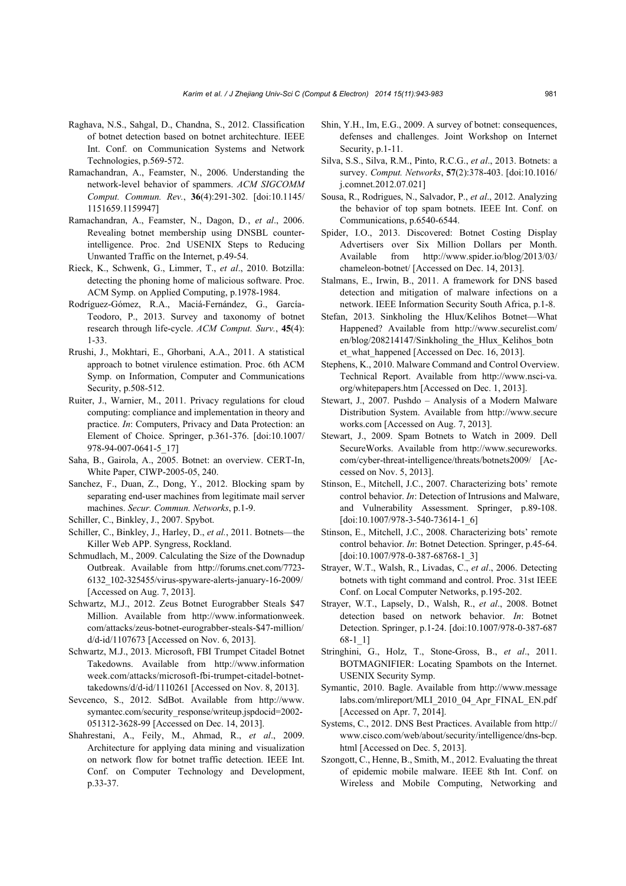Raghava, N.S., Sahgal, D., Chandna, S., 2012. Classification of botnet detection based on botnet architechture. IEEE Int. Conf. on Communication Systems and Network Technologies, p.569-572.

Ramachandran, A., Feamster, N., 2006. Understanding the network-level behavior of spammers. *ACM SIGCOMM Comput. Commun. Rev.*, **36**(4):291-302. [doi:10.1145/1151659.1159947]

Ramachandran, A., Feamster, N., Dagon, D., *et al*., 2006. Revealing botnet membership using DNSBL counter-intelligence. Proc. 2nd USENIX Steps to Reducing Unwanted Traffic on the Internet, p.49-54.

Rieck, K., Schwenk, G., Limmer, T., *et al*., 2010. Botzilla: detecting the phoning home of malicious software. Proc. ACM Symp. on Applied Computing, p.1978-1984.

Rodríguez-Gómez, R.A., Maciá-Fernández, G., García-Teodoro, P., 2013. Survey and taxonomy of botnet research through life-cycle. *ACM Comput. Surv.*, **45**(4): 1-33.

Rrushi, J., Mokhtari, E., Ghorbani, A.A., 2011. A statistical approach to botnet virulence estimation. Proc. 6th ACM Symp. on Information, Computer and Communications Security, p.508-512.

Ruiter, J., Warnier, M., 2011. Privacy regulations for cloud computing: compliance and implementation in theory and practice. *In*: Computers, Privacy and Data Protection: an Element of Choice. Springer, p.361-376. [doi:10.1007/978-94-007-0641-5_17]

Saha, B., Gairola, A., 2005. Botnet: an overview. CERT-In, White Paper, CIWP-2005-05, 240.

Sanchez, F., Duan, Z., Dong, Y., 2012. Blocking spam by separating end-user machines from legitimate mail server machines. *Secur. Commun. Networks*, p.1-9.

Schiller, C., Binkley, J., 2007. Spybot.

Schiller, C., Binkley, J., Harley, D., *et al.*, 2011. Botnets—the Killer Web APP. Syngress, Rockland.

Schmudlach, M., 2009. Calculating the Size of the Downadup Outbreak. Available from http://forums.cnet.com/7723-6132_102-325455/virus-spyware-alerts-january-16-2009/ [Accessed on Aug. 7, 2013].

Schwartz, M.J., 2012. Zeus Botnet Eurograbber Steals $47 Million. Available from http://www.informationweek.com/attacks/zeus-botnet-eurograbber-steals-$47-million/d/d-id/1107673 [Accessed on Nov. 6, 2013].

Schwartz, M.J., 2013. Microsoft, FBI Trumpet Citadel Botnet Takedowns. Available from http://www.informationweek.com/attacks/microsoft-fbi-trumpet-citadel-botnet-takedowns/d/d-id/1110261 [Accessed on Nov. 8, 2013].

Sevcenco, S., 2012. SdBot. Available from http://www.symantec.com/security_response/writeup.jspdocid=2002-051312-3628-99 [Accessed on Dec. 14, 2013].

Shahrestani, A., Feily, M., Ahmad, R., *et al*., 2009. Architecture for applying data mining and visualization on network flow for botnet traffic detection. IEEE Int. Conf. on Computer Technology and Development, p.33-37.

Shin, Y.H., Im, E.G., 2009. A survey of botnet: consequences, defenses and challenges. Joint Workshop on Internet Security, p.1-11.

Silva, S.S., Silva, R.M., Pinto, R.C.G., *et al*., 2013. Botnets: a survey. *Comput. Networks*, **57**(2):378-403. [doi:10.1016/j.comnet.2012.07.021]

Sousa, R., Rodrigues, N., Salvador, P., *et al*., 2012. Analyzing the behavior of top spam botnets. IEEE Int. Conf. on Communications, p.6540-6544.

Spider, I.O., 2013. Discovered: Botnet Costing Display Advertisers over Six Million Dollars per Month. Available from http://www.spider.io/blog/2013/03/chameleon-botnet/ [Accessed on Dec. 14, 2013].

Stalmans, E., Irwin, B., 2011. A framework for DNS based detection and mitigation of malware infections on a network. IEEE Information Security South Africa, p.1-8.

Stefan, 2013. Sinkholing the Hlux/Kelihos Botnet—What Happened? Available from http://www.securelist.com/en/blog/208214147/Sinkholing_the_Hlux_Kelihos_botnet_what_happened [Accessed on Dec. 16, 2013].

Stephens, K., 2010. Malware Command and Control Overview. Technical Report. Available from http://www.nsci-va.org/whitepapers.htm [Accessed on Dec. 1, 2013].

Stewart, J., 2007. Pushdo – Analysis of a Modern Malware Distribution System. Available from http://www.secureworks.com [Accessed on Aug. 7, 2013].

Stewart, J., 2009. Spam Botnets to Watch in 2009. Dell SecureWorks. Available from http://www.secureworks.com/cyber-threat-intelligence/threats/botnets2009/ [Accessed on Nov. 5, 2013].

Stinson, E., Mitchell, J.C., 2007. Characterizing bots' remote control behavior. *In*: Detection of Intrusions and Malware, and Vulnerability Assessment. Springer, p.89-108. [doi:10.1007/978-3-540-73614-1_6]

Stinson, E., Mitchell, J.C., 2008. Characterizing bots' remote control behavior. *In*: Botnet Detection. Springer, p.45-64. [doi:10.1007/978-0-387-68768-1_3]

Strayer, W.T., Walsh, R., Livadas, C., *et al*., 2006. Detecting botnets with tight command and control. Proc. 31st IEEE Conf. on Local Computer Networks, p.195-202.

Strayer, W.T., Lapsely, D., Walsh, R., *et al*., 2008. Botnet detection based on network behavior. *In*: Botnet Detection. Springer, p.1-24. [doi:10.1007/978-0-387-68768-1_1]

Stringhini, G., Holz, T., Stone-Gross, B., *et al*., 2011. BOTMAGNIFIER: Locating Spambots on the Internet. USENIX Security Symp.

Symantic, 2010. Bagle. Available from http://www.messagelabs.com/mlireport/MLI_2010_04_Apr_FINAL_EN.pdf [Accessed on Apr. 7, 2014].

Systems, C., 2012. DNS Best Practices. Available from http://www.cisco.com/web/about/security/intelligence/dns-bcp.html [Accessed on Dec. 5, 2013].

Szongott, C., Henne, B., Smith, M., 2012. Evaluating the threat of epidemic mobile malware. IEEE 8th Int. Conf. on Wireless and Mobile Computing, Networking and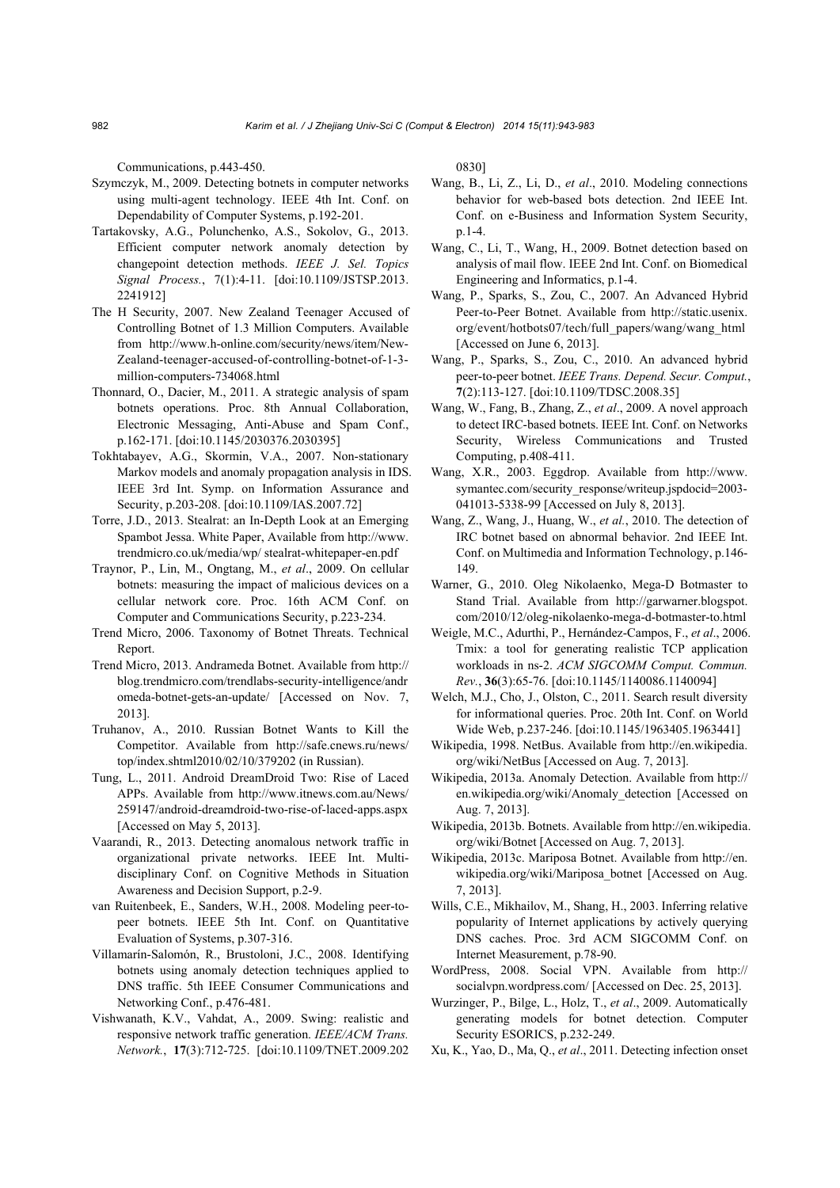Communications, p.443-450.

Szymczyk, M., 2009. Detecting botnets in computer networks using multi-agent technology. IEEE 4th Int. Conf. on Dependability of Computer Systems, p.192-201.

Tartakovsky, A.G., Polunchenko, A.S., Sokolov, G., 2013. Efficient computer network anomaly detection by changepoint detection methods. *IEEE J. Sel. Topics Signal Process.*, 7(1):4-11. [doi:10.1109/JSTSP.2013.2241912]

The H Security, 2007. New Zealand Teenager Accused of Controlling Botnet of 1.3 Million Computers. Available from http://www.h-online.com/security/news/item/New-Zealand-teenager-accused-of-controlling-botnet-of-1-3-million-computers-734068.html

Thonnard, O., Dacier, M., 2011. A strategic analysis of spam botnets operations. Proc. 8th Annual Collaboration, Electronic Messaging, Anti-Abuse and Spam Conf., p.162-171. [doi:10.1145/2030376.2030395]

Tokhtabayev, A.G., Skormin, V.A., 2007. Non-stationary Markov models and anomaly propagation analysis in IDS. IEEE 3rd Int. Symp. on Information Assurance and Security, p.203-208. [doi:10.1109/IAS.2007.72]

Torre, J.D., 2013. Stealrat: an In-Depth Look at an Emerging Spambot Jessa. White Paper, Available from http://www.trendmicro.co.uk/media/wp/ stealrat-whitepaper-en.pdf

Traynor, P., Lin, M., Ongtang, M., *et al*., 2009. On cellular botnets: measuring the impact of malicious devices on a cellular network core. Proc. 16th ACM Conf. on Computer and Communications Security, p.223-234.

Trend Micro, 2006. Taxonomy of Botnet Threats. Technical Report.

Trend Micro, 2013. Andrameda Botnet. Available from http://blog.trendmicro.com/trendlabs-security-intelligence/andromeda-botnet-gets-an-update/ [Accessed on Nov. 7, 2013].

Truhanov, A., 2010. Russian Botnet Wants to Kill the Competitor. Available from http://safe.cnews.ru/news/top/index.shtml2010/02/10/379202 (in Russian).

Tung, L., 2011. Android DreamDroid Two: Rise of Laced APPs. Available from http://www.itnews.com.au/News/259147/android-dreamdroid-two-rise-of-laced-apps.aspx [Accessed on May 5, 2013].

Vaarandi, R., 2013. Detecting anomalous network traffic in organizational private networks. IEEE Int. Multi-disciplinary Conf. on Cognitive Methods in Situation Awareness and Decision Support, p.2-9.

van Ruitenbeek, E., Sanders, W.H., 2008. Modeling peer-to-peer botnets. IEEE 5th Int. Conf. on Quantitative Evaluation of Systems, p.307-316.

Villamarín-Salomón, R., Brustoloni, J.C., 2008. Identifying botnets using anomaly detection techniques applied to DNS traffic. 5th IEEE Consumer Communications and Networking Conf., p.476-481.

Vishwanath, K.V., Vahdat, A., 2009. Swing: realistic and responsive network traffic generation. *IEEE/ACM Trans. Network.*, **17**(3):712-725. [doi:10.1109/TNET.2009.2020830]

Wang, B., Li, Z., Li, D., *et al*., 2010. Modeling connections behavior for web-based bots detection. 2nd IEEE Int. Conf. on e-Business and Information System Security, p.1-4.

Wang, C., Li, T., Wang, H., 2009. Botnet detection based on analysis of mail flow. IEEE 2nd Int. Conf. on Biomedical Engineering and Informatics, p.1-4.

Wang, P., Sparks, S., Zou, C., 2007. An Advanced Hybrid Peer-to-Peer Botnet. Available from http://static.usenix.org/event/hotbots07/tech/full_papers/wang/wang_html [Accessed on June 6, 2013].

Wang, P., Sparks, S., Zou, C., 2010. An advanced hybrid peer-to-peer botnet. *IEEE Trans. Depend. Secur. Comput.*, **7**(2):113-127. [doi:10.1109/TDSC.2008.35]

Wang, W., Fang, B., Zhang, Z., *et al*., 2009. A novel approach to detect IRC-based botnets. IEEE Int. Conf. on Networks Security, Wireless Communications and Trusted Computing, p.408-411.

Wang, X.R., 2003. Eggdrop. Available from http://www.symantec.com/security_response/writeup.jspdocid=2003-041013-5338-99 [Accessed on July 8, 2013].

Wang, Z., Wang, J., Huang, W., *et al*., 2010. The detection of IRC botnet based on abnormal behavior. 2nd IEEE Int. Conf. on Multimedia and Information Technology, p.146-149.

Warner, G., 2010. Oleg Nikolaenko, Mega-D Botmaster to Stand Trial. Available from http://garwarner.blogspot.com/2010/12/oleg-nikolaenko-mega-d-botmaster-to.html

Weigle, M.C., Adurthi, P., Hernández-Campos, F., *et al*., 2006. Tmix: a tool for generating realistic TCP application workloads in ns-2. *ACM SIGCOMM Comput. Commun. Rev.*, **36**(3):65-76. [doi:10.1145/1140086.1140094]

Welch, M.J., Cho, J., Olston, C., 2011. Search result diversity for informational queries. Proc. 20th Int. Conf. on World Wide Web, p.237-246. [doi:10.1145/1963405.1963441]

Wikipedia, 1998. NetBus. Available from http://en.wikipedia.org/wiki/NetBus [Accessed on Aug. 7, 2013].

Wikipedia, 2013a. Anomaly Detection. Available from http://en.wikipedia.org/wiki/Anomaly_detection [Accessed on Aug. 7, 2013].

Wikipedia, 2013b. Botnets. Available from http://en.wikipedia.org/wiki/Botnet [Accessed on Aug. 7, 2013].

Wikipedia, 2013c. Mariposa Botnet. Available from http://en.wikipedia.org/wiki/Mariposa_botnet [Accessed on Aug. 7, 2013].

Wills, C.E., Mikhailov, M., Shang, H., 2003. Inferring relative popularity of Internet applications by actively querying DNS caches. Proc. 3rd ACM SIGCOMM Conf. on Internet Measurement, p.78-90.

WordPress, 2008. Social VPN. Available from http://socialvpn.wordpress.com/ [Accessed on Dec. 25, 2013].

Wurzinger, P., Bilge, L., Holz, T., *et al*., 2009. Automatically generating models for botnet detection. Computer Security ESORICS, p.232-249.

Xu, K., Yao, D., Ma, Q., *et al*., 2011. Detecting infection onset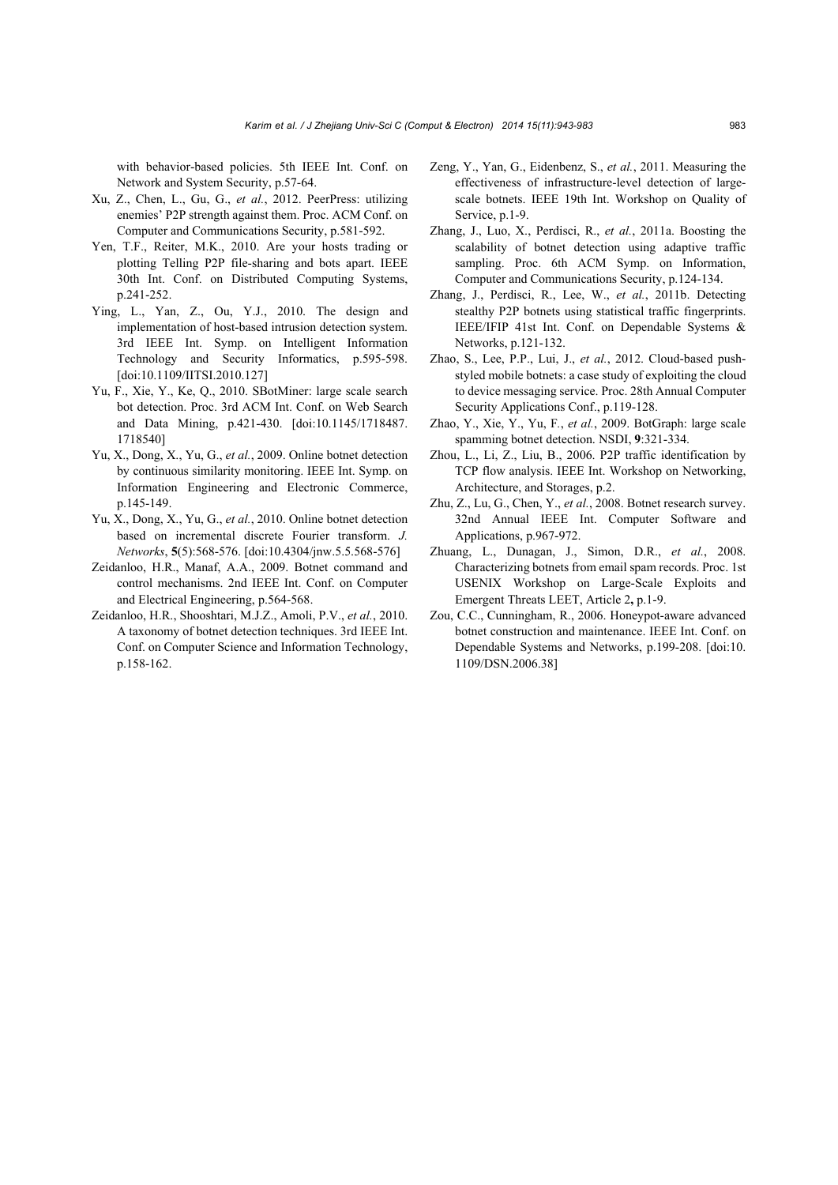with behavior-based policies. 5th IEEE Int. Conf. on Network and System Security, p.57-64.

Xu, Z., Chen, L., Gu, G., *et al.*, 2012. PeerPress: utilizing enemies' P2P strength against them. Proc. ACM Conf. on Computer and Communications Security, p.581-592.

Yen, T.F., Reiter, M.K., 2010. Are your hosts trading or plotting Telling P2P file-sharing and bots apart. IEEE 30th Int. Conf. on Distributed Computing Systems, p.241-252.

Ying, L., Yan, Z., Ou, Y.J., 2010. The design and implementation of host-based intrusion detection system. 3rd IEEE Int. Symp. on Intelligent Information Technology and Security Informatics, p.595-598. [doi:10.1109/IITSI.2010.127]

Yu, F., Xie, Y., Ke, Q., 2010. SBotMiner: large scale search bot detection. Proc. 3rd ACM Int. Conf. on Web Search and Data Mining, p.421-430. [doi:10.1145/1718487.1718540]

Yu, X., Dong, X., Yu, G., *et al.*, 2009. Online botnet detection by continuous similarity monitoring. IEEE Int. Symp. on Information Engineering and Electronic Commerce, p.145-149.

Yu, X., Dong, X., Yu, G., *et al.*, 2010. Online botnet detection based on incremental discrete Fourier transform. *J. Networks*, **5**(5):568-576. [doi:10.4304/jnw.5.5.568-576]

Zeidanloo, H.R., Manaf, A.A., 2009. Botnet command and control mechanisms. 2nd IEEE Int. Conf. on Computer and Electrical Engineering, p.564-568.

Zeidanloo, H.R., Shooshtari, M.J.Z., Amoli, P.V., *et al.*, 2010. A taxonomy of botnet detection techniques. 3rd IEEE Int. Conf. on Computer Science and Information Technology, p.158-162.

Zeng, Y., Yan, G., Eidenbenz, S., *et al.*, 2011. Measuring the effectiveness of infrastructure-level detection of large-scale botnets. IEEE 19th Int. Workshop on Quality of Service, p.1-9.

Zhang, J., Luo, X., Perdisci, R., *et al.*, 2011a. Boosting the scalability of botnet detection using adaptive traffic sampling. Proc. 6th ACM Symp. on Information, Computer and Communications Security, p.124-134.

Zhang, J., Perdisci, R., Lee, W., *et al.*, 2011b. Detecting stealthy P2P botnets using statistical traffic fingerprints. IEEE/IFIP 41st Int. Conf. on Dependable Systems & Networks, p.121-132.

Zhao, S., Lee, P.P., Lui, J., *et al.*, 2012. Cloud-based push-styled mobile botnets: a case study of exploiting the cloud to device messaging service. Proc. 28th Annual Computer Security Applications Conf., p.119-128.

Zhao, Y., Xie, Y., Yu, F., *et al.*, 2009. BotGraph: large scale spamming botnet detection. NSDI, **9**:321-334.

Zhou, L., Li, Z., Liu, B., 2006. P2P traffic identification by TCP flow analysis. IEEE Int. Workshop on Networking, Architecture, and Storages, p.2.

Zhu, Z., Lu, G., Chen, Y., *et al.*, 2008. Botnet research survey. 32nd Annual IEEE Int. Computer Software and Applications, p.967-972.

Zhuang, L., Dunagan, J., Simon, D.R., *et al.*, 2008. Characterizing botnets from email spam records. Proc. 1st USENIX Workshop on Large-Scale Exploits and Emergent Threats LEET, Article 2**,** p.1-9.

Zou, C.C., Cunningham, R., 2006. Honeypot-aware advanced botnet construction and maintenance. IEEE Int. Conf. on Dependable Systems and Networks, p.199-208. [doi:10.1109/DSN.2006.38]